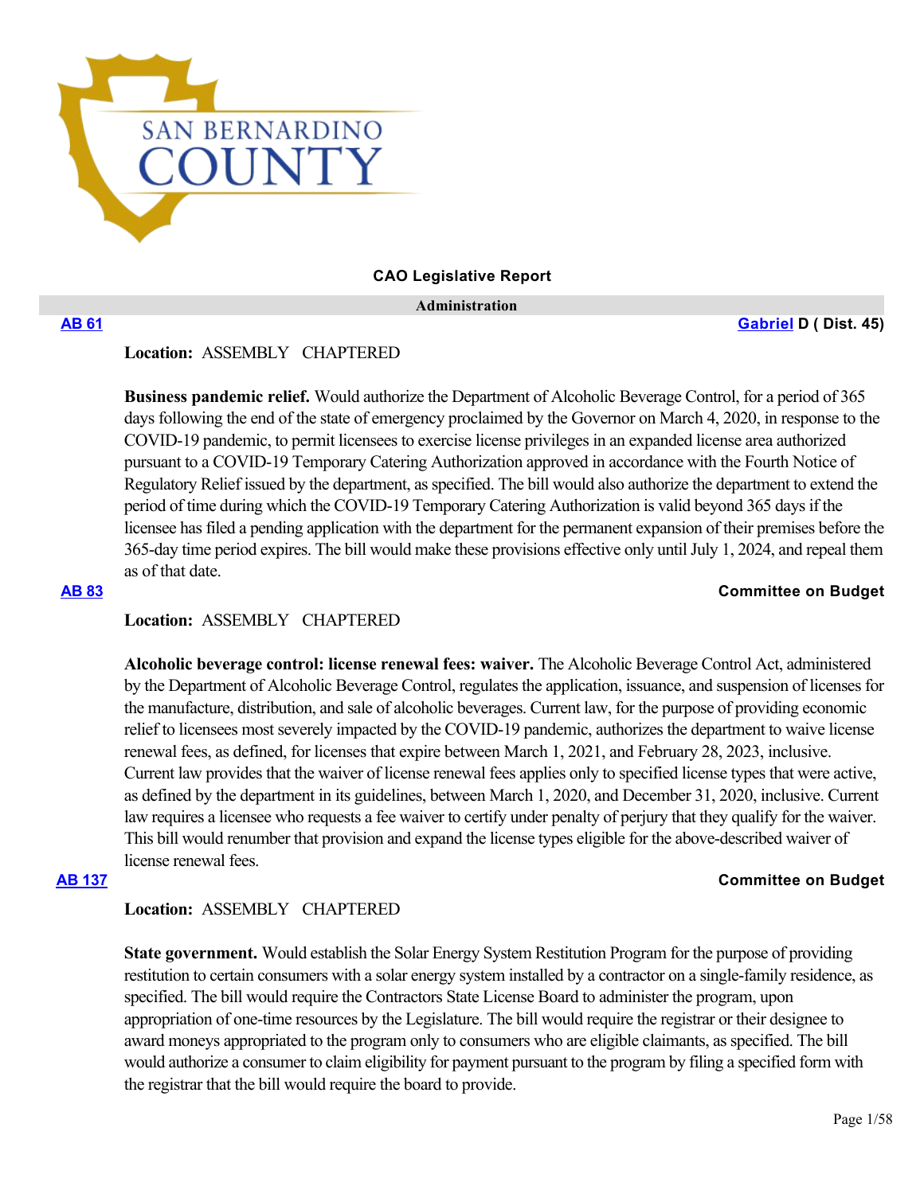SAN BERNARDINO COUNTY

# CAO Legislative Report

## Administration

**AB 61** — **Gabriel D ( Dist. 45)**

**Location:** ASSEMBLY CHAPTERED

**Business pandemic relief.** Would authorize the Department of Alcoholic Beverage Control, for a period of 365 days following the end of the state of emergency proclaimed by the Governor on March 4, 2020, in response to the COVID-19 pandemic, to permit licensees to exercise license privileges in an expanded license area authorized pursuant to a COVID-19 Temporary Catering Authorization approved in accordance with the Fourth Notice of Regulatory Relief issued by the department, as specified. The bill would also authorize the department to extend the period of time during which the COVID-19 Temporary Catering Authorization is valid beyond 365 days if the licensee has filed a pending application with the department for the permanent expansion of their premises before the 365-day time period expires. The bill would make these provisions effective only until July 1, 2024, and repeal them as of that date.

**AB 83** — **Committee on Budget**

**Location:** ASSEMBLY CHAPTERED

**Alcoholic beverage control: license renewal fees: waiver.** The Alcoholic Beverage Control Act, administered by the Department of Alcoholic Beverage Control, regulates the application, issuance, and suspension of licenses for the manufacture, distribution, and sale of alcoholic beverages. Current law, for the purpose of providing economic relief to licensees most severely impacted by the COVID-19 pandemic, authorizes the department to waive license renewal fees, as defined, for licenses that expire between March 1, 2021, and February 28, 2023, inclusive. Current law provides that the waiver of license renewal fees applies only to specified license types that were active, as defined by the department in its guidelines, between March 1, 2020, and December 31, 2020, inclusive. Current law requires a licensee who requests a fee waiver to certify under penalty of perjury that they qualify for the waiver. This bill would renumber that provision and expand the license types eligible for the above-described waiver of license renewal fees.

**AB 137** — **Committee on Budget**

**Location:** ASSEMBLY CHAPTERED

**State government.** Would establish the Solar Energy System Restitution Program for the purpose of providing restitution to certain consumers with a solar energy system installed by a contractor on a single-family residence, as specified. The bill would require the Contractors State License Board to administer the program, upon appropriation of one-time resources by the Legislature. The bill would require the registrar or their designee to award moneys appropriated to the program only to consumers who are eligible claimants, as specified. The bill would authorize a consumer to claim eligibility for payment pursuant to the program by filing a specified form with the registrar that the bill would require the board to provide.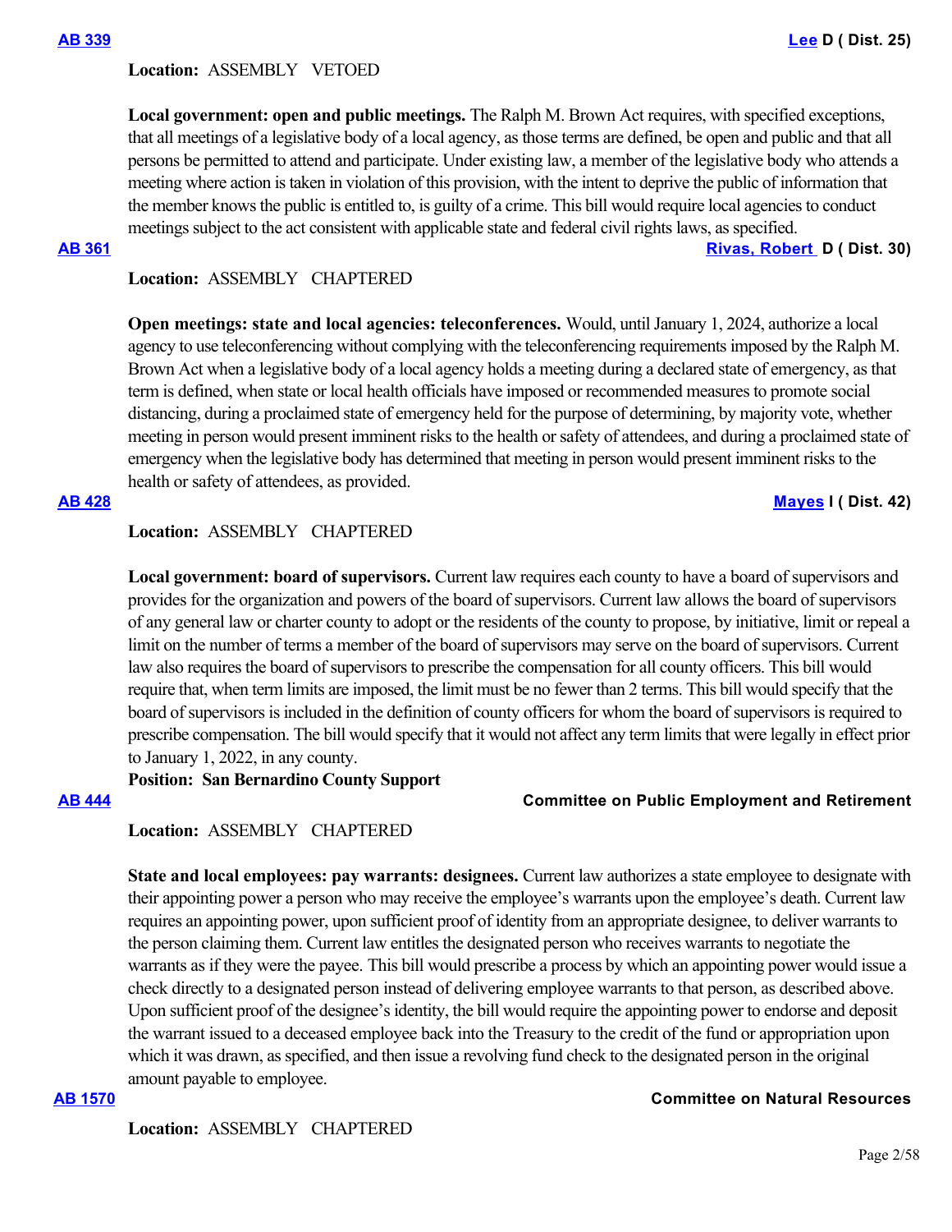**AB 339** **Lee D ( Dist. 25)**

**Location:** ASSEMBLY VETOED

**Local government: open and public meetings.** The Ralph M. Brown Act requires, with specified exceptions, that all meetings of a legislative body of a local agency, as those terms are defined, be open and public and that all persons be permitted to attend and participate. Under existing law, a member of the legislative body who attends a meeting where action is taken in violation of this provision, with the intent to deprive the public of information that the member knows the public is entitled to, is guilty of a crime. This bill would require local agencies to conduct meetings subject to the act consistent with applicable state and federal civil rights laws, as specified.

**AB 361** **Rivas, Robert D ( Dist. 30)**

**Location:** ASSEMBLY CHAPTERED

**Open meetings: state and local agencies: teleconferences.** Would, until January 1, 2024, authorize a local agency to use teleconferencing without complying with the teleconferencing requirements imposed by the Ralph M. Brown Act when a legislative body of a local agency holds a meeting during a declared state of emergency, as that term is defined, when state or local health officials have imposed or recommended measures to promote social distancing, during a proclaimed state of emergency held for the purpose of determining, by majority vote, whether meeting in person would present imminent risks to the health or safety of attendees, and during a proclaimed state of emergency when the legislative body has determined that meeting in person would present imminent risks to the health or safety of attendees, as provided.

**AB 428** **Mayes I ( Dist. 42)**

**Location:** ASSEMBLY CHAPTERED

**Local government: board of supervisors.** Current law requires each county to have a board of supervisors and provides for the organization and powers of the board of supervisors. Current law allows the board of supervisors of any general law or charter county to adopt or the residents of the county to propose, by initiative, limit or repeal a limit on the number of terms a member of the board of supervisors may serve on the board of supervisors. Current law also requires the board of supervisors to prescribe the compensation for all county officers. This bill would require that, when term limits are imposed, the limit must be no fewer than 2 terms. This bill would specify that the board of supervisors is included in the definition of county officers for whom the board of supervisors is required to prescribe compensation. The bill would specify that it would not affect any term limits that were legally in effect prior to January 1, 2022, in any county.

**Position: San Bernardino County Support**

**AB 444** **Committee on Public Employment and Retirement**

**Location:** ASSEMBLY CHAPTERED

**State and local employees: pay warrants: designees.** Current law authorizes a state employee to designate with their appointing power a person who may receive the employee's warrants upon the employee's death. Current law requires an appointing power, upon sufficient proof of identity from an appropriate designee, to deliver warrants to the person claiming them. Current law entitles the designated person who receives warrants to negotiate the warrants as if they were the payee. This bill would prescribe a process by which an appointing power would issue a check directly to a designated person instead of delivering employee warrants to that person, as described above. Upon sufficient proof of the designee's identity, the bill would require the appointing power to endorse and deposit the warrant issued to a deceased employee back into the Treasury to the credit of the fund or appropriation upon which it was drawn, as specified, and then issue a revolving fund check to the designated person in the original amount payable to employee.

**AB 1570** **Committee on Natural Resources**

**Location:** ASSEMBLY CHAPTERED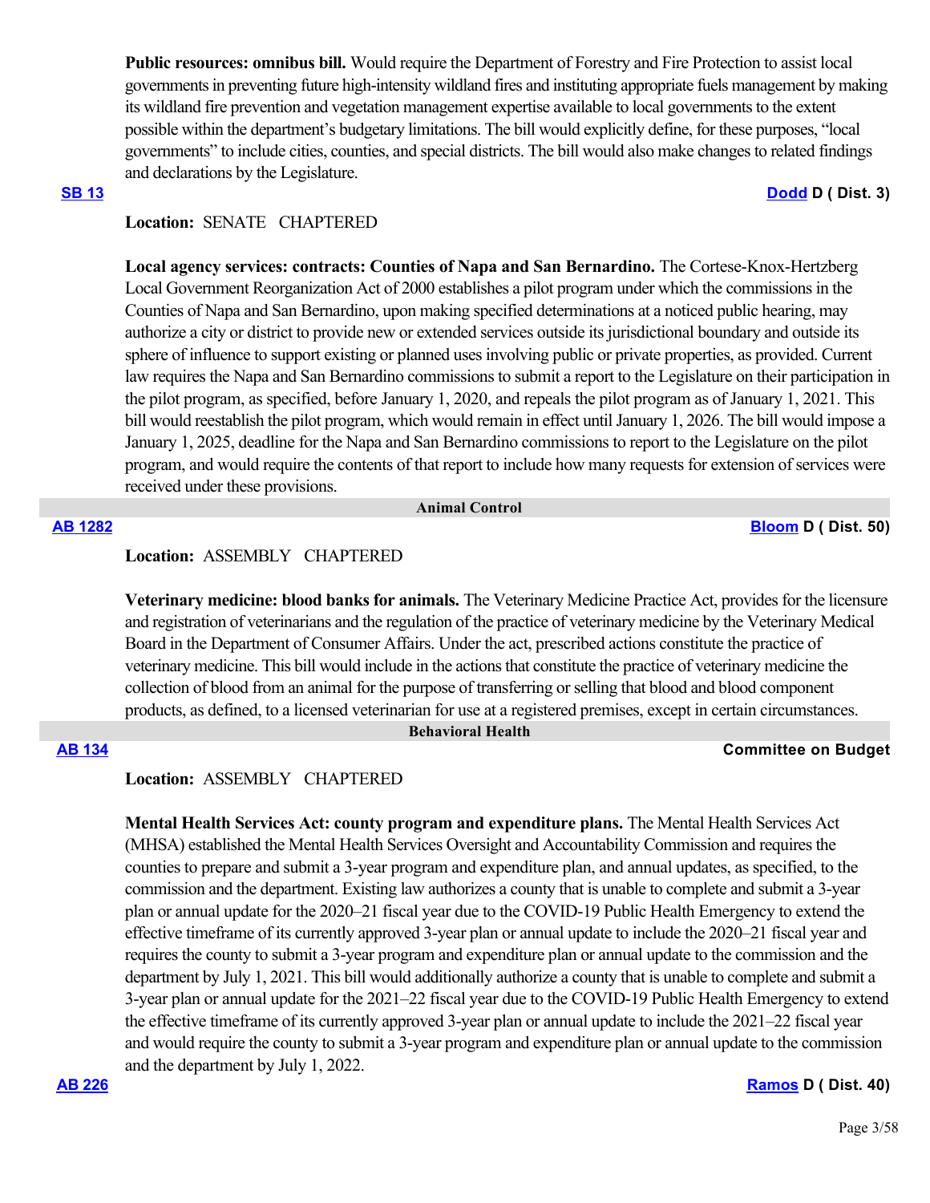**Public resources: omnibus bill.** Would require the Department of Forestry and Fire Protection to assist local governments in preventing future high-intensity wildland fires and instituting appropriate fuels management by making its wildland fire prevention and vegetation management expertise available to local governments to the extent possible within the department's budgetary limitations. The bill would explicitly define, for these purposes, "local governments" to include cities, counties, and special districts. The bill would also make changes to related findings and declarations by the Legislature.

**SB 13** **Dodd D ( Dist. 3)**

**Location:** SENATE CHAPTERED

**Local agency services: contracts: Counties of Napa and San Bernardino.** The Cortese-Knox-Hertzberg Local Government Reorganization Act of 2000 establishes a pilot program under which the commissions in the Counties of Napa and San Bernardino, upon making specified determinations at a noticed public hearing, may authorize a city or district to provide new or extended services outside its jurisdictional boundary and outside its sphere of influence to support existing or planned uses involving public or private properties, as provided. Current law requires the Napa and San Bernardino commissions to submit a report to the Legislature on their participation in the pilot program, as specified, before January 1, 2020, and repeals the pilot program as of January 1, 2021. This bill would reestablish the pilot program, which would remain in effect until January 1, 2026. The bill would impose a January 1, 2025, deadline for the Napa and San Bernardino commissions to report to the Legislature on the pilot program, and would require the contents of that report to include how many requests for extension of services were received under these provisions.

## Animal Control

**AB 1282** **Bloom D ( Dist. 50)**

**Location:** ASSEMBLY CHAPTERED

**Veterinary medicine: blood banks for animals.** The Veterinary Medicine Practice Act, provides for the licensure and registration of veterinarians and the regulation of the practice of veterinary medicine by the Veterinary Medical Board in the Department of Consumer Affairs. Under the act, prescribed actions constitute the practice of veterinary medicine. This bill would include in the actions that constitute the practice of veterinary medicine the collection of blood from an animal for the purpose of transferring or selling that blood and blood component products, as defined, to a licensed veterinarian for use at a registered premises, except in certain circumstances.

## Behavioral Health

**AB 134** **Committee on Budget**

**Location:** ASSEMBLY CHAPTERED

**Mental Health Services Act: county program and expenditure plans.** The Mental Health Services Act (MHSA) established the Mental Health Services Oversight and Accountability Commission and requires the counties to prepare and submit a 3-year program and expenditure plan, and annual updates, as specified, to the commission and the department. Existing law authorizes a county that is unable to complete and submit a 3-year plan or annual update for the 2020–21 fiscal year due to the COVID-19 Public Health Emergency to extend the effective timeframe of its currently approved 3-year plan or annual update to include the 2020–21 fiscal year and requires the county to submit a 3-year program and expenditure plan or annual update to the commission and the department by July 1, 2021. This bill would additionally authorize a county that is unable to complete and submit a 3-year plan or annual update for the 2021–22 fiscal year due to the COVID-19 Public Health Emergency to extend the effective timeframe of its currently approved 3-year plan or annual update to include the 2021–22 fiscal year and would require the county to submit a 3-year program and expenditure plan or annual update to the commission and the department by July 1, 2022.

**AB 226** **Ramos D ( Dist. 40)**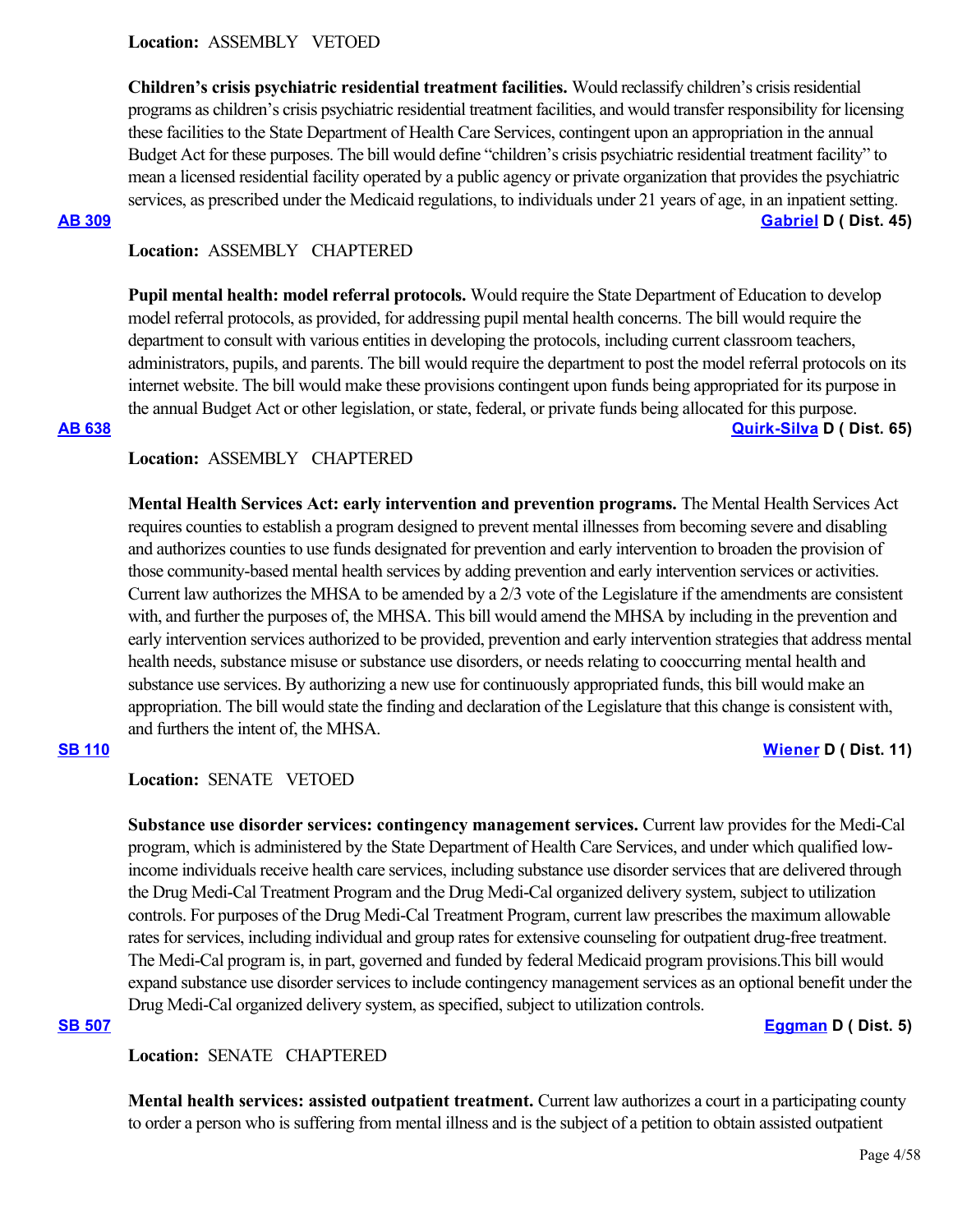**Location:** ASSEMBLY VETOED

**Children's crisis psychiatric residential treatment facilities.** Would reclassify children's crisis residential programs as children's crisis psychiatric residential treatment facilities, and would transfer responsibility for licensing these facilities to the State Department of Health Care Services, contingent upon an appropriation in the annual Budget Act for these purposes. The bill would define "children's crisis psychiatric residential treatment facility" to mean a licensed residential facility operated by a public agency or private organization that provides the psychiatric services, as prescribed under the Medicaid regulations, to individuals under 21 years of age, in an inpatient setting.

**AB 309** **Gabriel D ( Dist. 45)**

**Location:** ASSEMBLY CHAPTERED

**Pupil mental health: model referral protocols.** Would require the State Department of Education to develop model referral protocols, as provided, for addressing pupil mental health concerns. The bill would require the department to consult with various entities in developing the protocols, including current classroom teachers, administrators, pupils, and parents. The bill would require the department to post the model referral protocols on its internet website. The bill would make these provisions contingent upon funds being appropriated for its purpose in the annual Budget Act or other legislation, or state, federal, or private funds being allocated for this purpose.

**AB 638** **Quirk-Silva D ( Dist. 65)**

**Location:** ASSEMBLY CHAPTERED

**Mental Health Services Act: early intervention and prevention programs.** The Mental Health Services Act requires counties to establish a program designed to prevent mental illnesses from becoming severe and disabling and authorizes counties to use funds designated for prevention and early intervention to broaden the provision of those community-based mental health services by adding prevention and early intervention services or activities. Current law authorizes the MHSA to be amended by a 2/3 vote of the Legislature if the amendments are consistent with, and further the purposes of, the MHSA. This bill would amend the MHSA by including in the prevention and early intervention services authorized to be provided, prevention and early intervention strategies that address mental health needs, substance misuse or substance use disorders, or needs relating to cooccurring mental health and substance use services. By authorizing a new use for continuously appropriated funds, this bill would make an appropriation. The bill would state the finding and declaration of the Legislature that this change is consistent with, and furthers the intent of, the MHSA.

**SB 110** **Wiener D ( Dist. 11)**

**Location:** SENATE VETOED

**Substance use disorder services: contingency management services.** Current law provides for the Medi-Cal program, which is administered by the State Department of Health Care Services, and under which qualified low-income individuals receive health care services, including substance use disorder services that are delivered through the Drug Medi-Cal Treatment Program and the Drug Medi-Cal organized delivery system, subject to utilization controls. For purposes of the Drug Medi-Cal Treatment Program, current law prescribes the maximum allowable rates for services, including individual and group rates for extensive counseling for outpatient drug-free treatment. The Medi-Cal program is, in part, governed and funded by federal Medicaid program provisions.This bill would expand substance use disorder services to include contingency management services as an optional benefit under the Drug Medi-Cal organized delivery system, as specified, subject to utilization controls.

**SB 507** **Eggman D ( Dist. 5)**

**Location:** SENATE CHAPTERED

**Mental health services: assisted outpatient treatment.** Current law authorizes a court in a participating county to order a person who is suffering from mental illness and is the subject of a petition to obtain assisted outpatient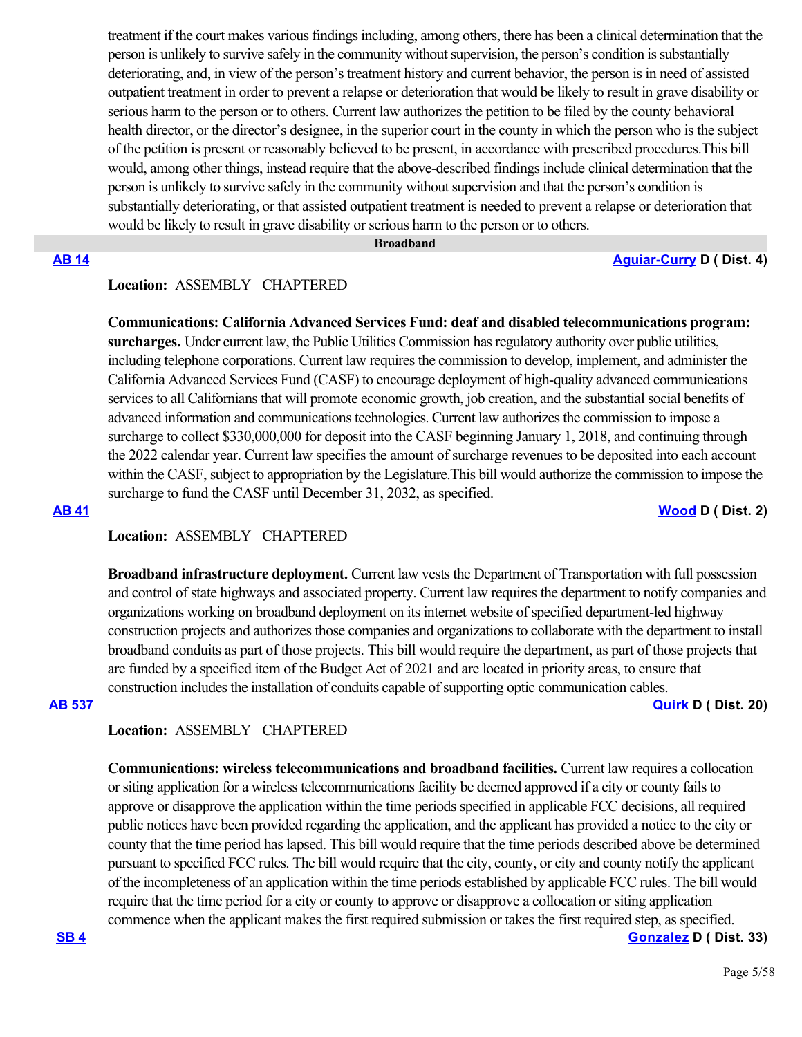treatment if the court makes various findings including, among others, there has been a clinical determination that the person is unlikely to survive safely in the community without supervision, the person's condition is substantially deteriorating, and, in view of the person's treatment history and current behavior, the person is in need of assisted outpatient treatment in order to prevent a relapse or deterioration that would be likely to result in grave disability or serious harm to the person or to others. Current law authorizes the petition to be filed by the county behavioral health director, or the director's designee, in the superior court in the county in which the person who is the subject of the petition is present or reasonably believed to be present, in accordance with prescribed procedures.This bill would, among other things, instead require that the above-described findings include clinical determination that the person is unlikely to survive safely in the community without supervision and that the person's condition is substantially deteriorating, or that assisted outpatient treatment is needed to prevent a relapse or deterioration that would be likely to result in grave disability or serious harm to the person or to others.

## Broadband

**AB 14** — **Aguiar-Curry D ( Dist. 4)**

**Location:** ASSEMBLY CHAPTERED

**Communications: California Advanced Services Fund: deaf and disabled telecommunications program: surcharges.** Under current law, the Public Utilities Commission has regulatory authority over public utilities, including telephone corporations. Current law requires the commission to develop, implement, and administer the California Advanced Services Fund (CASF) to encourage deployment of high-quality advanced communications services to all Californians that will promote economic growth, job creation, and the substantial social benefits of advanced information and communications technologies. Current law authorizes the commission to impose a surcharge to collect $330,000,000 for deposit into the CASF beginning January 1, 2018, and continuing through the 2022 calendar year. Current law specifies the amount of surcharge revenues to be deposited into each account within the CASF, subject to appropriation by the Legislature.This bill would authorize the commission to impose the surcharge to fund the CASF until December 31, 2032, as specified.

**AB 41** — **Wood D ( Dist. 2)**

**Location:** ASSEMBLY CHAPTERED

**Broadband infrastructure deployment.** Current law vests the Department of Transportation with full possession and control of state highways and associated property. Current law requires the department to notify companies and organizations working on broadband deployment on its internet website of specified department-led highway construction projects and authorizes those companies and organizations to collaborate with the department to install broadband conduits as part of those projects. This bill would require the department, as part of those projects that are funded by a specified item of the Budget Act of 2021 and are located in priority areas, to ensure that construction includes the installation of conduits capable of supporting optic communication cables.

**AB 537** — **Quirk D ( Dist. 20)**

**Location:** ASSEMBLY CHAPTERED

**Communications: wireless telecommunications and broadband facilities.** Current law requires a collocation or siting application for a wireless telecommunications facility be deemed approved if a city or county fails to approve or disapprove the application within the time periods specified in applicable FCC decisions, all required public notices have been provided regarding the application, and the applicant has provided a notice to the city or county that the time period has lapsed. This bill would require that the time periods described above be determined pursuant to specified FCC rules. The bill would require that the city, county, or city and county notify the applicant of the incompleteness of an application within the time periods established by applicable FCC rules. The bill would require that the time period for a city or county to approve or disapprove a collocation or siting application commence when the applicant makes the first required submission or takes the first required step, as specified.

**SB 4** — **Gonzalez D ( Dist. 33)**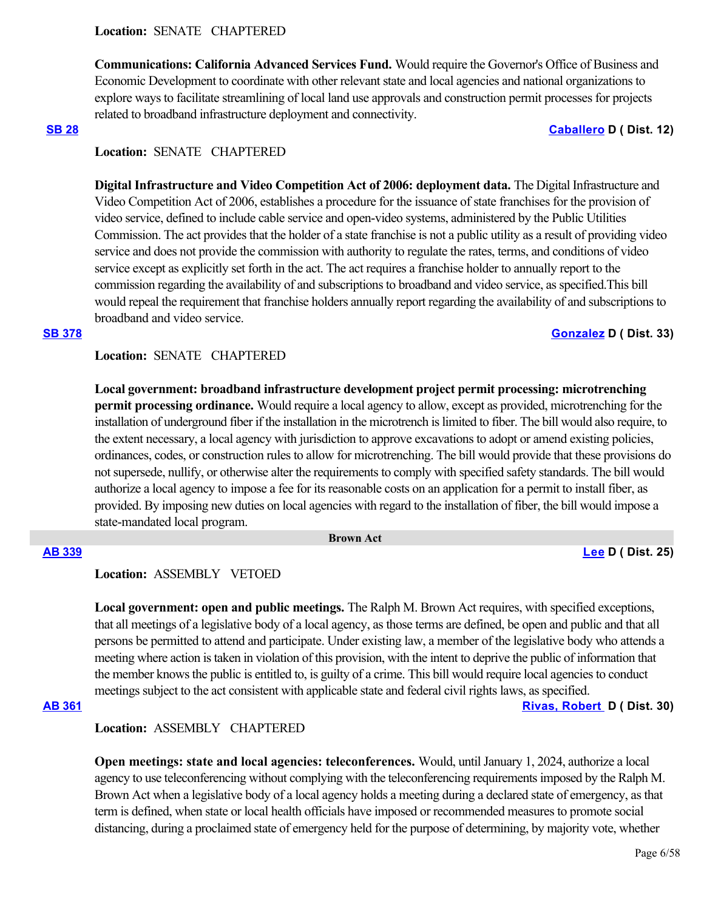**Location:** SENATE CHAPTERED

**Communications: California Advanced Services Fund.** Would require the Governor's Office of Business and Economic Development to coordinate with other relevant state and local agencies and national organizations to explore ways to facilitate streamlining of local land use approvals and construction permit processes for projects related to broadband infrastructure deployment and connectivity.

**SB 28** **Caballero D ( Dist. 12)**

**Location:** SENATE CHAPTERED

**Digital Infrastructure and Video Competition Act of 2006: deployment data.** The Digital Infrastructure and Video Competition Act of 2006, establishes a procedure for the issuance of state franchises for the provision of video service, defined to include cable service and open-video systems, administered by the Public Utilities Commission. The act provides that the holder of a state franchise is not a public utility as a result of providing video service and does not provide the commission with authority to regulate the rates, terms, and conditions of video service except as explicitly set forth in the act. The act requires a franchise holder to annually report to the commission regarding the availability of and subscriptions to broadband and video service, as specified.This bill would repeal the requirement that franchise holders annually report regarding the availability of and subscriptions to broadband and video service.

**SB 378** **Gonzalez D ( Dist. 33)**

**Location:** SENATE CHAPTERED

**Local government: broadband infrastructure development project permit processing: microtrenching permit processing ordinance.** Would require a local agency to allow, except as provided, microtrenching for the installation of underground fiber if the installation in the microtrench is limited to fiber. The bill would also require, to the extent necessary, a local agency with jurisdiction to approve excavations to adopt or amend existing policies, ordinances, codes, or construction rules to allow for microtrenching. The bill would provide that these provisions do not supersede, nullify, or otherwise alter the requirements to comply with specified safety standards. The bill would authorize a local agency to impose a fee for its reasonable costs on an application for a permit to install fiber, as provided. By imposing new duties on local agencies with regard to the installation of fiber, the bill would impose a state-mandated local program.

## Brown Act

**AB 339** **Lee D ( Dist. 25)**

**Location:** ASSEMBLY VETOED

**Local government: open and public meetings.** The Ralph M. Brown Act requires, with specified exceptions, that all meetings of a legislative body of a local agency, as those terms are defined, be open and public and that all persons be permitted to attend and participate. Under existing law, a member of the legislative body who attends a meeting where action is taken in violation of this provision, with the intent to deprive the public of information that the member knows the public is entitled to, is guilty of a crime. This bill would require local agencies to conduct meetings subject to the act consistent with applicable state and federal civil rights laws, as specified.

**AB 361** **Rivas, Robert D ( Dist. 30)**

**Location:** ASSEMBLY CHAPTERED

**Open meetings: state and local agencies: teleconferences.** Would, until January 1, 2024, authorize a local agency to use teleconferencing without complying with the teleconferencing requirements imposed by the Ralph M. Brown Act when a legislative body of a local agency holds a meeting during a declared state of emergency, as that term is defined, when state or local health officials have imposed or recommended measures to promote social distancing, during a proclaimed state of emergency held for the purpose of determining, by majority vote, whether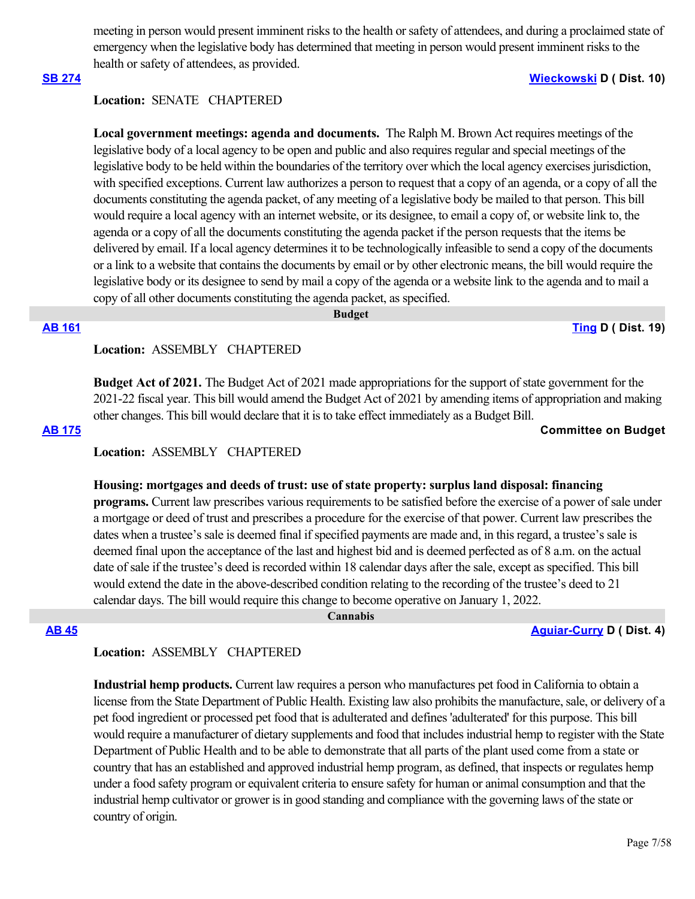meeting in person would present imminent risks to the health or safety of attendees, and during a proclaimed state of emergency when the legislative body has determined that meeting in person would present imminent risks to the health or safety of attendees, as provided.

**SB 274** **Wieckowski D ( Dist. 10)**

**Location:** SENATE CHAPTERED

**Local government meetings: agenda and documents.** The Ralph M. Brown Act requires meetings of the legislative body of a local agency to be open and public and also requires regular and special meetings of the legislative body to be held within the boundaries of the territory over which the local agency exercises jurisdiction, with specified exceptions. Current law authorizes a person to request that a copy of an agenda, or a copy of all the documents constituting the agenda packet, of any meeting of a legislative body be mailed to that person. This bill would require a local agency with an internet website, or its designee, to email a copy of, or website link to, the agenda or a copy of all the documents constituting the agenda packet if the person requests that the items be delivered by email. If a local agency determines it to be technologically infeasible to send a copy of the documents or a link to a website that contains the documents by email or by other electronic means, the bill would require the legislative body or its designee to send by mail a copy of the agenda or a website link to the agenda and to mail a copy of all other documents constituting the agenda packet, as specified.

## Budget

**AB 161** **Ting D ( Dist. 19)**

**Location:** ASSEMBLY CHAPTERED

**Budget Act of 2021.** The Budget Act of 2021 made appropriations for the support of state government for the 2021-22 fiscal year. This bill would amend the Budget Act of 2021 by amending items of appropriation and making other changes. This bill would declare that it is to take effect immediately as a Budget Bill.

**AB 175** **Committee on Budget**

**Location:** ASSEMBLY CHAPTERED

**Housing: mortgages and deeds of trust: use of state property: surplus land disposal: financing programs.** Current law prescribes various requirements to be satisfied before the exercise of a power of sale under a mortgage or deed of trust and prescribes a procedure for the exercise of that power. Current law prescribes the dates when a trustee's sale is deemed final if specified payments are made and, in this regard, a trustee's sale is deemed final upon the acceptance of the last and highest bid and is deemed perfected as of 8 a.m. on the actual date of sale if the trustee's deed is recorded within 18 calendar days after the sale, except as specified. This bill would extend the date in the above-described condition relating to the recording of the trustee's deed to 21 calendar days. The bill would require this change to become operative on January 1, 2022.

## Cannabis

**AB 45** **Aguiar-Curry D ( Dist. 4)**

**Location:** ASSEMBLY CHAPTERED

**Industrial hemp products.** Current law requires a person who manufactures pet food in California to obtain a license from the State Department of Public Health. Existing law also prohibits the manufacture, sale, or delivery of a pet food ingredient or processed pet food that is adulterated and defines 'adulterated' for this purpose. This bill would require a manufacturer of dietary supplements and food that includes industrial hemp to register with the State Department of Public Health and to be able to demonstrate that all parts of the plant used come from a state or country that has an established and approved industrial hemp program, as defined, that inspects or regulates hemp under a food safety program or equivalent criteria to ensure safety for human or animal consumption and that the industrial hemp cultivator or grower is in good standing and compliance with the governing laws of the state or country of origin.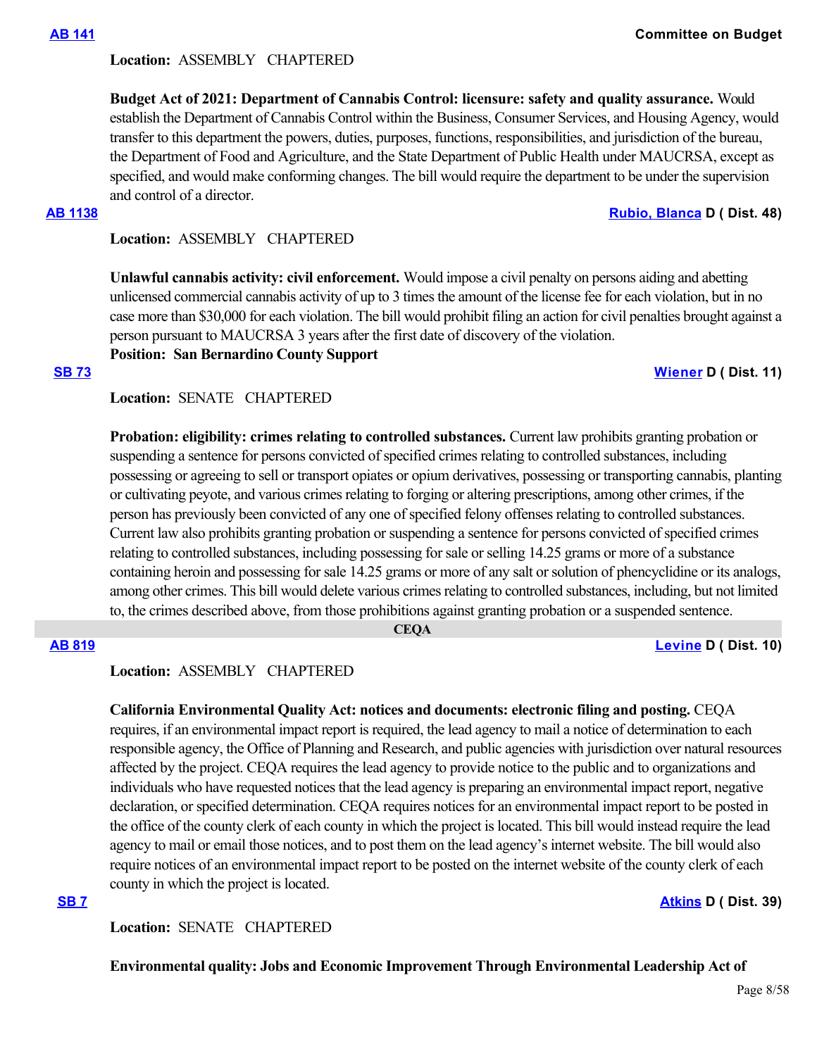**AB 141** **Committee on Budget**

**Location:** ASSEMBLY CHAPTERED

**Budget Act of 2021: Department of Cannabis Control: licensure: safety and quality assurance.** Would establish the Department of Cannabis Control within the Business, Consumer Services, and Housing Agency, would transfer to this department the powers, duties, purposes, functions, responsibilities, and jurisdiction of the bureau, the Department of Food and Agriculture, and the State Department of Public Health under MAUCRSA, except as specified, and would make conforming changes. The bill would require the department to be under the supervision and control of a director.

**AB 1138** **Rubio, Blanca D ( Dist. 48)**

**Location:** ASSEMBLY CHAPTERED

**Unlawful cannabis activity: civil enforcement.** Would impose a civil penalty on persons aiding and abetting unlicensed commercial cannabis activity of up to 3 times the amount of the license fee for each violation, but in no case more than $30,000 for each violation. The bill would prohibit filing an action for civil penalties brought against a person pursuant to MAUCRSA 3 years after the first date of discovery of the violation.

**Position: San Bernardino County Support**

**SB 73** **Wiener D ( Dist. 11)**

**Location:** SENATE CHAPTERED

**Probation: eligibility: crimes relating to controlled substances.** Current law prohibits granting probation or suspending a sentence for persons convicted of specified crimes relating to controlled substances, including possessing or agreeing to sell or transport opiates or opium derivatives, possessing or transporting cannabis, planting or cultivating peyote, and various crimes relating to forging or altering prescriptions, among other crimes, if the person has previously been convicted of any one of specified felony offenses relating to controlled substances. Current law also prohibits granting probation or suspending a sentence for persons convicted of specified crimes relating to controlled substances, including possessing for sale or selling 14.25 grams or more of a substance containing heroin and possessing for sale 14.25 grams or more of any salt or solution of phencyclidine or its analogs, among other crimes. This bill would delete various crimes relating to controlled substances, including, but not limited to, the crimes described above, from those prohibitions against granting probation or a suspended sentence.

## CEQA

**AB 819** **Levine D ( Dist. 10)**

**Location:** ASSEMBLY CHAPTERED

**California Environmental Quality Act: notices and documents: electronic filing and posting.** CEQA requires, if an environmental impact report is required, the lead agency to mail a notice of determination to each responsible agency, the Office of Planning and Research, and public agencies with jurisdiction over natural resources affected by the project. CEQA requires the lead agency to provide notice to the public and to organizations and individuals who have requested notices that the lead agency is preparing an environmental impact report, negative declaration, or specified determination. CEQA requires notices for an environmental impact report to be posted in the office of the county clerk of each county in which the project is located. This bill would instead require the lead agency to mail or email those notices, and to post them on the lead agency's internet website. The bill would also require notices of an environmental impact report to be posted on the internet website of the county clerk of each county in which the project is located.

**SB 7** **Atkins D ( Dist. 39)**

**Location:** SENATE CHAPTERED

**Environmental quality: Jobs and Economic Improvement Through Environmental Leadership Act of**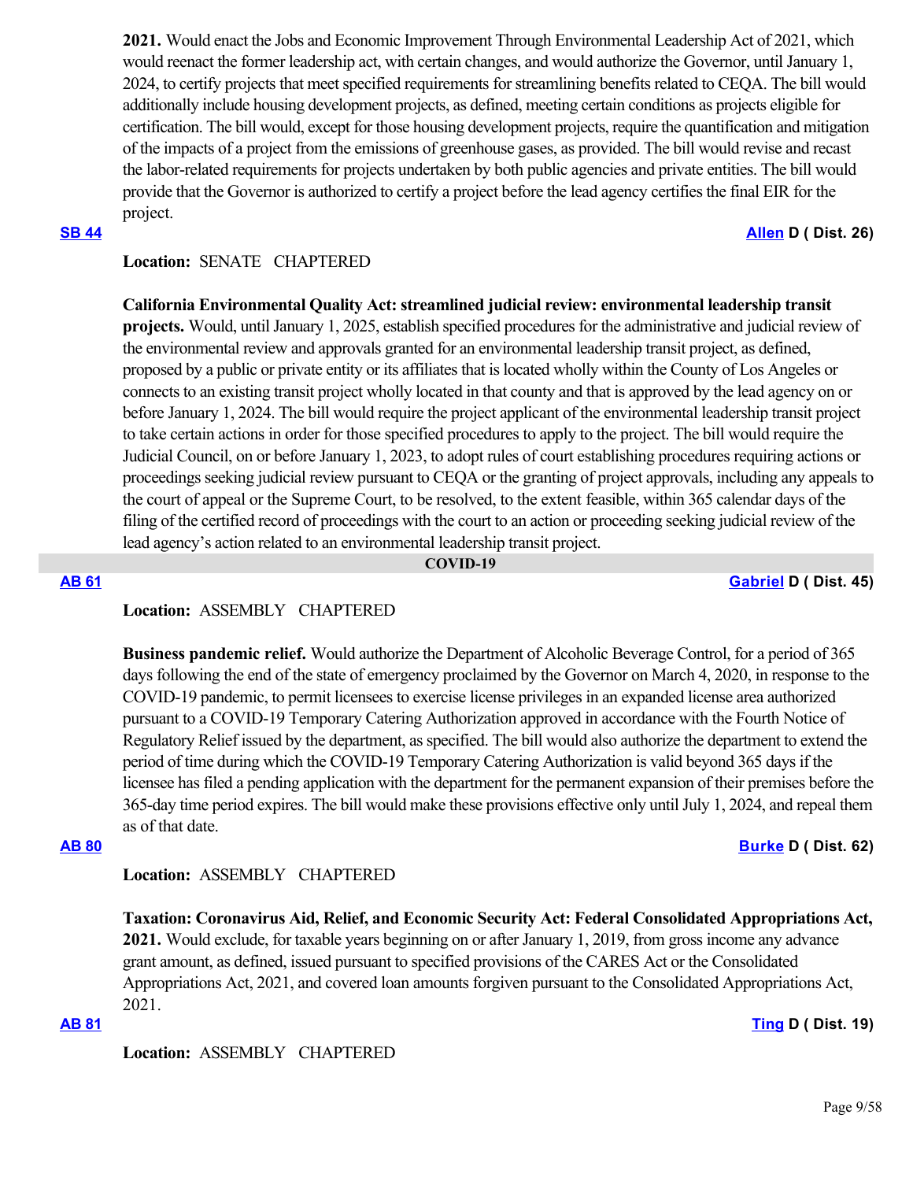**2021.** Would enact the Jobs and Economic Improvement Through Environmental Leadership Act of 2021, which would reenact the former leadership act, with certain changes, and would authorize the Governor, until January 1, 2024, to certify projects that meet specified requirements for streamlining benefits related to CEQA. The bill would additionally include housing development projects, as defined, meeting certain conditions as projects eligible for certification. The bill would, except for those housing development projects, require the quantification and mitigation of the impacts of a project from the emissions of greenhouse gases, as provided. The bill would revise and recast the labor-related requirements for projects undertaken by both public agencies and private entities. The bill would provide that the Governor is authorized to certify a project before the lead agency certifies the final EIR for the project.

**SB 44** **Allen D ( Dist. 26)**

**Location:** SENATE CHAPTERED

**California Environmental Quality Act: streamlined judicial review: environmental leadership transit projects.** Would, until January 1, 2025, establish specified procedures for the administrative and judicial review of the environmental review and approvals granted for an environmental leadership transit project, as defined, proposed by a public or private entity or its affiliates that is located wholly within the County of Los Angeles or connects to an existing transit project wholly located in that county and that is approved by the lead agency on or before January 1, 2024. The bill would require the project applicant of the environmental leadership transit project to take certain actions in order for those specified procedures to apply to the project. The bill would require the Judicial Council, on or before January 1, 2023, to adopt rules of court establishing procedures requiring actions or proceedings seeking judicial review pursuant to CEQA or the granting of project approvals, including any appeals to the court of appeal or the Supreme Court, to be resolved, to the extent feasible, within 365 calendar days of the filing of the certified record of proceedings with the court to an action or proceeding seeking judicial review of the lead agency's action related to an environmental leadership transit project.

## COVID-19

**AB 61** **Gabriel D ( Dist. 45)**

**Location:** ASSEMBLY CHAPTERED

**Business pandemic relief.** Would authorize the Department of Alcoholic Beverage Control, for a period of 365 days following the end of the state of emergency proclaimed by the Governor on March 4, 2020, in response to the COVID-19 pandemic, to permit licensees to exercise license privileges in an expanded license area authorized pursuant to a COVID-19 Temporary Catering Authorization approved in accordance with the Fourth Notice of Regulatory Relief issued by the department, as specified. The bill would also authorize the department to extend the period of time during which the COVID-19 Temporary Catering Authorization is valid beyond 365 days if the licensee has filed a pending application with the department for the permanent expansion of their premises before the 365-day time period expires. The bill would make these provisions effective only until July 1, 2024, and repeal them as of that date.

**AB 80** **Burke D ( Dist. 62)**

**Location:** ASSEMBLY CHAPTERED

**Taxation: Coronavirus Aid, Relief, and Economic Security Act: Federal Consolidated Appropriations Act, 2021.** Would exclude, for taxable years beginning on or after January 1, 2019, from gross income any advance grant amount, as defined, issued pursuant to specified provisions of the CARES Act or the Consolidated Appropriations Act, 2021, and covered loan amounts forgiven pursuant to the Consolidated Appropriations Act, 2021.

**AB 81** **Ting D ( Dist. 19)**

**Location:** ASSEMBLY CHAPTERED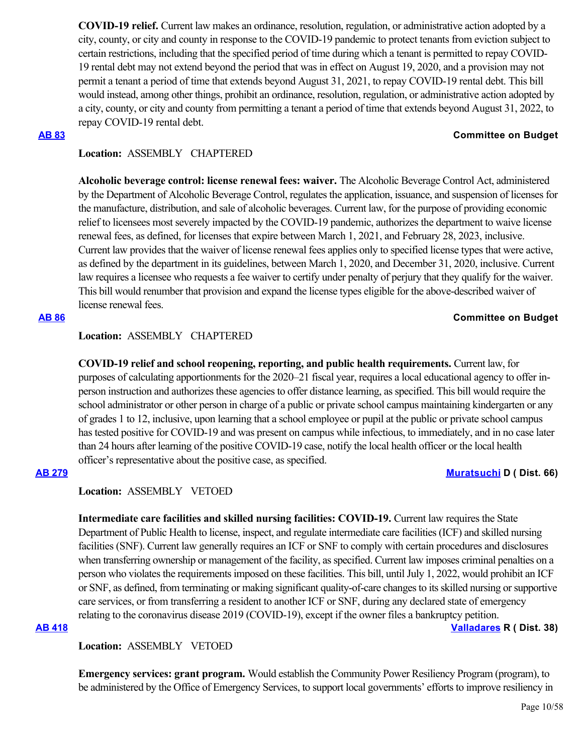**COVID-19 relief.** Current law makes an ordinance, resolution, regulation, or administrative action adopted by a city, county, or city and county in response to the COVID-19 pandemic to protect tenants from eviction subject to certain restrictions, including that the specified period of time during which a tenant is permitted to repay COVID-19 rental debt may not extend beyond the period that was in effect on August 19, 2020, and a provision may not permit a tenant a period of time that extends beyond August 31, 2021, to repay COVID-19 rental debt. This bill would instead, among other things, prohibit an ordinance, resolution, regulation, or administrative action adopted by a city, county, or city and county from permitting a tenant a period of time that extends beyond August 31, 2022, to repay COVID-19 rental debt.

**AB 83** — **Committee on Budget**

**Location:** ASSEMBLY CHAPTERED

**Alcoholic beverage control: license renewal fees: waiver.** The Alcoholic Beverage Control Act, administered by the Department of Alcoholic Beverage Control, regulates the application, issuance, and suspension of licenses for the manufacture, distribution, and sale of alcoholic beverages. Current law, for the purpose of providing economic relief to licensees most severely impacted by the COVID-19 pandemic, authorizes the department to waive license renewal fees, as defined, for licenses that expire between March 1, 2021, and February 28, 2023, inclusive. Current law provides that the waiver of license renewal fees applies only to specified license types that were active, as defined by the department in its guidelines, between March 1, 2020, and December 31, 2020, inclusive. Current law requires a licensee who requests a fee waiver to certify under penalty of perjury that they qualify for the waiver. This bill would renumber that provision and expand the license types eligible for the above-described waiver of license renewal fees.

**AB 86** — **Committee on Budget**

**Location:** ASSEMBLY CHAPTERED

**COVID-19 relief and school reopening, reporting, and public health requirements.** Current law, for purposes of calculating apportionments for the 2020–21 fiscal year, requires a local educational agency to offer in-person instruction and authorizes these agencies to offer distance learning, as specified. This bill would require the school administrator or other person in charge of a public or private school campus maintaining kindergarten or any of grades 1 to 12, inclusive, upon learning that a school employee or pupil at the public or private school campus has tested positive for COVID-19 and was present on campus while infectious, to immediately, and in no case later than 24 hours after learning of the positive COVID-19 case, notify the local health officer or the local health officer's representative about the positive case, as specified.

**AB 279** — **Muratsuchi D ( Dist. 66)**

**Location:** ASSEMBLY VETOED

**Intermediate care facilities and skilled nursing facilities: COVID-19.** Current law requires the State Department of Public Health to license, inspect, and regulate intermediate care facilities (ICF) and skilled nursing facilities (SNF). Current law generally requires an ICF or SNF to comply with certain procedures and disclosures when transferring ownership or management of the facility, as specified. Current law imposes criminal penalties on a person who violates the requirements imposed on these facilities. This bill, until July 1, 2022, would prohibit an ICF or SNF, as defined, from terminating or making significant quality-of-care changes to its skilled nursing or supportive care services, or from transferring a resident to another ICF or SNF, during any declared state of emergency relating to the coronavirus disease 2019 (COVID-19), except if the owner files a bankruptcy petition.

**AB 418** — **Valladares R ( Dist. 38)**

**Location:** ASSEMBLY VETOED

**Emergency services: grant program.** Would establish the Community Power Resiliency Program (program), to be administered by the Office of Emergency Services, to support local governments' efforts to improve resiliency in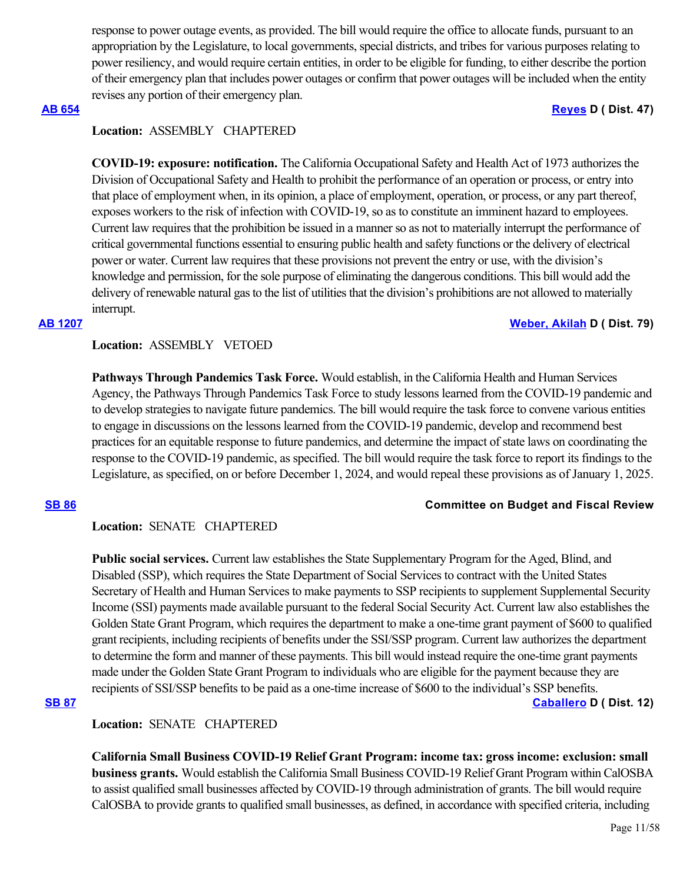response to power outage events, as provided. The bill would require the office to allocate funds, pursuant to an appropriation by the Legislature, to local governments, special districts, and tribes for various purposes relating to power resiliency, and would require certain entities, in order to be eligible for funding, to either describe the portion of their emergency plan that includes power outages or confirm that power outages will be included when the entity revises any portion of their emergency plan.

**AB 654** **Reyes D ( Dist. 47)**

**Location:** ASSEMBLY CHAPTERED

**COVID-19: exposure: notification.** The California Occupational Safety and Health Act of 1973 authorizes the Division of Occupational Safety and Health to prohibit the performance of an operation or process, or entry into that place of employment when, in its opinion, a place of employment, operation, or process, or any part thereof, exposes workers to the risk of infection with COVID-19, so as to constitute an imminent hazard to employees. Current law requires that the prohibition be issued in a manner so as not to materially interrupt the performance of critical governmental functions essential to ensuring public health and safety functions or the delivery of electrical power or water. Current law requires that these provisions not prevent the entry or use, with the division's knowledge and permission, for the sole purpose of eliminating the dangerous conditions. This bill would add the delivery of renewable natural gas to the list of utilities that the division's prohibitions are not allowed to materially interrupt.

**AB 1207** **Weber, Akilah D ( Dist. 79)**

**Location:** ASSEMBLY VETOED

**Pathways Through Pandemics Task Force.** Would establish, in the California Health and Human Services Agency, the Pathways Through Pandemics Task Force to study lessons learned from the COVID-19 pandemic and to develop strategies to navigate future pandemics. The bill would require the task force to convene various entities to engage in discussions on the lessons learned from the COVID-19 pandemic, develop and recommend best practices for an equitable response to future pandemics, and determine the impact of state laws on coordinating the response to the COVID-19 pandemic, as specified. The bill would require the task force to report its findings to the Legislature, as specified, on or before December 1, 2024, and would repeal these provisions as of January 1, 2025.

**SB 86** **Committee on Budget and Fiscal Review**

**Location:** SENATE CHAPTERED

**Public social services.** Current law establishes the State Supplementary Program for the Aged, Blind, and Disabled (SSP), which requires the State Department of Social Services to contract with the United States Secretary of Health and Human Services to make payments to SSP recipients to supplement Supplemental Security Income (SSI) payments made available pursuant to the federal Social Security Act. Current law also establishes the Golden State Grant Program, which requires the department to make a one-time grant payment of $600 to qualified grant recipients, including recipients of benefits under the SSI/SSP program. Current law authorizes the department to determine the form and manner of these payments. This bill would instead require the one-time grant payments made under the Golden State Grant Program to individuals who are eligible for the payment because they are recipients of SSI/SSP benefits to be paid as a one-time increase of $600 to the individual's SSP benefits.

**SB 87** **Caballero D ( Dist. 12)**

**Location:** SENATE CHAPTERED

**California Small Business COVID-19 Relief Grant Program: income tax: gross income: exclusion: small business grants.** Would establish the California Small Business COVID-19 Relief Grant Program within CalOSBA to assist qualified small businesses affected by COVID-19 through administration of grants. The bill would require CalOSBA to provide grants to qualified small businesses, as defined, in accordance with specified criteria, including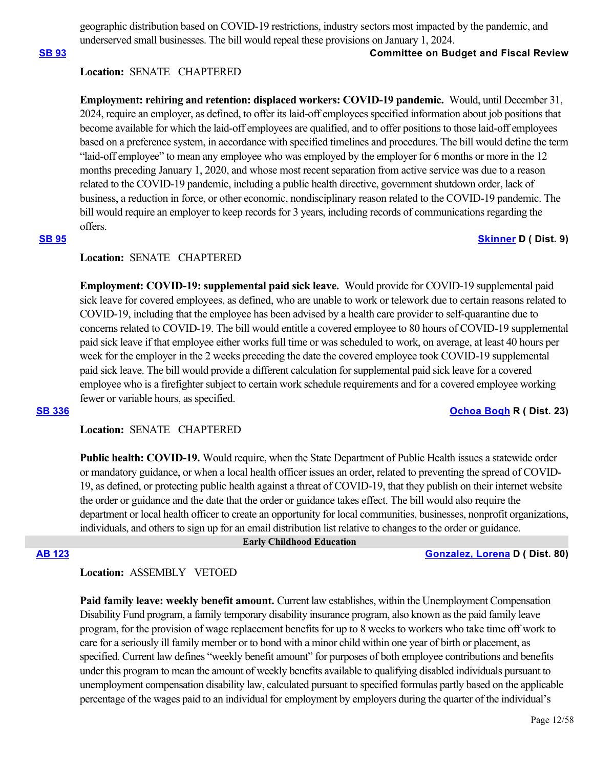geographic distribution based on COVID-19 restrictions, industry sectors most impacted by the pandemic, and underserved small businesses. The bill would repeal these provisions on January 1, 2024.

**SB 93** **Committee on Budget and Fiscal Review**

**Location:** SENATE CHAPTERED

**Employment: rehiring and retention: displaced workers: COVID-19 pandemic.** Would, until December 31, 2024, require an employer, as defined, to offer its laid-off employees specified information about job positions that become available for which the laid-off employees are qualified, and to offer positions to those laid-off employees based on a preference system, in accordance with specified timelines and procedures. The bill would define the term "laid-off employee" to mean any employee who was employed by the employer for 6 months or more in the 12 months preceding January 1, 2020, and whose most recent separation from active service was due to a reason related to the COVID-19 pandemic, including a public health directive, government shutdown order, lack of business, a reduction in force, or other economic, nondisciplinary reason related to the COVID-19 pandemic. The bill would require an employer to keep records for 3 years, including records of communications regarding the offers.

**SB 95** **Skinner D ( Dist. 9)**

**Location:** SENATE CHAPTERED

**Employment: COVID-19: supplemental paid sick leave.** Would provide for COVID-19 supplemental paid sick leave for covered employees, as defined, who are unable to work or telework due to certain reasons related to COVID-19, including that the employee has been advised by a health care provider to self-quarantine due to concerns related to COVID-19. The bill would entitle a covered employee to 80 hours of COVID-19 supplemental paid sick leave if that employee either works full time or was scheduled to work, on average, at least 40 hours per week for the employer in the 2 weeks preceding the date the covered employee took COVID-19 supplemental paid sick leave. The bill would provide a different calculation for supplemental paid sick leave for a covered employee who is a firefighter subject to certain work schedule requirements and for a covered employee working fewer or variable hours, as specified.

**SB 336** **Ochoa Bogh R ( Dist. 23)**

**Location:** SENATE CHAPTERED

**Public health: COVID-19.** Would require, when the State Department of Public Health issues a statewide order or mandatory guidance, or when a local health officer issues an order, related to preventing the spread of COVID-19, as defined, or protecting public health against a threat of COVID-19, that they publish on their internet website the order or guidance and the date that the order or guidance takes effect. The bill would also require the department or local health officer to create an opportunity for local communities, businesses, nonprofit organizations, individuals, and others to sign up for an email distribution list relative to changes to the order or guidance.

## Early Childhood Education

**AB 123** **Gonzalez, Lorena D ( Dist. 80)**

**Location:** ASSEMBLY VETOED

**Paid family leave: weekly benefit amount.** Current law establishes, within the Unemployment Compensation Disability Fund program, a family temporary disability insurance program, also known as the paid family leave program, for the provision of wage replacement benefits for up to 8 weeks to workers who take time off work to care for a seriously ill family member or to bond with a minor child within one year of birth or placement, as specified. Current law defines "weekly benefit amount" for purposes of both employee contributions and benefits under this program to mean the amount of weekly benefits available to qualifying disabled individuals pursuant to unemployment compensation disability law, calculated pursuant to specified formulas partly based on the applicable percentage of the wages paid to an individual for employment by employers during the quarter of the individual's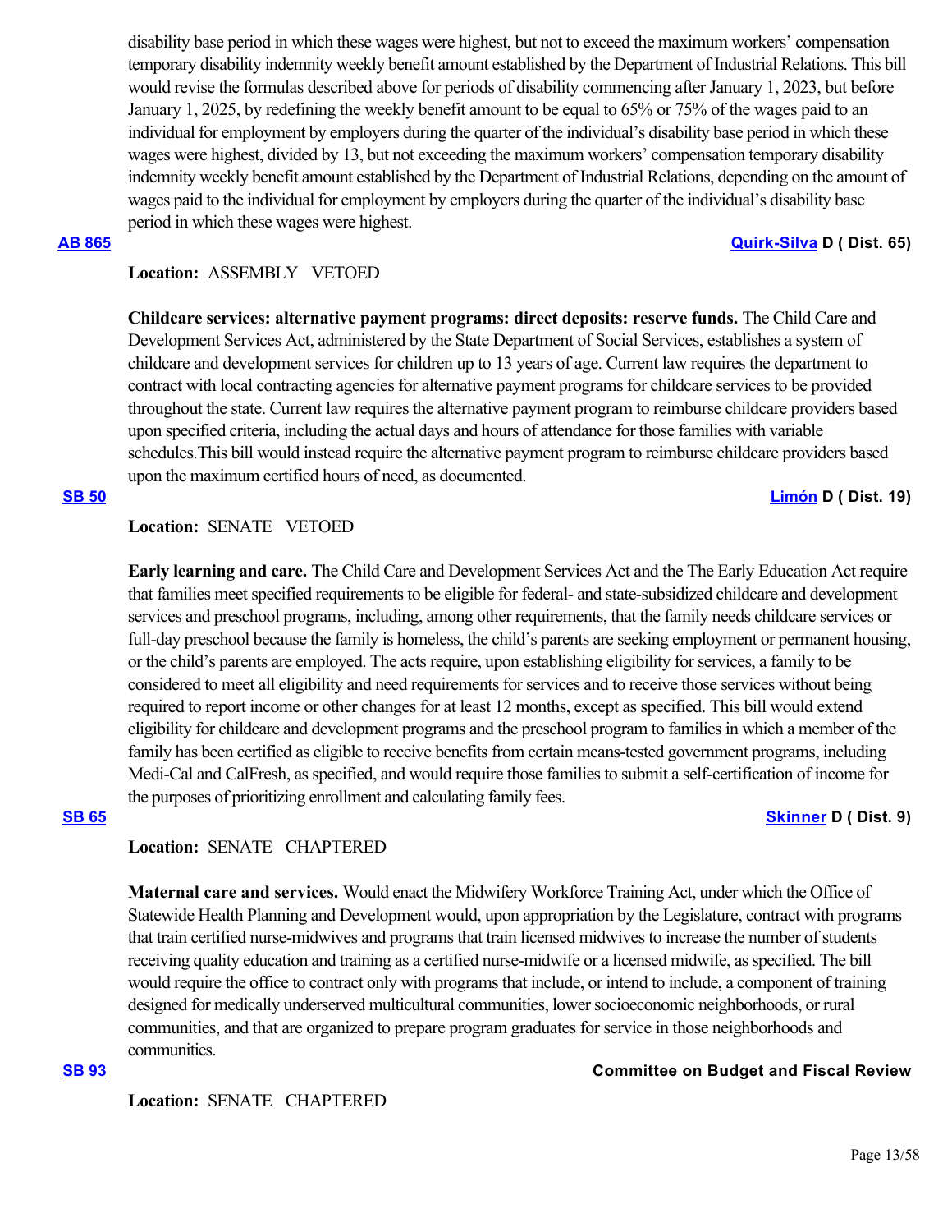disability base period in which these wages were highest, but not to exceed the maximum workers' compensation temporary disability indemnity weekly benefit amount established by the Department of Industrial Relations. This bill would revise the formulas described above for periods of disability commencing after January 1, 2023, but before January 1, 2025, by redefining the weekly benefit amount to be equal to 65% or 75% of the wages paid to an individual for employment by employers during the quarter of the individual's disability base period in which these wages were highest, divided by 13, but not exceeding the maximum workers' compensation temporary disability indemnity weekly benefit amount established by the Department of Industrial Relations, depending on the amount of wages paid to the individual for employment by employers during the quarter of the individual's disability base period in which these wages were highest.

**AB 865** **Quirk-Silva D ( Dist. 65)**

**Location:** ASSEMBLY VETOED

**Childcare services: alternative payment programs: direct deposits: reserve funds.** The Child Care and Development Services Act, administered by the State Department of Social Services, establishes a system of childcare and development services for children up to 13 years of age. Current law requires the department to contract with local contracting agencies for alternative payment programs for childcare services to be provided throughout the state. Current law requires the alternative payment program to reimburse childcare providers based upon specified criteria, including the actual days and hours of attendance for those families with variable schedules.This bill would instead require the alternative payment program to reimburse childcare providers based upon the maximum certified hours of need, as documented.

**SB 50** **Limón D ( Dist. 19)**

**Location:** SENATE VETOED

**Early learning and care.** The Child Care and Development Services Act and the The Early Education Act require that families meet specified requirements to be eligible for federal- and state-subsidized childcare and development services and preschool programs, including, among other requirements, that the family needs childcare services or full-day preschool because the family is homeless, the child's parents are seeking employment or permanent housing, or the child's parents are employed. The acts require, upon establishing eligibility for services, a family to be considered to meet all eligibility and need requirements for services and to receive those services without being required to report income or other changes for at least 12 months, except as specified. This bill would extend eligibility for childcare and development programs and the preschool program to families in which a member of the family has been certified as eligible to receive benefits from certain means-tested government programs, including Medi-Cal and CalFresh, as specified, and would require those families to submit a self-certification of income for the purposes of prioritizing enrollment and calculating family fees.

**SB 65** **Skinner D ( Dist. 9)**

**Location:** SENATE CHAPTERED

**Maternal care and services.** Would enact the Midwifery Workforce Training Act, under which the Office of Statewide Health Planning and Development would, upon appropriation by the Legislature, contract with programs that train certified nurse-midwives and programs that train licensed midwives to increase the number of students receiving quality education and training as a certified nurse-midwife or a licensed midwife, as specified. The bill would require the office to contract only with programs that include, or intend to include, a component of training designed for medically underserved multicultural communities, lower socioeconomic neighborhoods, or rural communities, and that are organized to prepare program graduates for service in those neighborhoods and communities.

**SB 93** **Committee on Budget and Fiscal Review**

**Location:** SENATE CHAPTERED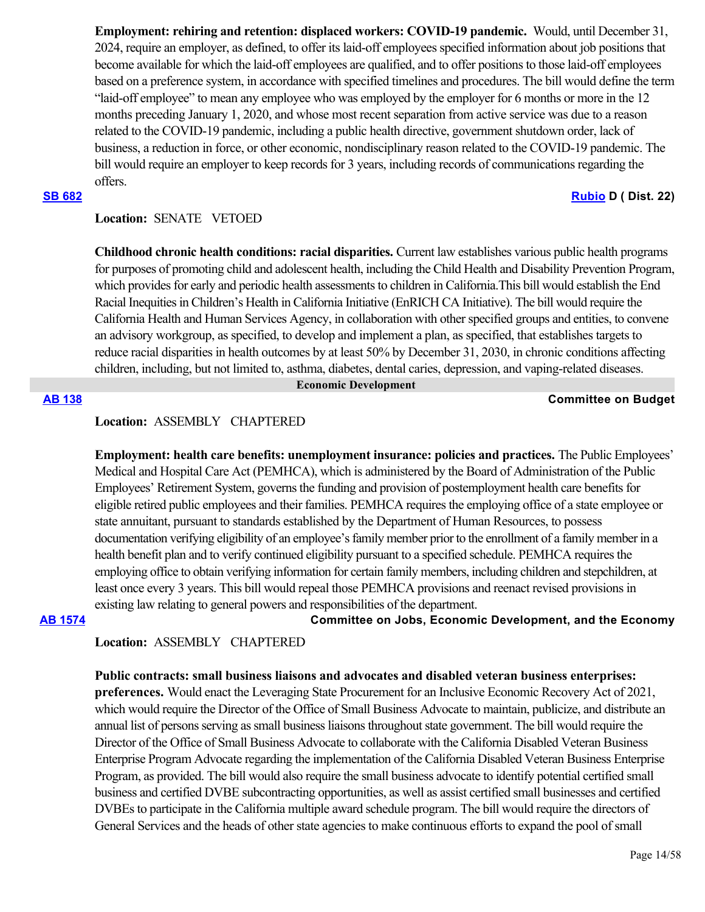**Employment: rehiring and retention: displaced workers: COVID-19 pandemic.** Would, until December 31, 2024, require an employer, as defined, to offer its laid-off employees specified information about job positions that become available for which the laid-off employees are qualified, and to offer positions to those laid-off employees based on a preference system, in accordance with specified timelines and procedures. The bill would define the term "laid-off employee" to mean any employee who was employed by the employer for 6 months or more in the 12 months preceding January 1, 2020, and whose most recent separation from active service was due to a reason related to the COVID-19 pandemic, including a public health directive, government shutdown order, lack of business, a reduction in force, or other economic, nondisciplinary reason related to the COVID-19 pandemic. The bill would require an employer to keep records for 3 years, including records of communications regarding the offers.

**[SB 682](#)** **[Rubio](#) D ( Dist. 22)**

**Location:** SENATE VETOED

**Childhood chronic health conditions: racial disparities.** Current law establishes various public health programs for purposes of promoting child and adolescent health, including the Child Health and Disability Prevention Program, which provides for early and periodic health assessments to children in California.This bill would establish the End Racial Inequities in Children's Health in California Initiative (EnRICH CA Initiative). The bill would require the California Health and Human Services Agency, in collaboration with other specified groups and entities, to convene an advisory workgroup, as specified, to develop and implement a plan, as specified, that establishes targets to reduce racial disparities in health outcomes by at least 50% by December 31, 2030, in chronic conditions affecting children, including, but not limited to, asthma, diabetes, dental caries, depression, and vaping-related diseases.

## Economic Development

**[AB 138](#)** **Committee on Budget**

**Location:** ASSEMBLY CHAPTERED

**Employment: health care benefits: unemployment insurance: policies and practices.** The Public Employees' Medical and Hospital Care Act (PEMHCA), which is administered by the Board of Administration of the Public Employees' Retirement System, governs the funding and provision of postemployment health care benefits for eligible retired public employees and their families. PEMHCA requires the employing office of a state employee or state annuitant, pursuant to standards established by the Department of Human Resources, to possess documentation verifying eligibility of an employee's family member prior to the enrollment of a family member in a health benefit plan and to verify continued eligibility pursuant to a specified schedule. PEMHCA requires the employing office to obtain verifying information for certain family members, including children and stepchildren, at least once every 3 years. This bill would repeal those PEMHCA provisions and reenact revised provisions in existing law relating to general powers and responsibilities of the department.

**[AB 1574](#)** **Committee on Jobs, Economic Development, and the Economy**

**Location:** ASSEMBLY CHAPTERED

**Public contracts: small business liaisons and advocates and disabled veteran business enterprises: preferences.** Would enact the Leveraging State Procurement for an Inclusive Economic Recovery Act of 2021, which would require the Director of the Office of Small Business Advocate to maintain, publicize, and distribute an annual list of persons serving as small business liaisons throughout state government. The bill would require the Director of the Office of Small Business Advocate to collaborate with the California Disabled Veteran Business Enterprise Program Advocate regarding the implementation of the California Disabled Veteran Business Enterprise Program, as provided. The bill would also require the small business advocate to identify potential certified small business and certified DVBE subcontracting opportunities, as well as assist certified small businesses and certified DVBEs to participate in the California multiple award schedule program. The bill would require the directors of General Services and the heads of other state agencies to make continuous efforts to expand the pool of small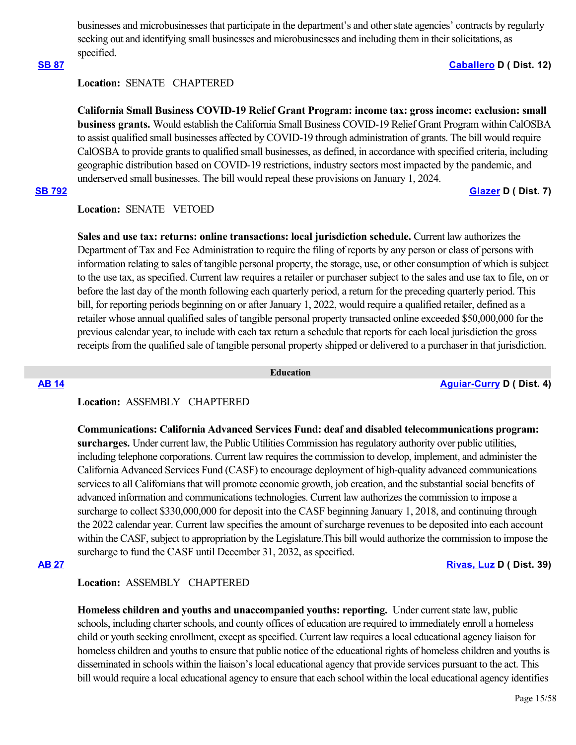businesses and microbusinesses that participate in the department's and other state agencies' contracts by regularly seeking out and identifying small businesses and microbusinesses and including them in their solicitations, as specified.

**[SB 87](#)** **[Caballero](#) D ( Dist. 12)**

**Location:** SENATE CHAPTERED

**California Small Business COVID-19 Relief Grant Program: income tax: gross income: exclusion: small business grants.** Would establish the California Small Business COVID-19 Relief Grant Program within CalOSBA to assist qualified small businesses affected by COVID-19 through administration of grants. The bill would require CalOSBA to provide grants to qualified small businesses, as defined, in accordance with specified criteria, including geographic distribution based on COVID-19 restrictions, industry sectors most impacted by the pandemic, and underserved small businesses. The bill would repeal these provisions on January 1, 2024.

**[SB 792](#)** **[Glazer](#) D ( Dist. 7)**

**Location:** SENATE VETOED

**Sales and use tax: returns: online transactions: local jurisdiction schedule.** Current law authorizes the Department of Tax and Fee Administration to require the filing of reports by any person or class of persons with information relating to sales of tangible personal property, the storage, use, or other consumption of which is subject to the use tax, as specified. Current law requires a retailer or purchaser subject to the sales and use tax to file, on or before the last day of the month following each quarterly period, a return for the preceding quarterly period. This bill, for reporting periods beginning on or after January 1, 2022, would require a qualified retailer, defined as a retailer whose annual qualified sales of tangible personal property transacted online exceeded $50,000,000 for the previous calendar year, to include with each tax return a schedule that reports for each local jurisdiction the gross receipts from the qualified sale of tangible personal property shipped or delivered to a purchaser in that jurisdiction.

## Education

**[AB 14](#)** **[Aguiar-Curry](#) D ( Dist. 4)**

**Location:** ASSEMBLY CHAPTERED

**Communications: California Advanced Services Fund: deaf and disabled telecommunications program: surcharges.** Under current law, the Public Utilities Commission has regulatory authority over public utilities, including telephone corporations. Current law requires the commission to develop, implement, and administer the California Advanced Services Fund (CASF) to encourage deployment of high-quality advanced communications services to all Californians that will promote economic growth, job creation, and the substantial social benefits of advanced information and communications technologies. Current law authorizes the commission to impose a surcharge to collect $330,000,000 for deposit into the CASF beginning January 1, 2018, and continuing through the 2022 calendar year. Current law specifies the amount of surcharge revenues to be deposited into each account within the CASF, subject to appropriation by the Legislature.This bill would authorize the commission to impose the surcharge to fund the CASF until December 31, 2032, as specified.

**[AB 27](#)** **[Rivas, Luz](#) D ( Dist. 39)**

**Location:** ASSEMBLY CHAPTERED

**Homeless children and youths and unaccompanied youths: reporting.** Under current state law, public schools, including charter schools, and county offices of education are required to immediately enroll a homeless child or youth seeking enrollment, except as specified. Current law requires a local educational agency liaison for homeless children and youths to ensure that public notice of the educational rights of homeless children and youths is disseminated in schools within the liaison's local educational agency that provide services pursuant to the act. This bill would require a local educational agency to ensure that each school within the local educational agency identifies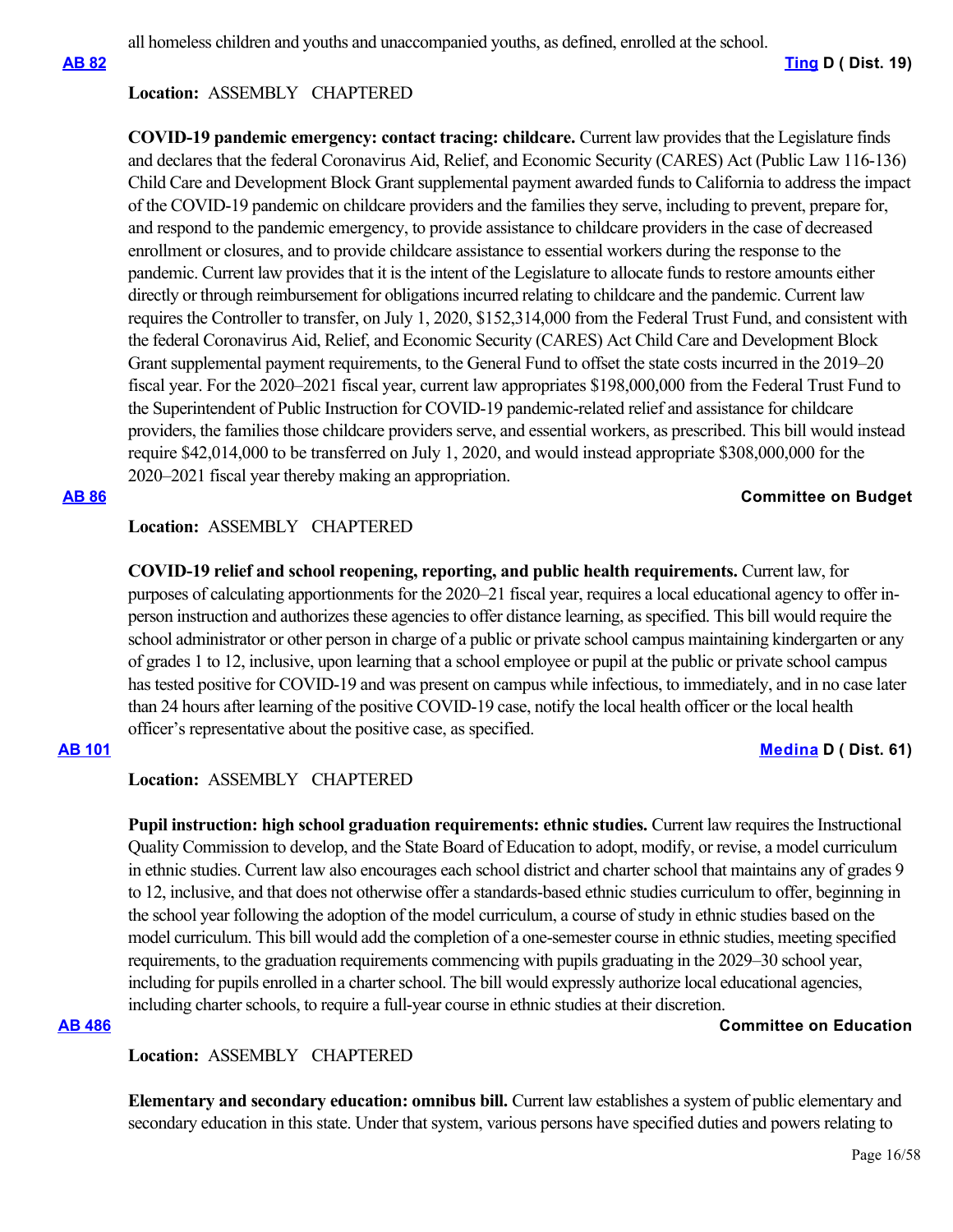all homeless children and youths and unaccompanied youths, as defined, enrolled at the school.

**[AB 82](#)** **[Ting](#) D ( Dist. 19)**

**Location:** ASSEMBLY CHAPTERED

**COVID-19 pandemic emergency: contact tracing: childcare.** Current law provides that the Legislature finds and declares that the federal Coronavirus Aid, Relief, and Economic Security (CARES) Act (Public Law 116-136) Child Care and Development Block Grant supplemental payment awarded funds to California to address the impact of the COVID-19 pandemic on childcare providers and the families they serve, including to prevent, prepare for, and respond to the pandemic emergency, to provide assistance to childcare providers in the case of decreased enrollment or closures, and to provide childcare assistance to essential workers during the response to the pandemic. Current law provides that it is the intent of the Legislature to allocate funds to restore amounts either directly or through reimbursement for obligations incurred relating to childcare and the pandemic. Current law requires the Controller to transfer, on July 1, 2020, $152,314,000 from the Federal Trust Fund, and consistent with the federal Coronavirus Aid, Relief, and Economic Security (CARES) Act Child Care and Development Block Grant supplemental payment requirements, to the General Fund to offset the state costs incurred in the 2019–20 fiscal year. For the 2020–2021 fiscal year, current law appropriates $198,000,000 from the Federal Trust Fund to the Superintendent of Public Instruction for COVID-19 pandemic-related relief and assistance for childcare providers, the families those childcare providers serve, and essential workers, as prescribed. This bill would instead require $42,014,000 to be transferred on July 1, 2020, and would instead appropriate $308,000,000 for the 2020–2021 fiscal year thereby making an appropriation.

**[AB 86](#)** **Committee on Budget**

**Location:** ASSEMBLY CHAPTERED

**COVID-19 relief and school reopening, reporting, and public health requirements.** Current law, for purposes of calculating apportionments for the 2020–21 fiscal year, requires a local educational agency to offer in-person instruction and authorizes these agencies to offer distance learning, as specified. This bill would require the school administrator or other person in charge of a public or private school campus maintaining kindergarten or any of grades 1 to 12, inclusive, upon learning that a school employee or pupil at the public or private school campus has tested positive for COVID-19 and was present on campus while infectious, to immediately, and in no case later than 24 hours after learning of the positive COVID-19 case, notify the local health officer or the local health officer's representative about the positive case, as specified.

**[AB 101](#)** **[Medina](#) D ( Dist. 61)**

**Location:** ASSEMBLY CHAPTERED

**Pupil instruction: high school graduation requirements: ethnic studies.** Current law requires the Instructional Quality Commission to develop, and the State Board of Education to adopt, modify, or revise, a model curriculum in ethnic studies. Current law also encourages each school district and charter school that maintains any of grades 9 to 12, inclusive, and that does not otherwise offer a standards-based ethnic studies curriculum to offer, beginning in the school year following the adoption of the model curriculum, a course of study in ethnic studies based on the model curriculum. This bill would add the completion of a one-semester course in ethnic studies, meeting specified requirements, to the graduation requirements commencing with pupils graduating in the 2029–30 school year, including for pupils enrolled in a charter school. The bill would expressly authorize local educational agencies, including charter schools, to require a full-year course in ethnic studies at their discretion.

**[AB 486](#)** **Committee on Education**

**Location:** ASSEMBLY CHAPTERED

**Elementary and secondary education: omnibus bill.** Current law establishes a system of public elementary and secondary education in this state. Under that system, various persons have specified duties and powers relating to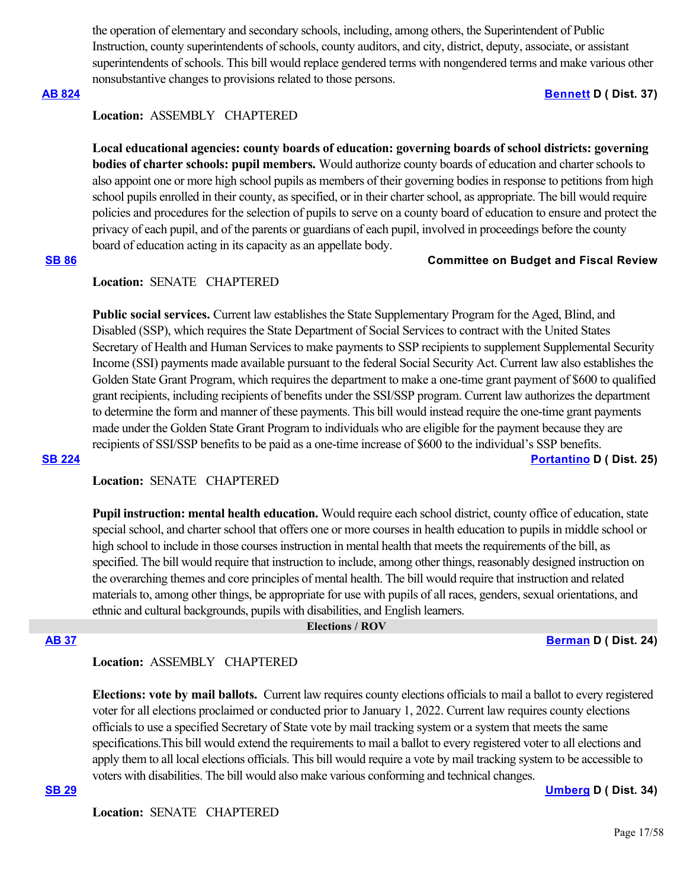the operation of elementary and secondary schools, including, among others, the Superintendent of Public Instruction, county superintendents of schools, county auditors, and city, district, deputy, associate, or assistant superintendents of schools. This bill would replace gendered terms with nongendered terms and make various other nonsubstantive changes to provisions related to those persons.

**AB 824** **Bennett D ( Dist. 37)**

**Location:** ASSEMBLY CHAPTERED

**Local educational agencies: county boards of education: governing boards of school districts: governing bodies of charter schools: pupil members.** Would authorize county boards of education and charter schools to also appoint one or more high school pupils as members of their governing bodies in response to petitions from high school pupils enrolled in their county, as specified, or in their charter school, as appropriate. The bill would require policies and procedures for the selection of pupils to serve on a county board of education to ensure and protect the privacy of each pupil, and of the parents or guardians of each pupil, involved in proceedings before the county board of education acting in its capacity as an appellate body.

**SB 86** **Committee on Budget and Fiscal Review**

**Location:** SENATE CHAPTERED

**Public social services.** Current law establishes the State Supplementary Program for the Aged, Blind, and Disabled (SSP), which requires the State Department of Social Services to contract with the United States Secretary of Health and Human Services to make payments to SSP recipients to supplement Supplemental Security Income (SSI) payments made available pursuant to the federal Social Security Act. Current law also establishes the Golden State Grant Program, which requires the department to make a one-time grant payment of $600 to qualified grant recipients, including recipients of benefits under the SSI/SSP program. Current law authorizes the department to determine the form and manner of these payments. This bill would instead require the one-time grant payments made under the Golden State Grant Program to individuals who are eligible for the payment because they are recipients of SSI/SSP benefits to be paid as a one-time increase of $600 to the individual's SSP benefits.

**SB 224** **Portantino D ( Dist. 25)**

**Location:** SENATE CHAPTERED

**Pupil instruction: mental health education.** Would require each school district, county office of education, state special school, and charter school that offers one or more courses in health education to pupils in middle school or high school to include in those courses instruction in mental health that meets the requirements of the bill, as specified. The bill would require that instruction to include, among other things, reasonably designed instruction on the overarching themes and core principles of mental health. The bill would require that instruction and related materials to, among other things, be appropriate for use with pupils of all races, genders, sexual orientations, and ethnic and cultural backgrounds, pupils with disabilities, and English learners.

## Elections / ROV

**AB 37** **Berman D ( Dist. 24)**

**Location:** ASSEMBLY CHAPTERED

**Elections: vote by mail ballots.** Current law requires county elections officials to mail a ballot to every registered voter for all elections proclaimed or conducted prior to January 1, 2022. Current law requires county elections officials to use a specified Secretary of State vote by mail tracking system or a system that meets the same specifications.This bill would extend the requirements to mail a ballot to every registered voter to all elections and apply them to all local elections officials. This bill would require a vote by mail tracking system to be accessible to voters with disabilities. The bill would also make various conforming and technical changes.

**SB 29** **Umberg D ( Dist. 34)**

**Location:** SENATE CHAPTERED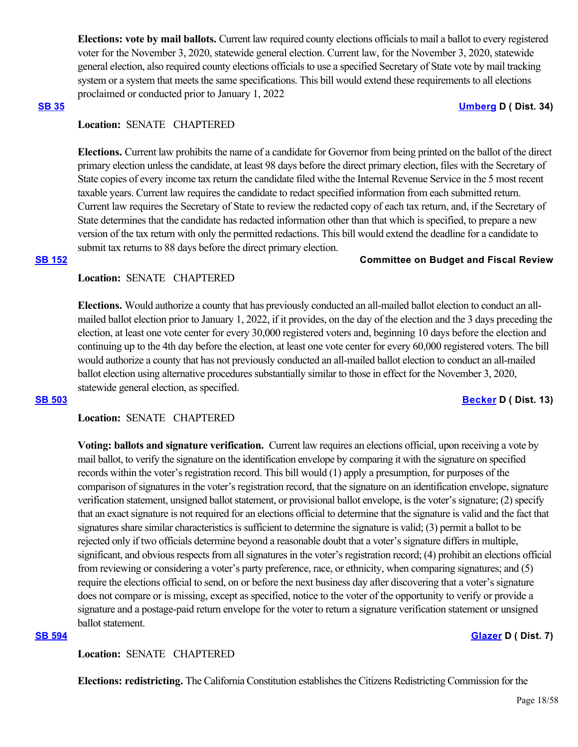**Elections: vote by mail ballots.** Current law required county elections officials to mail a ballot to every registered voter for the November 3, 2020, statewide general election. Current law, for the November 3, 2020, statewide general election, also required county elections officials to use a specified Secretary of State vote by mail tracking system or a system that meets the same specifications. This bill would extend these requirements to all elections proclaimed or conducted prior to January 1, 2022

**SB 35** **Umberg D ( Dist. 34)**

**Location:** SENATE CHAPTERED

**Elections.** Current law prohibits the name of a candidate for Governor from being printed on the ballot of the direct primary election unless the candidate, at least 98 days before the direct primary election, files with the Secretary of State copies of every income tax return the candidate filed withe the Internal Revenue Service in the 5 most recent taxable years. Current law requires the candidate to redact specified information from each submitted return. Current law requires the Secretary of State to review the redacted copy of each tax return, and, if the Secretary of State determines that the candidate has redacted information other than that which is specified, to prepare a new version of the tax return with only the permitted redactions. This bill would extend the deadline for a candidate to submit tax returns to 88 days before the direct primary election.

**SB 152** **Committee on Budget and Fiscal Review**

**Location:** SENATE CHAPTERED

**Elections.** Would authorize a county that has previously conducted an all-mailed ballot election to conduct an all-mailed ballot election prior to January 1, 2022, if it provides, on the day of the election and the 3 days preceding the election, at least one vote center for every 30,000 registered voters and, beginning 10 days before the election and continuing up to the 4th day before the election, at least one vote center for every 60,000 registered voters. The bill would authorize a county that has not previously conducted an all-mailed ballot election to conduct an all-mailed ballot election using alternative procedures substantially similar to those in effect for the November 3, 2020, statewide general election, as specified.

**SB 503** **Becker D ( Dist. 13)**

**Location:** SENATE CHAPTERED

**Voting: ballots and signature verification.** Current law requires an elections official, upon receiving a vote by mail ballot, to verify the signature on the identification envelope by comparing it with the signature on specified records within the voter's registration record. This bill would (1) apply a presumption, for purposes of the comparison of signatures in the voter's registration record, that the signature on an identification envelope, signature verification statement, unsigned ballot statement, or provisional ballot envelope, is the voter's signature; (2) specify that an exact signature is not required for an elections official to determine that the signature is valid and the fact that signatures share similar characteristics is sufficient to determine the signature is valid; (3) permit a ballot to be rejected only if two officials determine beyond a reasonable doubt that a voter's signature differs in multiple, significant, and obvious respects from all signatures in the voter's registration record; (4) prohibit an elections official from reviewing or considering a voter's party preference, race, or ethnicity, when comparing signatures; and (5) require the elections official to send, on or before the next business day after discovering that a voter's signature does not compare or is missing, except as specified, notice to the voter of the opportunity to verify or provide a signature and a postage-paid return envelope for the voter to return a signature verification statement or unsigned ballot statement.

**SB 594** **Glazer D ( Dist. 7)**

**Location:** SENATE CHAPTERED

**Elections: redistricting.** The California Constitution establishes the Citizens Redistricting Commission for the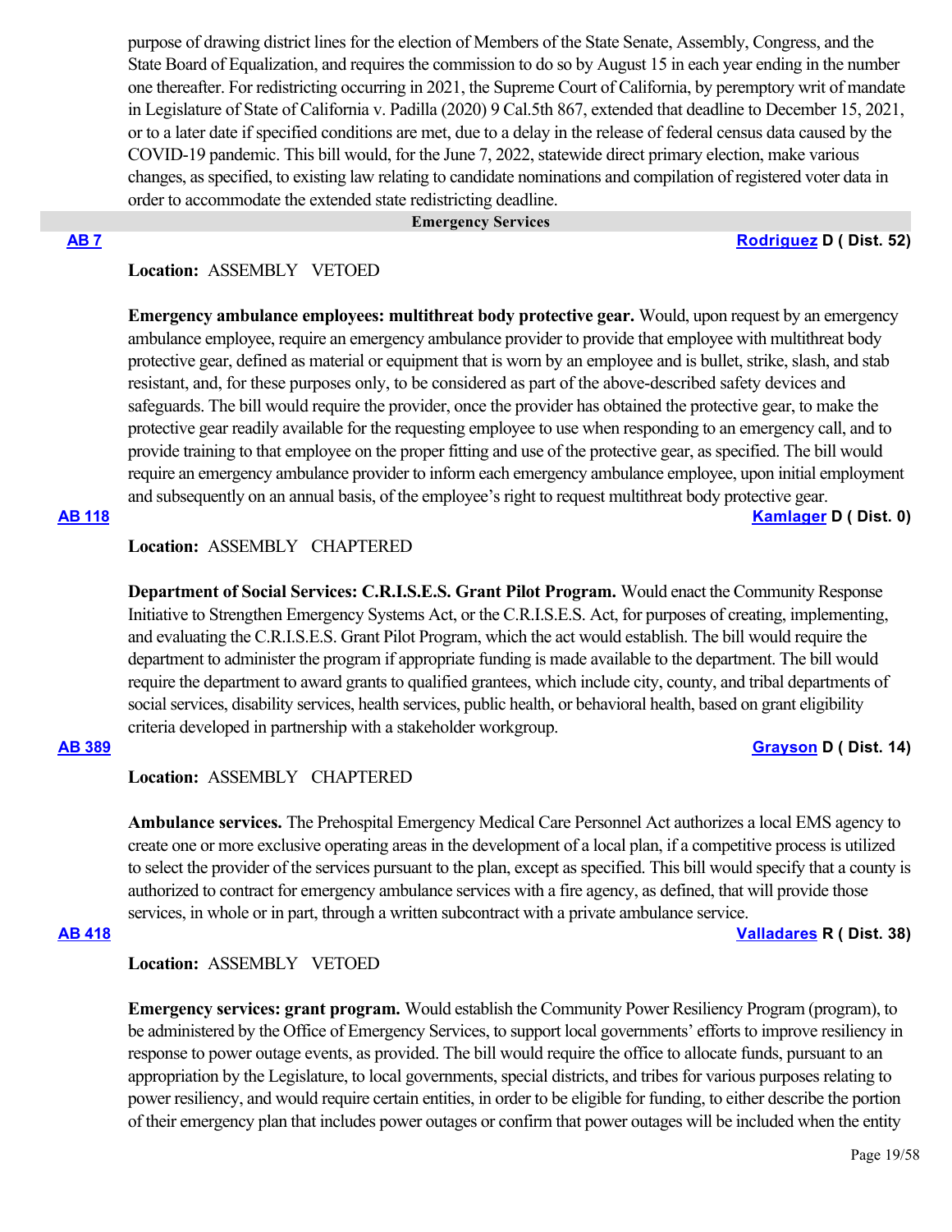purpose of drawing district lines for the election of Members of the State Senate, Assembly, Congress, and the State Board of Equalization, and requires the commission to do so by August 15 in each year ending in the number one thereafter. For redistricting occurring in 2021, the Supreme Court of California, by peremptory writ of mandate in Legislature of State of California v. Padilla (2020) 9 Cal.5th 867, extended that deadline to December 15, 2021, or to a later date if specified conditions are met, due to a delay in the release of federal census data caused by the COVID-19 pandemic. This bill would, for the June 7, 2022, statewide direct primary election, make various changes, as specified, to existing law relating to candidate nominations and compilation of registered voter data in order to accommodate the extended state redistricting deadline.

## Emergency Services

**AB 7** — **Rodriguez D ( Dist. 52)**

**Location:** ASSEMBLY VETOED

**Emergency ambulance employees: multithreat body protective gear.** Would, upon request by an emergency ambulance employee, require an emergency ambulance provider to provide that employee with multithreat body protective gear, defined as material or equipment that is worn by an employee and is bullet, strike, slash, and stab resistant, and, for these purposes only, to be considered as part of the above-described safety devices and safeguards. The bill would require the provider, once the provider has obtained the protective gear, to make the protective gear readily available for the requesting employee to use when responding to an emergency call, and to provide training to that employee on the proper fitting and use of the protective gear, as specified. The bill would require an emergency ambulance provider to inform each emergency ambulance employee, upon initial employment and subsequently on an annual basis, of the employee's right to request multithreat body protective gear.

**AB 118** — **Kamlager D ( Dist. 0)**

**Location:** ASSEMBLY CHAPTERED

**Department of Social Services: C.R.I.S.E.S. Grant Pilot Program.** Would enact the Community Response Initiative to Strengthen Emergency Systems Act, or the C.R.I.S.E.S. Act, for purposes of creating, implementing, and evaluating the C.R.I.S.E.S. Grant Pilot Program, which the act would establish. The bill would require the department to administer the program if appropriate funding is made available to the department. The bill would require the department to award grants to qualified grantees, which include city, county, and tribal departments of social services, disability services, health services, public health, or behavioral health, based on grant eligibility criteria developed in partnership with a stakeholder workgroup.

**AB 389** — **Grayson D ( Dist. 14)**

**Location:** ASSEMBLY CHAPTERED

**Ambulance services.** The Prehospital Emergency Medical Care Personnel Act authorizes a local EMS agency to create one or more exclusive operating areas in the development of a local plan, if a competitive process is utilized to select the provider of the services pursuant to the plan, except as specified. This bill would specify that a county is authorized to contract for emergency ambulance services with a fire agency, as defined, that will provide those services, in whole or in part, through a written subcontract with a private ambulance service.

**AB 418** — **Valladares R ( Dist. 38)**

**Location:** ASSEMBLY VETOED

**Emergency services: grant program.** Would establish the Community Power Resiliency Program (program), to be administered by the Office of Emergency Services, to support local governments' efforts to improve resiliency in response to power outage events, as provided. The bill would require the office to allocate funds, pursuant to an appropriation by the Legislature, to local governments, special districts, and tribes for various purposes relating to power resiliency, and would require certain entities, in order to be eligible for funding, to either describe the portion of their emergency plan that includes power outages or confirm that power outages will be included when the entity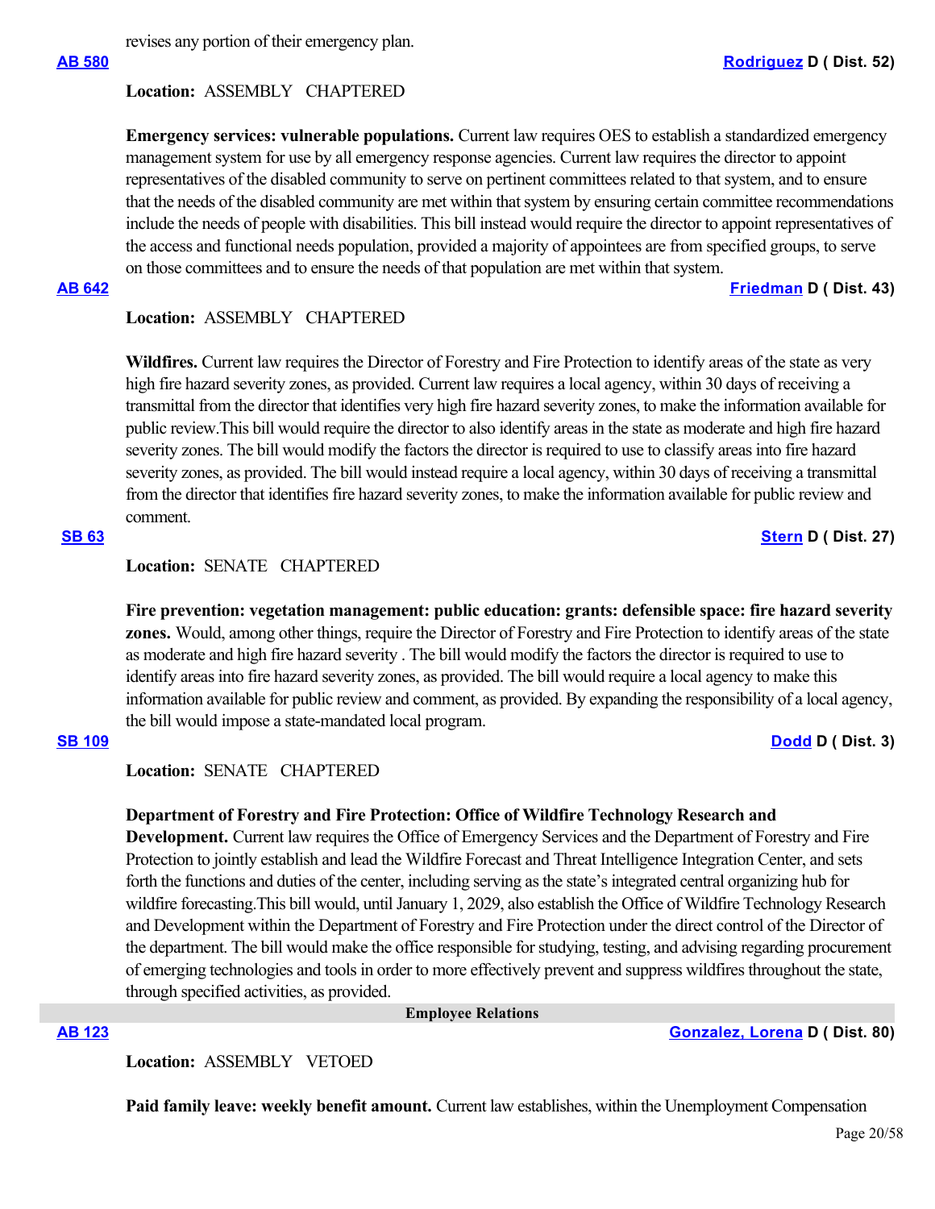revises any portion of their emergency plan.

**AB 580** **Rodriguez D ( Dist. 52)**

**Location:** ASSEMBLY CHAPTERED

**Emergency services: vulnerable populations.** Current law requires OES to establish a standardized emergency management system for use by all emergency response agencies. Current law requires the director to appoint representatives of the disabled community to serve on pertinent committees related to that system, and to ensure that the needs of the disabled community are met within that system by ensuring certain committee recommendations include the needs of people with disabilities. This bill instead would require the director to appoint representatives of the access and functional needs population, provided a majority of appointees are from specified groups, to serve on those committees and to ensure the needs of that population are met within that system.

**AB 642** **Friedman D ( Dist. 43)**

**Location:** ASSEMBLY CHAPTERED

**Wildfires.** Current law requires the Director of Forestry and Fire Protection to identify areas of the state as very high fire hazard severity zones, as provided. Current law requires a local agency, within 30 days of receiving a transmittal from the director that identifies very high fire hazard severity zones, to make the information available for public review.This bill would require the director to also identify areas in the state as moderate and high fire hazard severity zones. The bill would modify the factors the director is required to use to classify areas into fire hazard severity zones, as provided. The bill would instead require a local agency, within 30 days of receiving a transmittal from the director that identifies fire hazard severity zones, to make the information available for public review and comment.

**SB 63** **Stern D ( Dist. 27)**

**Location:** SENATE CHAPTERED

**Fire prevention: vegetation management: public education: grants: defensible space: fire hazard severity zones.** Would, among other things, require the Director of Forestry and Fire Protection to identify areas of the state as moderate and high fire hazard severity . The bill would modify the factors the director is required to use to identify areas into fire hazard severity zones, as provided. The bill would require a local agency to make this information available for public review and comment, as provided. By expanding the responsibility of a local agency, the bill would impose a state-mandated local program.

**SB 109** **Dodd D ( Dist. 3)**

**Location:** SENATE CHAPTERED

**Department of Forestry and Fire Protection: Office of Wildfire Technology Research and Development.** Current law requires the Office of Emergency Services and the Department of Forestry and Fire Protection to jointly establish and lead the Wildfire Forecast and Threat Intelligence Integration Center, and sets forth the functions and duties of the center, including serving as the state's integrated central organizing hub for wildfire forecasting.This bill would, until January 1, 2029, also establish the Office of Wildfire Technology Research and Development within the Department of Forestry and Fire Protection under the direct control of the Director of the department. The bill would make the office responsible for studying, testing, and advising regarding procurement of emerging technologies and tools in order to more effectively prevent and suppress wildfires throughout the state, through specified activities, as provided.

## Employee Relations

**AB 123** **Gonzalez, Lorena D ( Dist. 80)**

**Location:** ASSEMBLY VETOED

**Paid family leave: weekly benefit amount.** Current law establishes, within the Unemployment Compensation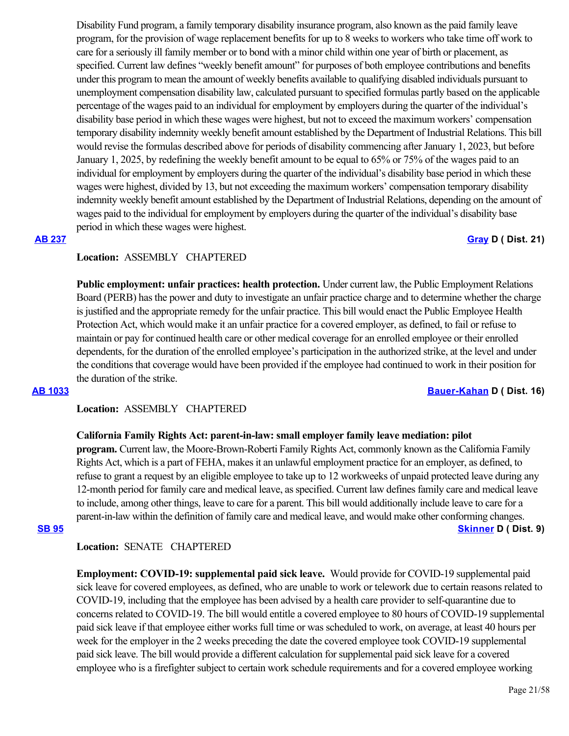Disability Fund program, a family temporary disability insurance program, also known as the paid family leave program, for the provision of wage replacement benefits for up to 8 weeks to workers who take time off work to care for a seriously ill family member or to bond with a minor child within one year of birth or placement, as specified. Current law defines "weekly benefit amount" for purposes of both employee contributions and benefits under this program to mean the amount of weekly benefits available to qualifying disabled individuals pursuant to unemployment compensation disability law, calculated pursuant to specified formulas partly based on the applicable percentage of the wages paid to an individual for employment by employers during the quarter of the individual's disability base period in which these wages were highest, but not to exceed the maximum workers' compensation temporary disability indemnity weekly benefit amount established by the Department of Industrial Relations. This bill would revise the formulas described above for periods of disability commencing after January 1, 2023, but before January 1, 2025, by redefining the weekly benefit amount to be equal to 65% or 75% of the wages paid to an individual for employment by employers during the quarter of the individual's disability base period in which these wages were highest, divided by 13, but not exceeding the maximum workers' compensation temporary disability indemnity weekly benefit amount established by the Department of Industrial Relations, depending on the amount of wages paid to the individual for employment by employers during the quarter of the individual's disability base period in which these wages were highest.

**AB 237** **Gray D ( Dist. 21)**

**Location:** ASSEMBLY CHAPTERED

**Public employment: unfair practices: health protection.** Under current law, the Public Employment Relations Board (PERB) has the power and duty to investigate an unfair practice charge and to determine whether the charge is justified and the appropriate remedy for the unfair practice. This bill would enact the Public Employee Health Protection Act, which would make it an unfair practice for a covered employer, as defined, to fail or refuse to maintain or pay for continued health care or other medical coverage for an enrolled employee or their enrolled dependents, for the duration of the enrolled employee's participation in the authorized strike, at the level and under the conditions that coverage would have been provided if the employee had continued to work in their position for the duration of the strike.

**AB 1033** **Bauer-Kahan D ( Dist. 16)**

**Location:** ASSEMBLY CHAPTERED

**California Family Rights Act: parent-in-law: small employer family leave mediation: pilot program.** Current law, the Moore-Brown-Roberti Family Rights Act, commonly known as the California Family Rights Act, which is a part of FEHA, makes it an unlawful employment practice for an employer, as defined, to refuse to grant a request by an eligible employee to take up to 12 workweeks of unpaid protected leave during any 12-month period for family care and medical leave, as specified. Current law defines family care and medical leave to include, among other things, leave to care for a parent. This bill would additionally include leave to care for a parent-in-law within the definition of family care and medical leave, and would make other conforming changes.

**SB 95** **Skinner D ( Dist. 9)**

**Location:** SENATE CHAPTERED

**Employment: COVID-19: supplemental paid sick leave.** Would provide for COVID-19 supplemental paid sick leave for covered employees, as defined, who are unable to work or telework due to certain reasons related to COVID-19, including that the employee has been advised by a health care provider to self-quarantine due to concerns related to COVID-19. The bill would entitle a covered employee to 80 hours of COVID-19 supplemental paid sick leave if that employee either works full time or was scheduled to work, on average, at least 40 hours per week for the employer in the 2 weeks preceding the date the covered employee took COVID-19 supplemental paid sick leave. The bill would provide a different calculation for supplemental paid sick leave for a covered employee who is a firefighter subject to certain work schedule requirements and for a covered employee working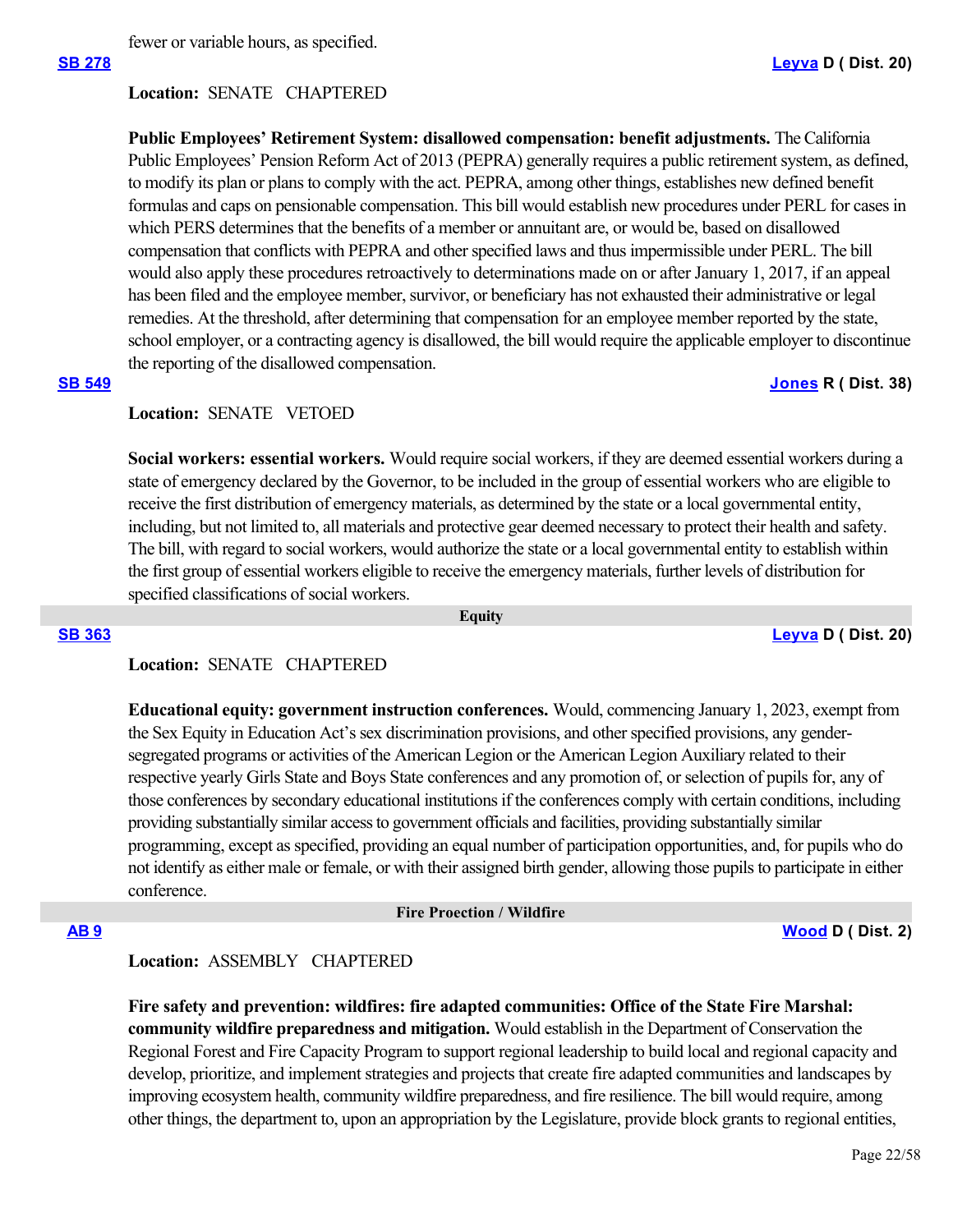fewer or variable hours, as specified.

**[SB 278](#)** **[Leyva](#) D ( Dist. 20)**

**Location:** SENATE CHAPTERED

**Public Employees' Retirement System: disallowed compensation: benefit adjustments.** The California Public Employees' Pension Reform Act of 2013 (PEPRA) generally requires a public retirement system, as defined, to modify its plan or plans to comply with the act. PEPRA, among other things, establishes new defined benefit formulas and caps on pensionable compensation. This bill would establish new procedures under PERL for cases in which PERS determines that the benefits of a member or annuitant are, or would be, based on disallowed compensation that conflicts with PEPRA and other specified laws and thus impermissible under PERL. The bill would also apply these procedures retroactively to determinations made on or after January 1, 2017, if an appeal has been filed and the employee member, survivor, or beneficiary has not exhausted their administrative or legal remedies. At the threshold, after determining that compensation for an employee member reported by the state, school employer, or a contracting agency is disallowed, the bill would require the applicable employer to discontinue the reporting of the disallowed compensation.

**[SB 549](#)** **[Jones](#) R ( Dist. 38)**

**Location:** SENATE VETOED

**Social workers: essential workers.** Would require social workers, if they are deemed essential workers during a state of emergency declared by the Governor, to be included in the group of essential workers who are eligible to receive the first distribution of emergency materials, as determined by the state or a local governmental entity, including, but not limited to, all materials and protective gear deemed necessary to protect their health and safety. The bill, with regard to social workers, would authorize the state or a local governmental entity to establish within the first group of essential workers eligible to receive the emergency materials, further levels of distribution for specified classifications of social workers.

## Equity

**[SB 363](#)** **[Leyva](#) D ( Dist. 20)**

**Location:** SENATE CHAPTERED

**Educational equity: government instruction conferences.** Would, commencing January 1, 2023, exempt from the Sex Equity in Education Act's sex discrimination provisions, and other specified provisions, any gender-segregated programs or activities of the American Legion or the American Legion Auxiliary related to their respective yearly Girls State and Boys State conferences and any promotion of, or selection of pupils for, any of those conferences by secondary educational institutions if the conferences comply with certain conditions, including providing substantially similar access to government officials and facilities, providing substantially similar programming, except as specified, providing an equal number of participation opportunities, and, for pupils who do not identify as either male or female, or with their assigned birth gender, allowing those pupils to participate in either conference.

## Fire Proection / Wildfire

**[AB 9](#)** **[Wood](#) D ( Dist. 2)**

**Location:** ASSEMBLY CHAPTERED

**Fire safety and prevention: wildfires: fire adapted communities: Office of the State Fire Marshal: community wildfire preparedness and mitigation.** Would establish in the Department of Conservation the Regional Forest and Fire Capacity Program to support regional leadership to build local and regional capacity and develop, prioritize, and implement strategies and projects that create fire adapted communities and landscapes by improving ecosystem health, community wildfire preparedness, and fire resilience. The bill would require, among other things, the department to, upon an appropriation by the Legislature, provide block grants to regional entities,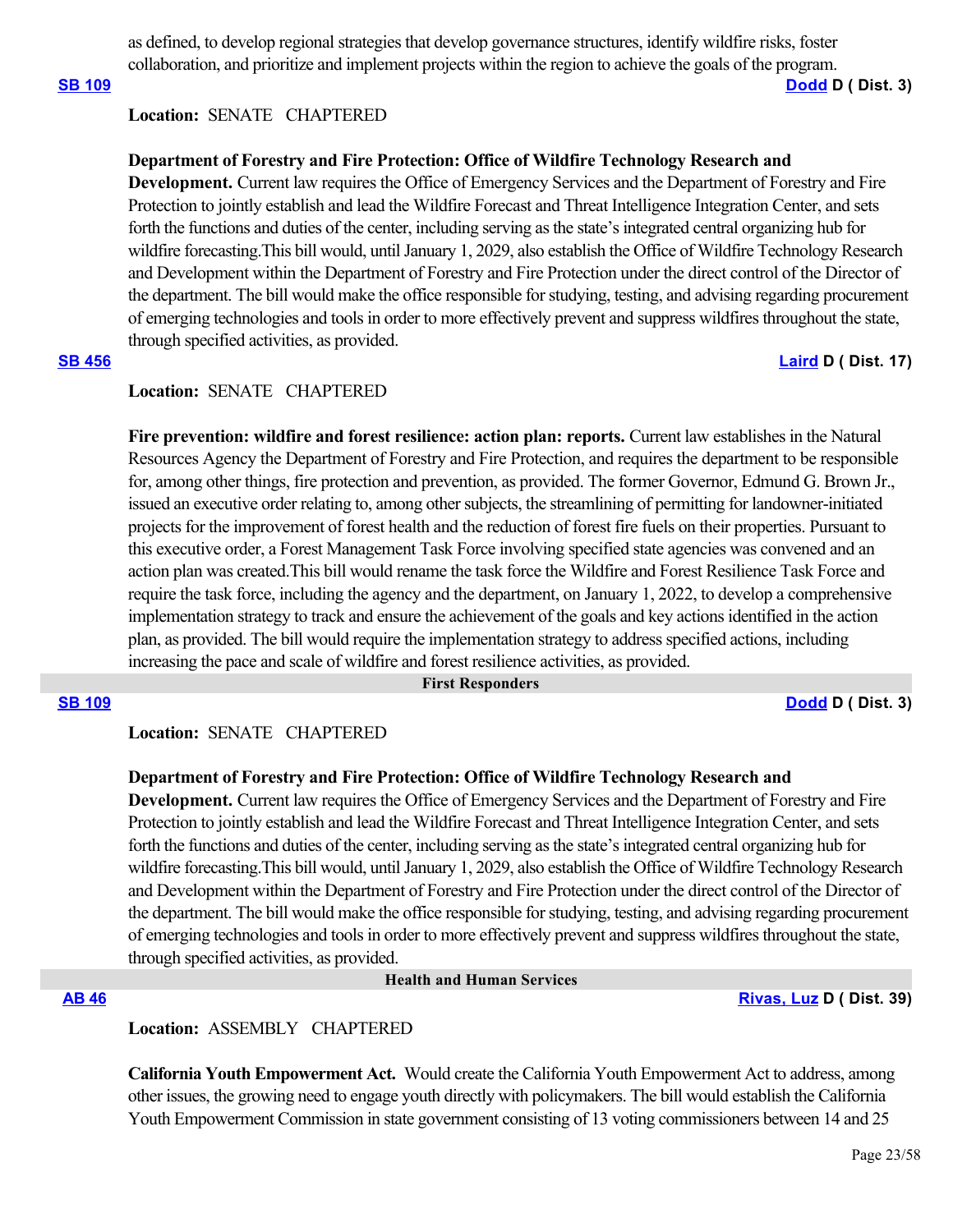as defined, to develop regional strategies that develop governance structures, identify wildfire risks, foster collaboration, and prioritize and implement projects within the region to achieve the goals of the program.

**SB 109** **Dodd D ( Dist. 3)**

**Location:** SENATE CHAPTERED

**Department of Forestry and Fire Protection: Office of Wildfire Technology Research and Development.** Current law requires the Office of Emergency Services and the Department of Forestry and Fire Protection to jointly establish and lead the Wildfire Forecast and Threat Intelligence Integration Center, and sets forth the functions and duties of the center, including serving as the state's integrated central organizing hub for wildfire forecasting.This bill would, until January 1, 2029, also establish the Office of Wildfire Technology Research and Development within the Department of Forestry and Fire Protection under the direct control of the Director of the department. The bill would make the office responsible for studying, testing, and advising regarding procurement of emerging technologies and tools in order to more effectively prevent and suppress wildfires throughout the state, through specified activities, as provided.

**SB 456** **Laird D ( Dist. 17)**

**Location:** SENATE CHAPTERED

**Fire prevention: wildfire and forest resilience: action plan: reports.** Current law establishes in the Natural Resources Agency the Department of Forestry and Fire Protection, and requires the department to be responsible for, among other things, fire protection and prevention, as provided. The former Governor, Edmund G. Brown Jr., issued an executive order relating to, among other subjects, the streamlining of permitting for landowner-initiated projects for the improvement of forest health and the reduction of forest fire fuels on their properties. Pursuant to this executive order, a Forest Management Task Force involving specified state agencies was convened and an action plan was created.This bill would rename the task force the Wildfire and Forest Resilience Task Force and require the task force, including the agency and the department, on January 1, 2022, to develop a comprehensive implementation strategy to track and ensure the achievement of the goals and key actions identified in the action plan, as provided. The bill would require the implementation strategy to address specified actions, including increasing the pace and scale of wildfire and forest resilience activities, as provided.

## First Responders

**SB 109** **Dodd D ( Dist. 3)**

**Location:** SENATE CHAPTERED

**Department of Forestry and Fire Protection: Office of Wildfire Technology Research and Development.** Current law requires the Office of Emergency Services and the Department of Forestry and Fire Protection to jointly establish and lead the Wildfire Forecast and Threat Intelligence Integration Center, and sets forth the functions and duties of the center, including serving as the state's integrated central organizing hub for wildfire forecasting.This bill would, until January 1, 2029, also establish the Office of Wildfire Technology Research and Development within the Department of Forestry and Fire Protection under the direct control of the Director of the department. The bill would make the office responsible for studying, testing, and advising regarding procurement of emerging technologies and tools in order to more effectively prevent and suppress wildfires throughout the state, through specified activities, as provided.

## Health and Human Services

**AB 46** **Rivas, Luz D ( Dist. 39)**

**Location:** ASSEMBLY CHAPTERED

**California Youth Empowerment Act.** Would create the California Youth Empowerment Act to address, among other issues, the growing need to engage youth directly with policymakers. The bill would establish the California Youth Empowerment Commission in state government consisting of 13 voting commissioners between 14 and 25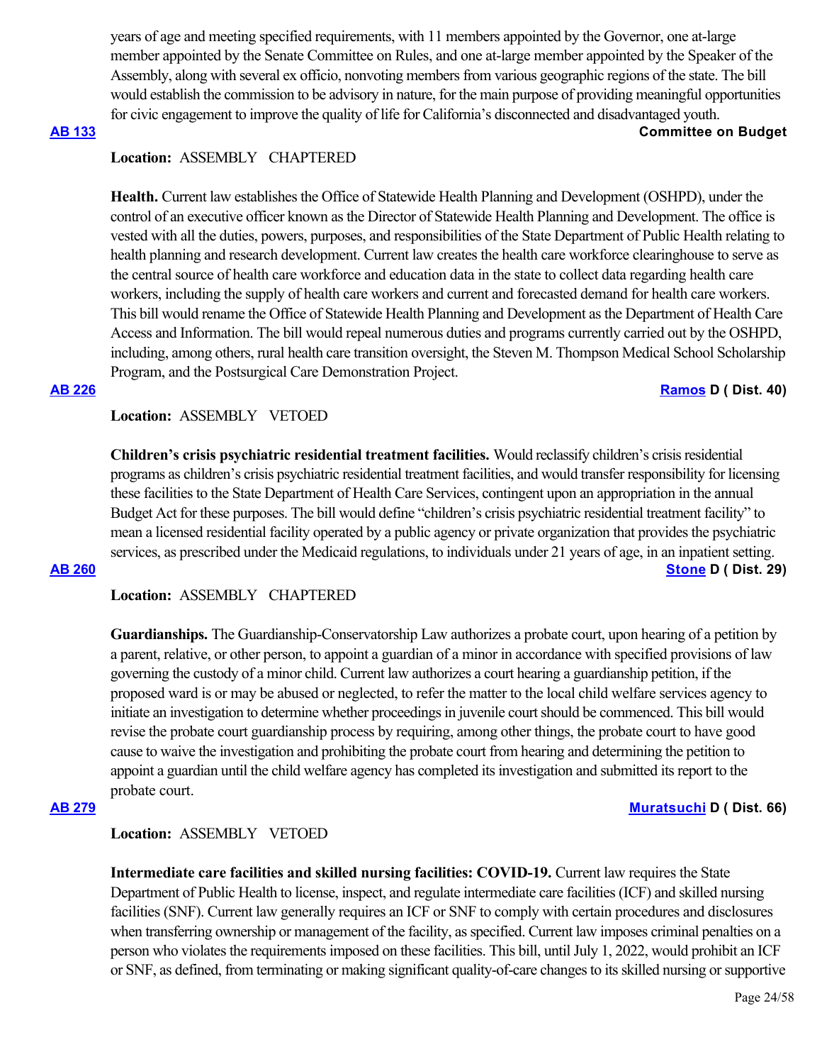years of age and meeting specified requirements, with 11 members appointed by the Governor, one at-large member appointed by the Senate Committee on Rules, and one at-large member appointed by the Speaker of the Assembly, along with several ex officio, nonvoting members from various geographic regions of the state. The bill would establish the commission to be advisory in nature, for the main purpose of providing meaningful opportunities for civic engagement to improve the quality of life for California's disconnected and disadvantaged youth.

**AB 133** **Committee on Budget**

**Location:** ASSEMBLY CHAPTERED

**Health.** Current law establishes the Office of Statewide Health Planning and Development (OSHPD), under the control of an executive officer known as the Director of Statewide Health Planning and Development. The office is vested with all the duties, powers, purposes, and responsibilities of the State Department of Public Health relating to health planning and research development. Current law creates the health care workforce clearinghouse to serve as the central source of health care workforce and education data in the state to collect data regarding health care workers, including the supply of health care workers and current and forecasted demand for health care workers. This bill would rename the Office of Statewide Health Planning and Development as the Department of Health Care Access and Information. The bill would repeal numerous duties and programs currently carried out by the OSHPD, including, among others, rural health care transition oversight, the Steven M. Thompson Medical School Scholarship Program, and the Postsurgical Care Demonstration Project.

**AB 226** **Ramos D ( Dist. 40)**

**Location:** ASSEMBLY VETOED

**Children's crisis psychiatric residential treatment facilities.** Would reclassify children's crisis residential programs as children's crisis psychiatric residential treatment facilities, and would transfer responsibility for licensing these facilities to the State Department of Health Care Services, contingent upon an appropriation in the annual Budget Act for these purposes. The bill would define "children's crisis psychiatric residential treatment facility" to mean a licensed residential facility operated by a public agency or private organization that provides the psychiatric services, as prescribed under the Medicaid regulations, to individuals under 21 years of age, in an inpatient setting.

**AB 260** **Stone D ( Dist. 29)**

**Location:** ASSEMBLY CHAPTERED

**Guardianships.** The Guardianship-Conservatorship Law authorizes a probate court, upon hearing of a petition by a parent, relative, or other person, to appoint a guardian of a minor in accordance with specified provisions of law governing the custody of a minor child. Current law authorizes a court hearing a guardianship petition, if the proposed ward is or may be abused or neglected, to refer the matter to the local child welfare services agency to initiate an investigation to determine whether proceedings in juvenile court should be commenced. This bill would revise the probate court guardianship process by requiring, among other things, the probate court to have good cause to waive the investigation and prohibiting the probate court from hearing and determining the petition to appoint a guardian until the child welfare agency has completed its investigation and submitted its report to the probate court.

**AB 279** **Muratsuchi D ( Dist. 66)**

**Location:** ASSEMBLY VETOED

**Intermediate care facilities and skilled nursing facilities: COVID-19.** Current law requires the State Department of Public Health to license, inspect, and regulate intermediate care facilities (ICF) and skilled nursing facilities (SNF). Current law generally requires an ICF or SNF to comply with certain procedures and disclosures when transferring ownership or management of the facility, as specified. Current law imposes criminal penalties on a person who violates the requirements imposed on these facilities. This bill, until July 1, 2022, would prohibit an ICF or SNF, as defined, from terminating or making significant quality-of-care changes to its skilled nursing or supportive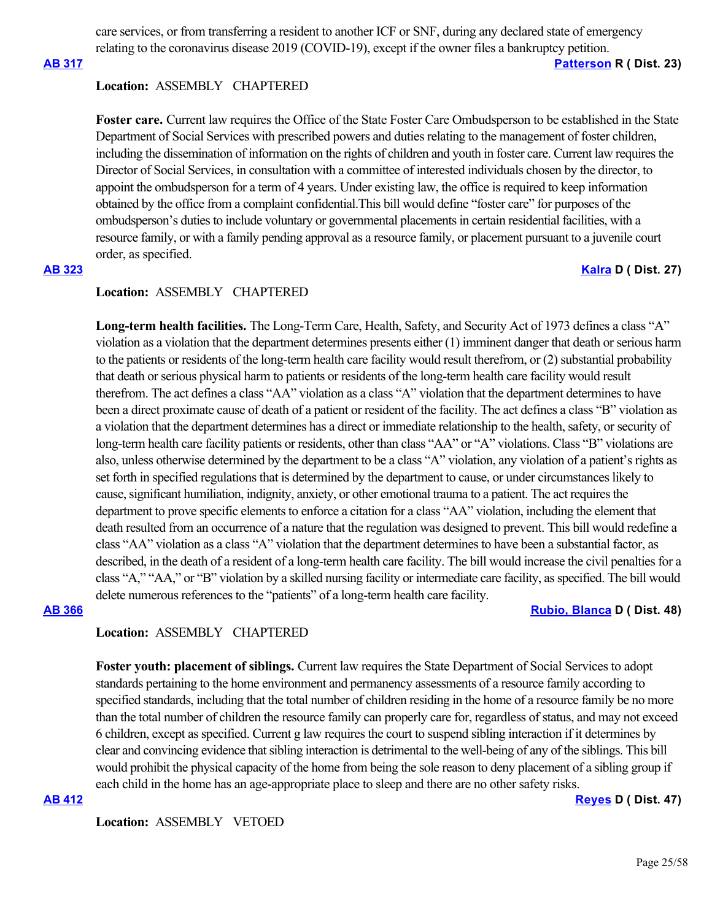care services, or from transferring a resident to another ICF or SNF, during any declared state of emergency relating to the coronavirus disease 2019 (COVID-19), except if the owner files a bankruptcy petition.

**AB 317** **Patterson R ( Dist. 23)**

**Location:** ASSEMBLY CHAPTERED

**Foster care.** Current law requires the Office of the State Foster Care Ombudsperson to be established in the State Department of Social Services with prescribed powers and duties relating to the management of foster children, including the dissemination of information on the rights of children and youth in foster care. Current law requires the Director of Social Services, in consultation with a committee of interested individuals chosen by the director, to appoint the ombudsperson for a term of 4 years. Under existing law, the office is required to keep information obtained by the office from a complaint confidential.This bill would define "foster care" for purposes of the ombudsperson's duties to include voluntary or governmental placements in certain residential facilities, with a resource family, or with a family pending approval as a resource family, or placement pursuant to a juvenile court order, as specified.

**AB 323** **Kalra D ( Dist. 27)**

**Location:** ASSEMBLY CHAPTERED

**Long-term health facilities.** The Long-Term Care, Health, Safety, and Security Act of 1973 defines a class "A" violation as a violation that the department determines presents either (1) imminent danger that death or serious harm to the patients or residents of the long-term health care facility would result therefrom, or (2) substantial probability that death or serious physical harm to patients or residents of the long-term health care facility would result therefrom. The act defines a class "AA" violation as a class "A" violation that the department determines to have been a direct proximate cause of death of a patient or resident of the facility. The act defines a class "B" violation as a violation that the department determines has a direct or immediate relationship to the health, safety, or security of long-term health care facility patients or residents, other than class "AA" or "A" violations. Class "B" violations are also, unless otherwise determined by the department to be a class "A" violation, any violation of a patient's rights as set forth in specified regulations that is determined by the department to cause, or under circumstances likely to cause, significant humiliation, indignity, anxiety, or other emotional trauma to a patient. The act requires the department to prove specific elements to enforce a citation for a class "AA" violation, including the element that death resulted from an occurrence of a nature that the regulation was designed to prevent. This bill would redefine a class "AA" violation as a class "A" violation that the department determines to have been a substantial factor, as described, in the death of a resident of a long-term health care facility. The bill would increase the civil penalties for a class "A," "AA," or "B" violation by a skilled nursing facility or intermediate care facility, as specified. The bill would delete numerous references to the "patients" of a long-term health care facility.

**AB 366** **Rubio, Blanca D ( Dist. 48)**

**Location:** ASSEMBLY CHAPTERED

**Foster youth: placement of siblings.** Current law requires the State Department of Social Services to adopt standards pertaining to the home environment and permanency assessments of a resource family according to specified standards, including that the total number of children residing in the home of a resource family be no more than the total number of children the resource family can properly care for, regardless of status, and may not exceed 6 children, except as specified. Current g law requires the court to suspend sibling interaction if it determines by clear and convincing evidence that sibling interaction is detrimental to the well-being of any of the siblings. This bill would prohibit the physical capacity of the home from being the sole reason to deny placement of a sibling group if each child in the home has an age-appropriate place to sleep and there are no other safety risks.

**AB 412** **Reyes D ( Dist. 47)**

**Location:** ASSEMBLY VETOED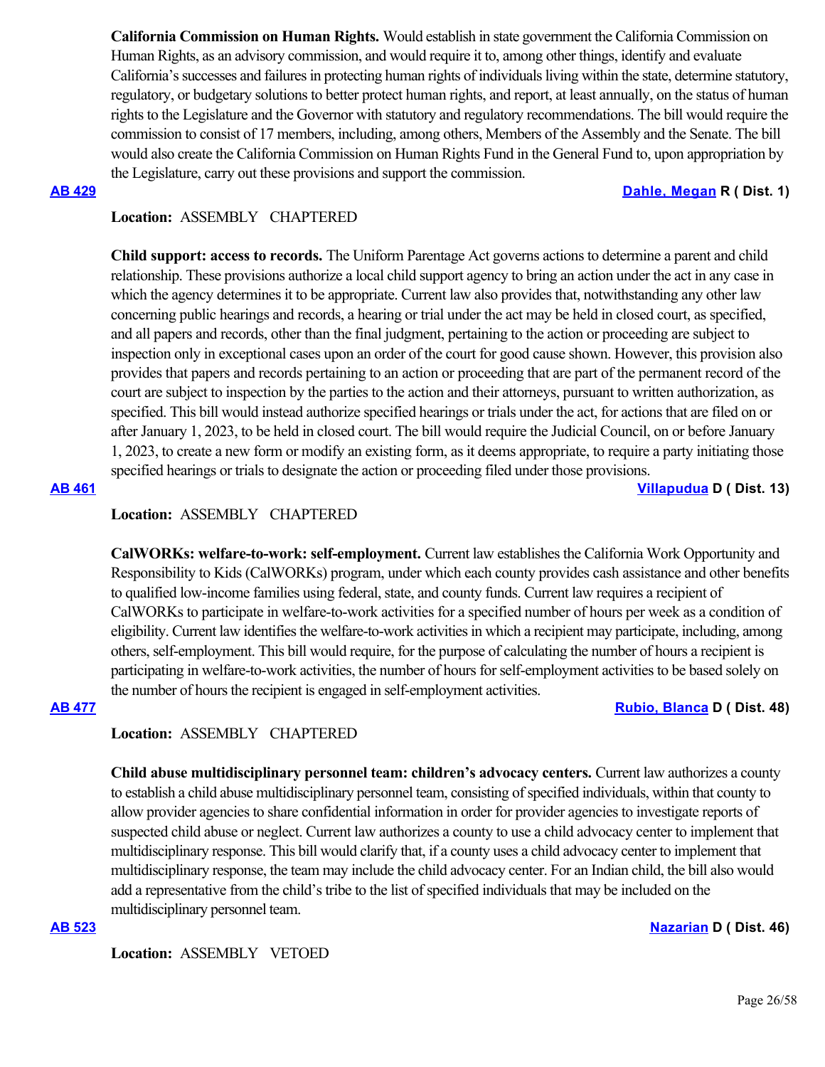**California Commission on Human Rights.** Would establish in state government the California Commission on Human Rights, as an advisory commission, and would require it to, among other things, identify and evaluate California's successes and failures in protecting human rights of individuals living within the state, determine statutory, regulatory, or budgetary solutions to better protect human rights, and report, at least annually, on the status of human rights to the Legislature and the Governor with statutory and regulatory recommendations. The bill would require the commission to consist of 17 members, including, among others, Members of the Assembly and the Senate. The bill would also create the California Commission on Human Rights Fund in the General Fund to, upon appropriation by the Legislature, carry out these provisions and support the commission.

**AB 429** **Dahle, Megan R ( Dist. 1)**

**Location:** ASSEMBLY CHAPTERED

**Child support: access to records.** The Uniform Parentage Act governs actions to determine a parent and child relationship. These provisions authorize a local child support agency to bring an action under the act in any case in which the agency determines it to be appropriate. Current law also provides that, notwithstanding any other law concerning public hearings and records, a hearing or trial under the act may be held in closed court, as specified, and all papers and records, other than the final judgment, pertaining to the action or proceeding are subject to inspection only in exceptional cases upon an order of the court for good cause shown. However, this provision also provides that papers and records pertaining to an action or proceeding that are part of the permanent record of the court are subject to inspection by the parties to the action and their attorneys, pursuant to written authorization, as specified. This bill would instead authorize specified hearings or trials under the act, for actions that are filed on or after January 1, 2023, to be held in closed court. The bill would require the Judicial Council, on or before January 1, 2023, to create a new form or modify an existing form, as it deems appropriate, to require a party initiating those specified hearings or trials to designate the action or proceeding filed under those provisions.

**AB 461** **Villapudua D ( Dist. 13)**

**Location:** ASSEMBLY CHAPTERED

**CalWORKs: welfare-to-work: self-employment.** Current law establishes the California Work Opportunity and Responsibility to Kids (CalWORKs) program, under which each county provides cash assistance and other benefits to qualified low-income families using federal, state, and county funds. Current law requires a recipient of CalWORKs to participate in welfare-to-work activities for a specified number of hours per week as a condition of eligibility. Current law identifies the welfare-to-work activities in which a recipient may participate, including, among others, self-employment. This bill would require, for the purpose of calculating the number of hours a recipient is participating in welfare-to-work activities, the number of hours for self-employment activities to be based solely on the number of hours the recipient is engaged in self-employment activities.

**AB 477** **Rubio, Blanca D ( Dist. 48)**

**Location:** ASSEMBLY CHAPTERED

**Child abuse multidisciplinary personnel team: children's advocacy centers.** Current law authorizes a county to establish a child abuse multidisciplinary personnel team, consisting of specified individuals, within that county to allow provider agencies to share confidential information in order for provider agencies to investigate reports of suspected child abuse or neglect. Current law authorizes a county to use a child advocacy center to implement that multidisciplinary response. This bill would clarify that, if a county uses a child advocacy center to implement that multidisciplinary response, the team may include the child advocacy center. For an Indian child, the bill also would add a representative from the child's tribe to the list of specified individuals that may be included on the multidisciplinary personnel team.

**AB 523** **Nazarian D ( Dist. 46)**

**Location:** ASSEMBLY VETOED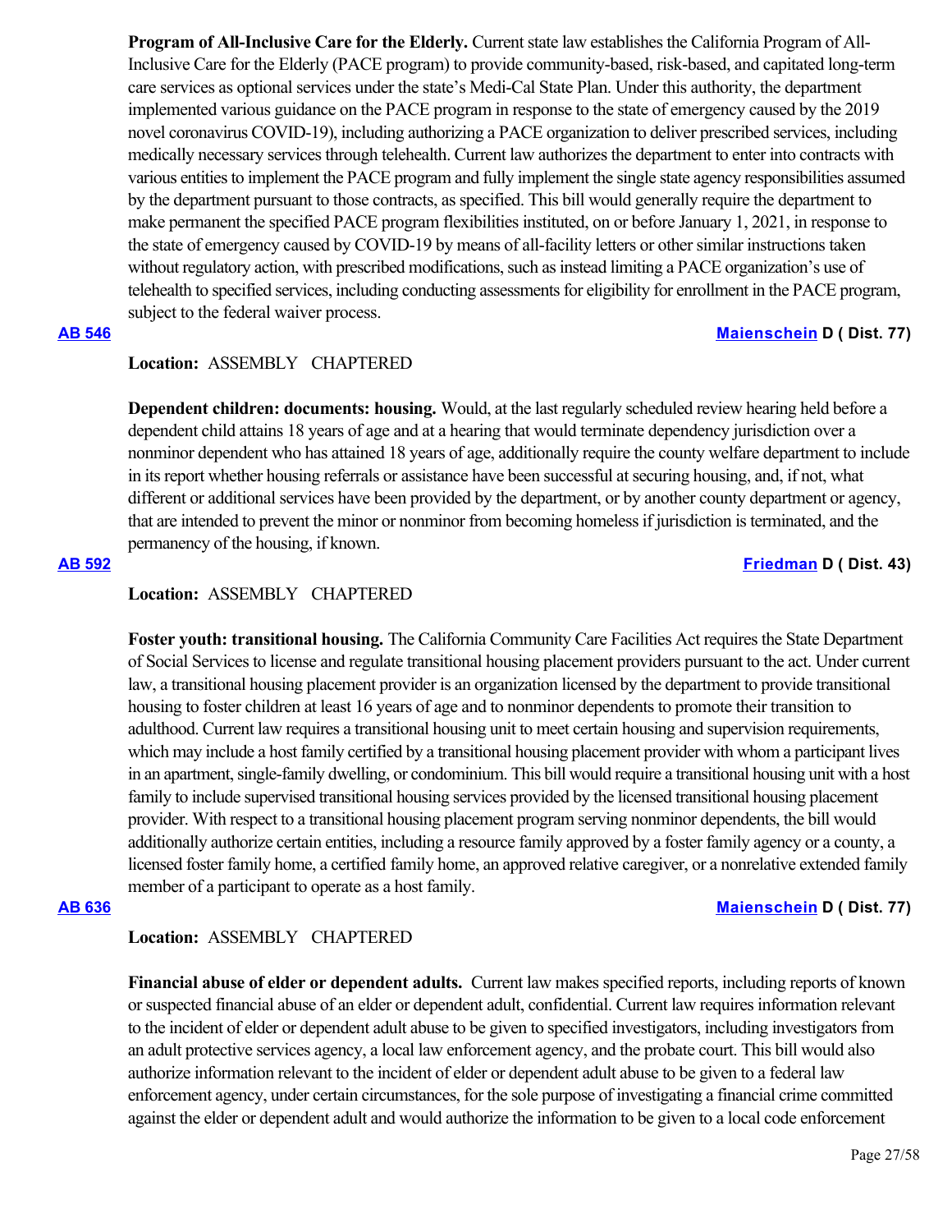**Program of All-Inclusive Care for the Elderly.** Current state law establishes the California Program of All-Inclusive Care for the Elderly (PACE program) to provide community-based, risk-based, and capitated long-term care services as optional services under the state's Medi-Cal State Plan. Under this authority, the department implemented various guidance on the PACE program in response to the state of emergency caused by the 2019 novel coronavirus COVID-19), including authorizing a PACE organization to deliver prescribed services, including medically necessary services through telehealth. Current law authorizes the department to enter into contracts with various entities to implement the PACE program and fully implement the single state agency responsibilities assumed by the department pursuant to those contracts, as specified. This bill would generally require the department to make permanent the specified PACE program flexibilities instituted, on or before January 1, 2021, in response to the state of emergency caused by COVID-19 by means of all-facility letters or other similar instructions taken without regulatory action, with prescribed modifications, such as instead limiting a PACE organization's use of telehealth to specified services, including conducting assessments for eligibility for enrollment in the PACE program, subject to the federal waiver process.

**AB 546** **Maienschein D ( Dist. 77)**

**Location:** ASSEMBLY CHAPTERED

**Dependent children: documents: housing.** Would, at the last regularly scheduled review hearing held before a dependent child attains 18 years of age and at a hearing that would terminate dependency jurisdiction over a nonminor dependent who has attained 18 years of age, additionally require the county welfare department to include in its report whether housing referrals or assistance have been successful at securing housing, and, if not, what different or additional services have been provided by the department, or by another county department or agency, that are intended to prevent the minor or nonminor from becoming homeless if jurisdiction is terminated, and the permanency of the housing, if known.

**AB 592** **Friedman D ( Dist. 43)**

**Location:** ASSEMBLY CHAPTERED

**Foster youth: transitional housing.** The California Community Care Facilities Act requires the State Department of Social Services to license and regulate transitional housing placement providers pursuant to the act. Under current law, a transitional housing placement provider is an organization licensed by the department to provide transitional housing to foster children at least 16 years of age and to nonminor dependents to promote their transition to adulthood. Current law requires a transitional housing unit to meet certain housing and supervision requirements, which may include a host family certified by a transitional housing placement provider with whom a participant lives in an apartment, single-family dwelling, or condominium. This bill would require a transitional housing unit with a host family to include supervised transitional housing services provided by the licensed transitional housing placement provider. With respect to a transitional housing placement program serving nonminor dependents, the bill would additionally authorize certain entities, including a resource family approved by a foster family agency or a county, a licensed foster family home, a certified family home, an approved relative caregiver, or a nonrelative extended family member of a participant to operate as a host family.

**AB 636** **Maienschein D ( Dist. 77)**

**Location:** ASSEMBLY CHAPTERED

**Financial abuse of elder or dependent adults.** Current law makes specified reports, including reports of known or suspected financial abuse of an elder or dependent adult, confidential. Current law requires information relevant to the incident of elder or dependent adult abuse to be given to specified investigators, including investigators from an adult protective services agency, a local law enforcement agency, and the probate court. This bill would also authorize information relevant to the incident of elder or dependent adult abuse to be given to a federal law enforcement agency, under certain circumstances, for the sole purpose of investigating a financial crime committed against the elder or dependent adult and would authorize the information to be given to a local code enforcement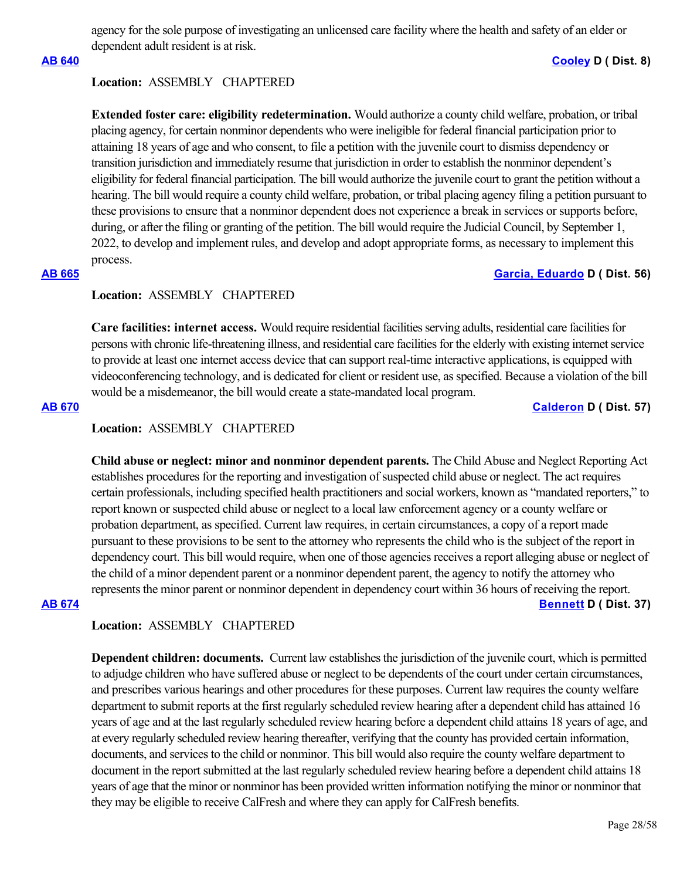agency for the sole purpose of investigating an unlicensed care facility where the health and safety of an elder or dependent adult resident is at risk.

**AB 640** **Cooley D ( Dist. 8)**

**Location:** ASSEMBLY CHAPTERED

**Extended foster care: eligibility redetermination.** Would authorize a county child welfare, probation, or tribal placing agency, for certain nonminor dependents who were ineligible for federal financial participation prior to attaining 18 years of age and who consent, to file a petition with the juvenile court to dismiss dependency or transition jurisdiction and immediately resume that jurisdiction in order to establish the nonminor dependent's eligibility for federal financial participation. The bill would authorize the juvenile court to grant the petition without a hearing. The bill would require a county child welfare, probation, or tribal placing agency filing a petition pursuant to these provisions to ensure that a nonminor dependent does not experience a break in services or supports before, during, or after the filing or granting of the petition. The bill would require the Judicial Council, by September 1, 2022, to develop and implement rules, and develop and adopt appropriate forms, as necessary to implement this process.

**AB 665** **Garcia, Eduardo D ( Dist. 56)**

**Location:** ASSEMBLY CHAPTERED

**Care facilities: internet access.** Would require residential facilities serving adults, residential care facilities for persons with chronic life-threatening illness, and residential care facilities for the elderly with existing internet service to provide at least one internet access device that can support real-time interactive applications, is equipped with videoconferencing technology, and is dedicated for client or resident use, as specified. Because a violation of the bill would be a misdemeanor, the bill would create a state-mandated local program.

**AB 670** **Calderon D ( Dist. 57)**

**Location:** ASSEMBLY CHAPTERED

**Child abuse or neglect: minor and nonminor dependent parents.** The Child Abuse and Neglect Reporting Act establishes procedures for the reporting and investigation of suspected child abuse or neglect. The act requires certain professionals, including specified health practitioners and social workers, known as "mandated reporters," to report known or suspected child abuse or neglect to a local law enforcement agency or a county welfare or probation department, as specified. Current law requires, in certain circumstances, a copy of a report made pursuant to these provisions to be sent to the attorney who represents the child who is the subject of the report in dependency court. This bill would require, when one of those agencies receives a report alleging abuse or neglect of the child of a minor dependent parent or a nonminor dependent parent, the agency to notify the attorney who represents the minor parent or nonminor dependent in dependency court within 36 hours of receiving the report.

**AB 674** **Bennett D ( Dist. 37)**

**Location:** ASSEMBLY CHAPTERED

**Dependent children: documents.** Current law establishes the jurisdiction of the juvenile court, which is permitted to adjudge children who have suffered abuse or neglect to be dependents of the court under certain circumstances, and prescribes various hearings and other procedures for these purposes. Current law requires the county welfare department to submit reports at the first regularly scheduled review hearing after a dependent child has attained 16 years of age and at the last regularly scheduled review hearing before a dependent child attains 18 years of age, and at every regularly scheduled review hearing thereafter, verifying that the county has provided certain information, documents, and services to the child or nonminor. This bill would also require the county welfare department to document in the report submitted at the last regularly scheduled review hearing before a dependent child attains 18 years of age that the minor or nonminor has been provided written information notifying the minor or nonminor that they may be eligible to receive CalFresh and where they can apply for CalFresh benefits.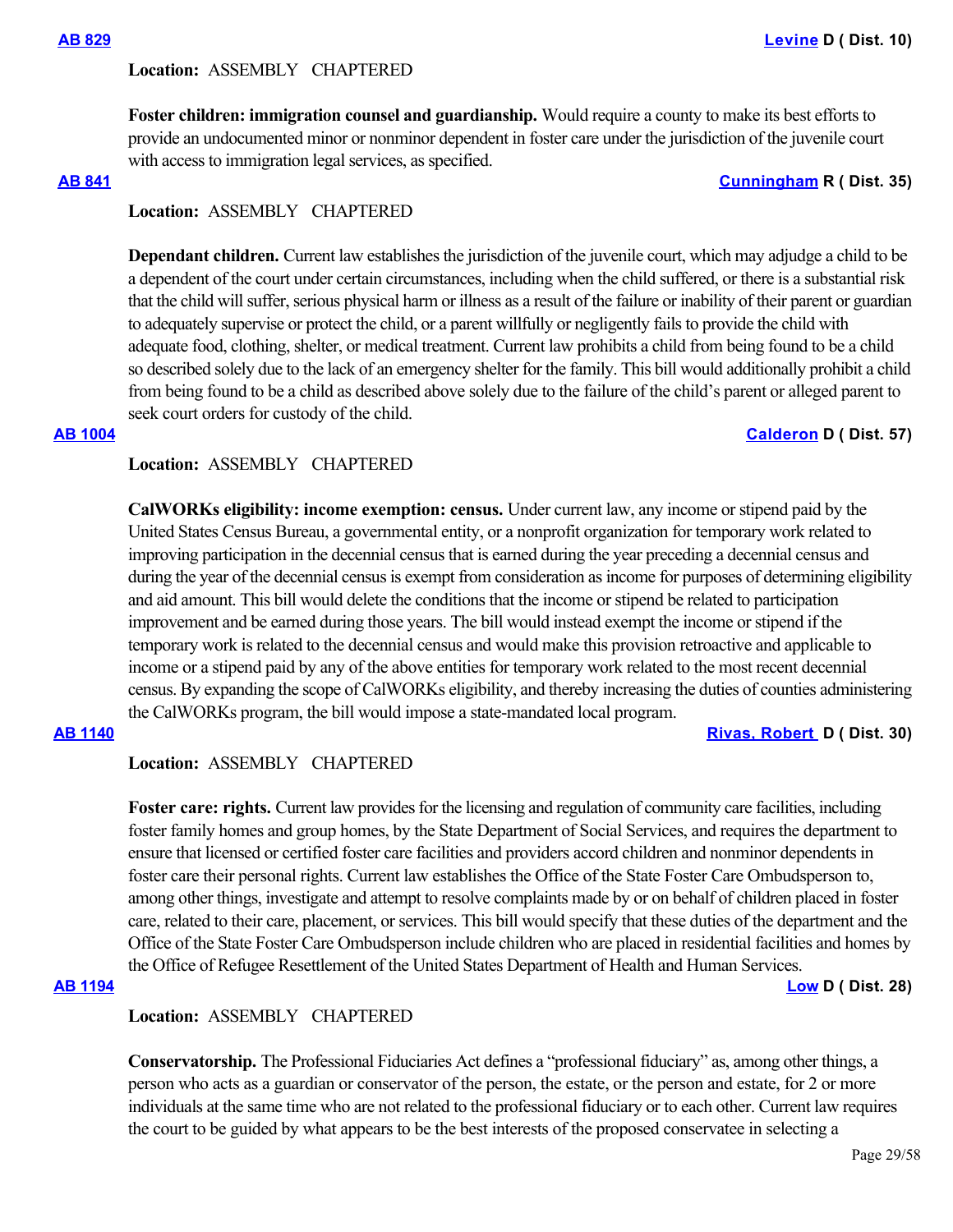**AB 829** **Levine D ( Dist. 10)**

**Location:** ASSEMBLY CHAPTERED

**Foster children: immigration counsel and guardianship.** Would require a county to make its best efforts to provide an undocumented minor or nonminor dependent in foster care under the jurisdiction of the juvenile court with access to immigration legal services, as specified.

**AB 841** **Cunningham R ( Dist. 35)**

**Location:** ASSEMBLY CHAPTERED

**Dependant children.** Current law establishes the jurisdiction of the juvenile court, which may adjudge a child to be a dependent of the court under certain circumstances, including when the child suffered, or there is a substantial risk that the child will suffer, serious physical harm or illness as a result of the failure or inability of their parent or guardian to adequately supervise or protect the child, or a parent willfully or negligently fails to provide the child with adequate food, clothing, shelter, or medical treatment. Current law prohibits a child from being found to be a child so described solely due to the lack of an emergency shelter for the family. This bill would additionally prohibit a child from being found to be a child as described above solely due to the failure of the child's parent or alleged parent to seek court orders for custody of the child.

**AB 1004** **Calderon D ( Dist. 57)**

**Location:** ASSEMBLY CHAPTERED

**CalWORKs eligibility: income exemption: census.** Under current law, any income or stipend paid by the United States Census Bureau, a governmental entity, or a nonprofit organization for temporary work related to improving participation in the decennial census that is earned during the year preceding a decennial census and during the year of the decennial census is exempt from consideration as income for purposes of determining eligibility and aid amount. This bill would delete the conditions that the income or stipend be related to participation improvement and be earned during those years. The bill would instead exempt the income or stipend if the temporary work is related to the decennial census and would make this provision retroactive and applicable to income or a stipend paid by any of the above entities for temporary work related to the most recent decennial census. By expanding the scope of CalWORKs eligibility, and thereby increasing the duties of counties administering the CalWORKs program, the bill would impose a state-mandated local program.

**AB 1140** **Rivas, Robert D ( Dist. 30)**

**Location:** ASSEMBLY CHAPTERED

**Foster care: rights.** Current law provides for the licensing and regulation of community care facilities, including foster family homes and group homes, by the State Department of Social Services, and requires the department to ensure that licensed or certified foster care facilities and providers accord children and nonminor dependents in foster care their personal rights. Current law establishes the Office of the State Foster Care Ombudsperson to, among other things, investigate and attempt to resolve complaints made by or on behalf of children placed in foster care, related to their care, placement, or services. This bill would specify that these duties of the department and the Office of the State Foster Care Ombudsperson include children who are placed in residential facilities and homes by the Office of Refugee Resettlement of the United States Department of Health and Human Services.

**AB 1194** **Low D ( Dist. 28)**

**Location:** ASSEMBLY CHAPTERED

**Conservatorship.** The Professional Fiduciaries Act defines a "professional fiduciary" as, among other things, a person who acts as a guardian or conservator of the person, the estate, or the person and estate, for 2 or more individuals at the same time who are not related to the professional fiduciary or to each other. Current law requires the court to be guided by what appears to be the best interests of the proposed conservatee in selecting a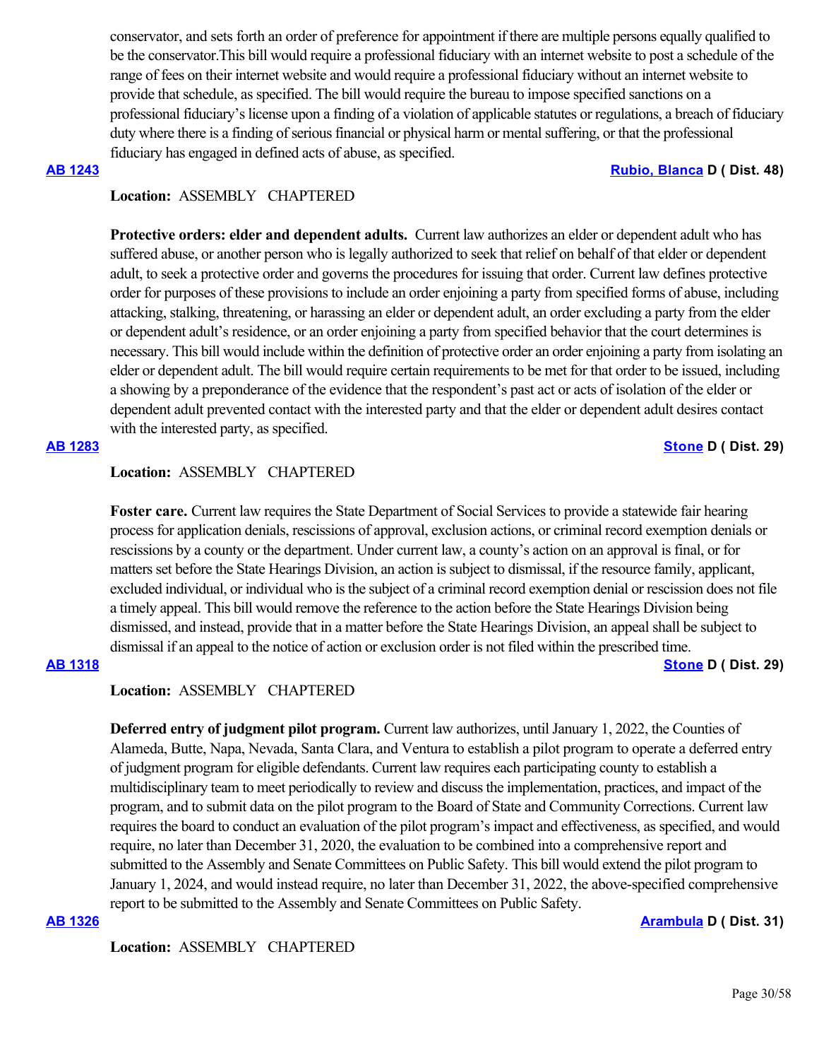conservator, and sets forth an order of preference for appointment if there are multiple persons equally qualified to be the conservator.This bill would require a professional fiduciary with an internet website to post a schedule of the range of fees on their internet website and would require a professional fiduciary without an internet website to provide that schedule, as specified. The bill would require the bureau to impose specified sanctions on a professional fiduciary's license upon a finding of a violation of applicable statutes or regulations, a breach of fiduciary duty where there is a finding of serious financial or physical harm or mental suffering, or that the professional fiduciary has engaged in defined acts of abuse, as specified.

**AB 1243** **Rubio, Blanca D ( Dist. 48)**

**Location:** ASSEMBLY CHAPTERED

**Protective orders: elder and dependent adults.** Current law authorizes an elder or dependent adult who has suffered abuse, or another person who is legally authorized to seek that relief on behalf of that elder or dependent adult, to seek a protective order and governs the procedures for issuing that order. Current law defines protective order for purposes of these provisions to include an order enjoining a party from specified forms of abuse, including attacking, stalking, threatening, or harassing an elder or dependent adult, an order excluding a party from the elder or dependent adult's residence, or an order enjoining a party from specified behavior that the court determines is necessary. This bill would include within the definition of protective order an order enjoining a party from isolating an elder or dependent adult. The bill would require certain requirements to be met for that order to be issued, including a showing by a preponderance of the evidence that the respondent's past act or acts of isolation of the elder or dependent adult prevented contact with the interested party and that the elder or dependent adult desires contact with the interested party, as specified.

**AB 1283** **Stone D ( Dist. 29)**

**Location:** ASSEMBLY CHAPTERED

**Foster care.** Current law requires the State Department of Social Services to provide a statewide fair hearing process for application denials, rescissions of approval, exclusion actions, or criminal record exemption denials or rescissions by a county or the department. Under current law, a county's action on an approval is final, or for matters set before the State Hearings Division, an action is subject to dismissal, if the resource family, applicant, excluded individual, or individual who is the subject of a criminal record exemption denial or rescission does not file a timely appeal. This bill would remove the reference to the action before the State Hearings Division being dismissed, and instead, provide that in a matter before the State Hearings Division, an appeal shall be subject to dismissal if an appeal to the notice of action or exclusion order is not filed within the prescribed time.

**AB 1318** **Stone D ( Dist. 29)**

**Location:** ASSEMBLY CHAPTERED

**Deferred entry of judgment pilot program.** Current law authorizes, until January 1, 2022, the Counties of Alameda, Butte, Napa, Nevada, Santa Clara, and Ventura to establish a pilot program to operate a deferred entry of judgment program for eligible defendants. Current law requires each participating county to establish a multidisciplinary team to meet periodically to review and discuss the implementation, practices, and impact of the program, and to submit data on the pilot program to the Board of State and Community Corrections. Current law requires the board to conduct an evaluation of the pilot program's impact and effectiveness, as specified, and would require, no later than December 31, 2020, the evaluation to be combined into a comprehensive report and submitted to the Assembly and Senate Committees on Public Safety. This bill would extend the pilot program to January 1, 2024, and would instead require, no later than December 31, 2022, the above-specified comprehensive report to be submitted to the Assembly and Senate Committees on Public Safety.

**AB 1326** **Arambula D ( Dist. 31)**

**Location:** ASSEMBLY CHAPTERED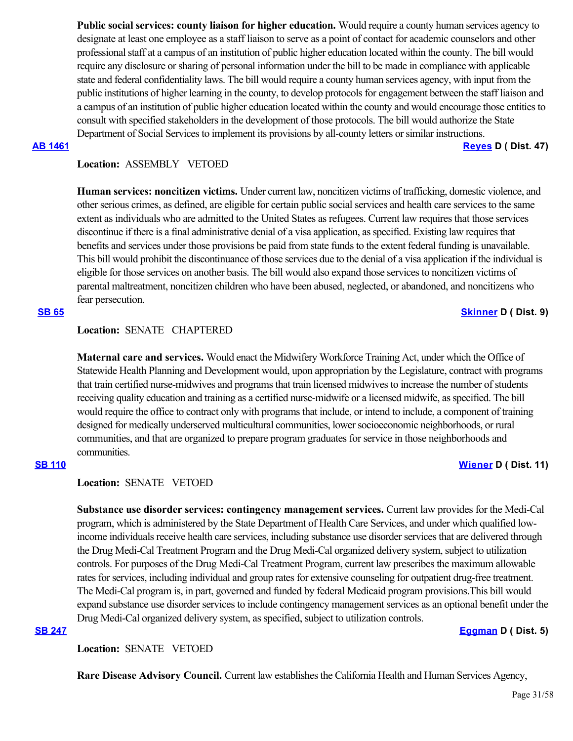**Public social services: county liaison for higher education.** Would require a county human services agency to designate at least one employee as a staff liaison to serve as a point of contact for academic counselors and other professional staff at a campus of an institution of public higher education located within the county. The bill would require any disclosure or sharing of personal information under the bill to be made in compliance with applicable state and federal confidentiality laws. The bill would require a county human services agency, with input from the public institutions of higher learning in the county, to develop protocols for engagement between the staff liaison and a campus of an institution of public higher education located within the county and would encourage those entities to consult with specified stakeholders in the development of those protocols. The bill would authorize the State Department of Social Services to implement its provisions by all-county letters or similar instructions.

**AB 1461** — **Reyes D ( Dist. 47)**

**Location:** ASSEMBLY VETOED

**Human services: noncitizen victims.** Under current law, noncitizen victims of trafficking, domestic violence, and other serious crimes, as defined, are eligible for certain public social services and health care services to the same extent as individuals who are admitted to the United States as refugees. Current law requires that those services discontinue if there is a final administrative denial of a visa application, as specified. Existing law requires that benefits and services under those provisions be paid from state funds to the extent federal funding is unavailable. This bill would prohibit the discontinuance of those services due to the denial of a visa application if the individual is eligible for those services on another basis. The bill would also expand those services to noncitizen victims of parental maltreatment, noncitizen children who have been abused, neglected, or abandoned, and noncitizens who fear persecution.

**SB 65** — **Skinner D ( Dist. 9)**

**Location:** SENATE CHAPTERED

**Maternal care and services.** Would enact the Midwifery Workforce Training Act, under which the Office of Statewide Health Planning and Development would, upon appropriation by the Legislature, contract with programs that train certified nurse-midwives and programs that train licensed midwives to increase the number of students receiving quality education and training as a certified nurse-midwife or a licensed midwife, as specified. The bill would require the office to contract only with programs that include, or intend to include, a component of training designed for medically underserved multicultural communities, lower socioeconomic neighborhoods, or rural communities, and that are organized to prepare program graduates for service in those neighborhoods and communities.

**SB 110** — **Wiener D ( Dist. 11)**

**Location:** SENATE VETOED

**Substance use disorder services: contingency management services.** Current law provides for the Medi-Cal program, which is administered by the State Department of Health Care Services, and under which qualified low-income individuals receive health care services, including substance use disorder services that are delivered through the Drug Medi-Cal Treatment Program and the Drug Medi-Cal organized delivery system, subject to utilization controls. For purposes of the Drug Medi-Cal Treatment Program, current law prescribes the maximum allowable rates for services, including individual and group rates for extensive counseling for outpatient drug-free treatment. The Medi-Cal program is, in part, governed and funded by federal Medicaid program provisions.This bill would expand substance use disorder services to include contingency management services as an optional benefit under the Drug Medi-Cal organized delivery system, as specified, subject to utilization controls.

**SB 247** — **Eggman D ( Dist. 5)**

**Location:** SENATE VETOED

**Rare Disease Advisory Council.** Current law establishes the California Health and Human Services Agency,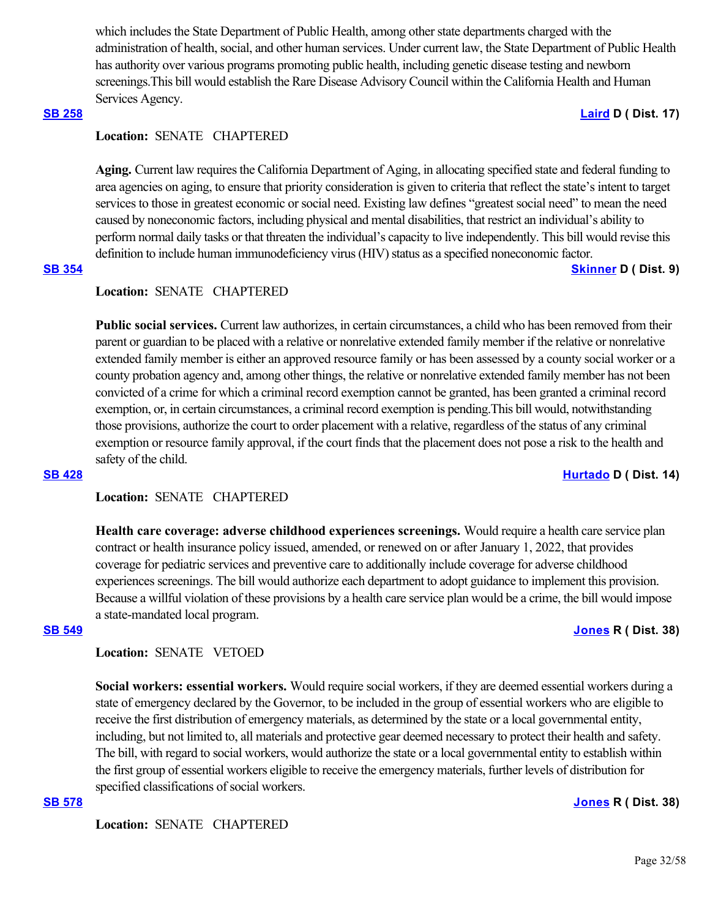which includes the State Department of Public Health, among other state departments charged with the administration of health, social, and other human services. Under current law, the State Department of Public Health has authority over various programs promoting public health, including genetic disease testing and newborn screenings.This bill would establish the Rare Disease Advisory Council within the California Health and Human Services Agency.

**SB 258** **Laird D ( Dist. 17)**

**Location:** SENATE CHAPTERED

**Aging.** Current law requires the California Department of Aging, in allocating specified state and federal funding to area agencies on aging, to ensure that priority consideration is given to criteria that reflect the state's intent to target services to those in greatest economic or social need. Existing law defines "greatest social need" to mean the need caused by noneconomic factors, including physical and mental disabilities, that restrict an individual's ability to perform normal daily tasks or that threaten the individual's capacity to live independently. This bill would revise this definition to include human immunodeficiency virus (HIV) status as a specified noneconomic factor.

**SB 354** **Skinner D ( Dist. 9)**

**Location:** SENATE CHAPTERED

**Public social services.** Current law authorizes, in certain circumstances, a child who has been removed from their parent or guardian to be placed with a relative or nonrelative extended family member if the relative or nonrelative extended family member is either an approved resource family or has been assessed by a county social worker or a county probation agency and, among other things, the relative or nonrelative extended family member has not been convicted of a crime for which a criminal record exemption cannot be granted, has been granted a criminal record exemption, or, in certain circumstances, a criminal record exemption is pending.This bill would, notwithstanding those provisions, authorize the court to order placement with a relative, regardless of the status of any criminal exemption or resource family approval, if the court finds that the placement does not pose a risk to the health and safety of the child.

**SB 428** **Hurtado D ( Dist. 14)**

**Location:** SENATE CHAPTERED

**Health care coverage: adverse childhood experiences screenings.** Would require a health care service plan contract or health insurance policy issued, amended, or renewed on or after January 1, 2022, that provides coverage for pediatric services and preventive care to additionally include coverage for adverse childhood experiences screenings. The bill would authorize each department to adopt guidance to implement this provision. Because a willful violation of these provisions by a health care service plan would be a crime, the bill would impose a state-mandated local program.

**SB 549** **Jones R ( Dist. 38)**

**Location:** SENATE VETOED

**Social workers: essential workers.** Would require social workers, if they are deemed essential workers during a state of emergency declared by the Governor, to be included in the group of essential workers who are eligible to receive the first distribution of emergency materials, as determined by the state or a local governmental entity, including, but not limited to, all materials and protective gear deemed necessary to protect their health and safety. The bill, with regard to social workers, would authorize the state or a local governmental entity to establish within the first group of essential workers eligible to receive the emergency materials, further levels of distribution for specified classifications of social workers.

**SB 578** **Jones R ( Dist. 38)**

**Location:** SENATE CHAPTERED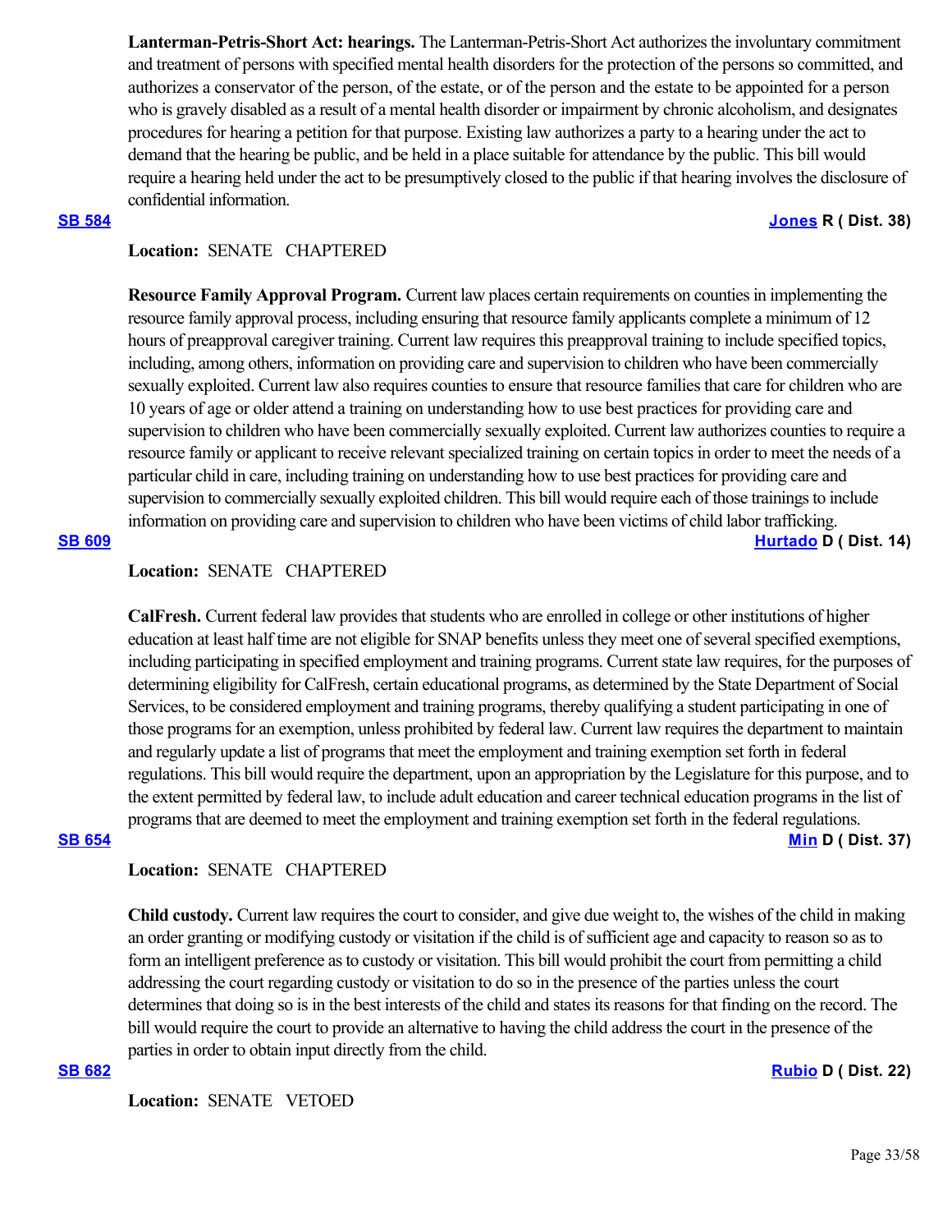**Lanterman-Petris-Short Act: hearings.** The Lanterman-Petris-Short Act authorizes the involuntary commitment and treatment of persons with specified mental health disorders for the protection of the persons so committed, and authorizes a conservator of the person, of the estate, or of the person and the estate to be appointed for a person who is gravely disabled as a result of a mental health disorder or impairment by chronic alcoholism, and designates procedures for hearing a petition for that purpose. Existing law authorizes a party to a hearing under the act to demand that the hearing be public, and be held in a place suitable for attendance by the public. This bill would require a hearing held under the act to be presumptively closed to the public if that hearing involves the disclosure of confidential information.

**SB 584** **Jones R ( Dist. 38)**

**Location:** SENATE CHAPTERED

**Resource Family Approval Program.** Current law places certain requirements on counties in implementing the resource family approval process, including ensuring that resource family applicants complete a minimum of 12 hours of preapproval caregiver training. Current law requires this preapproval training to include specified topics, including, among others, information on providing care and supervision to children who have been commercially sexually exploited. Current law also requires counties to ensure that resource families that care for children who are 10 years of age or older attend a training on understanding how to use best practices for providing care and supervision to children who have been commercially sexually exploited. Current law authorizes counties to require a resource family or applicant to receive relevant specialized training on certain topics in order to meet the needs of a particular child in care, including training on understanding how to use best practices for providing care and supervision to commercially sexually exploited children. This bill would require each of those trainings to include information on providing care and supervision to children who have been victims of child labor trafficking.

**SB 609** **Hurtado D ( Dist. 14)**

**Location:** SENATE CHAPTERED

**CalFresh.** Current federal law provides that students who are enrolled in college or other institutions of higher education at least half time are not eligible for SNAP benefits unless they meet one of several specified exemptions, including participating in specified employment and training programs. Current state law requires, for the purposes of determining eligibility for CalFresh, certain educational programs, as determined by the State Department of Social Services, to be considered employment and training programs, thereby qualifying a student participating in one of those programs for an exemption, unless prohibited by federal law. Current law requires the department to maintain and regularly update a list of programs that meet the employment and training exemption set forth in federal regulations. This bill would require the department, upon an appropriation by the Legislature for this purpose, and to the extent permitted by federal law, to include adult education and career technical education programs in the list of programs that are deemed to meet the employment and training exemption set forth in the federal regulations.

**SB 654** **Min D ( Dist. 37)**

**Location:** SENATE CHAPTERED

**Child custody.** Current law requires the court to consider, and give due weight to, the wishes of the child in making an order granting or modifying custody or visitation if the child is of sufficient age and capacity to reason so as to form an intelligent preference as to custody or visitation. This bill would prohibit the court from permitting a child addressing the court regarding custody or visitation to do so in the presence of the parties unless the court determines that doing so is in the best interests of the child and states its reasons for that finding on the record. The bill would require the court to provide an alternative to having the child address the court in the presence of the parties in order to obtain input directly from the child.

**SB 682** **Rubio D ( Dist. 22)**

**Location:** SENATE VETOED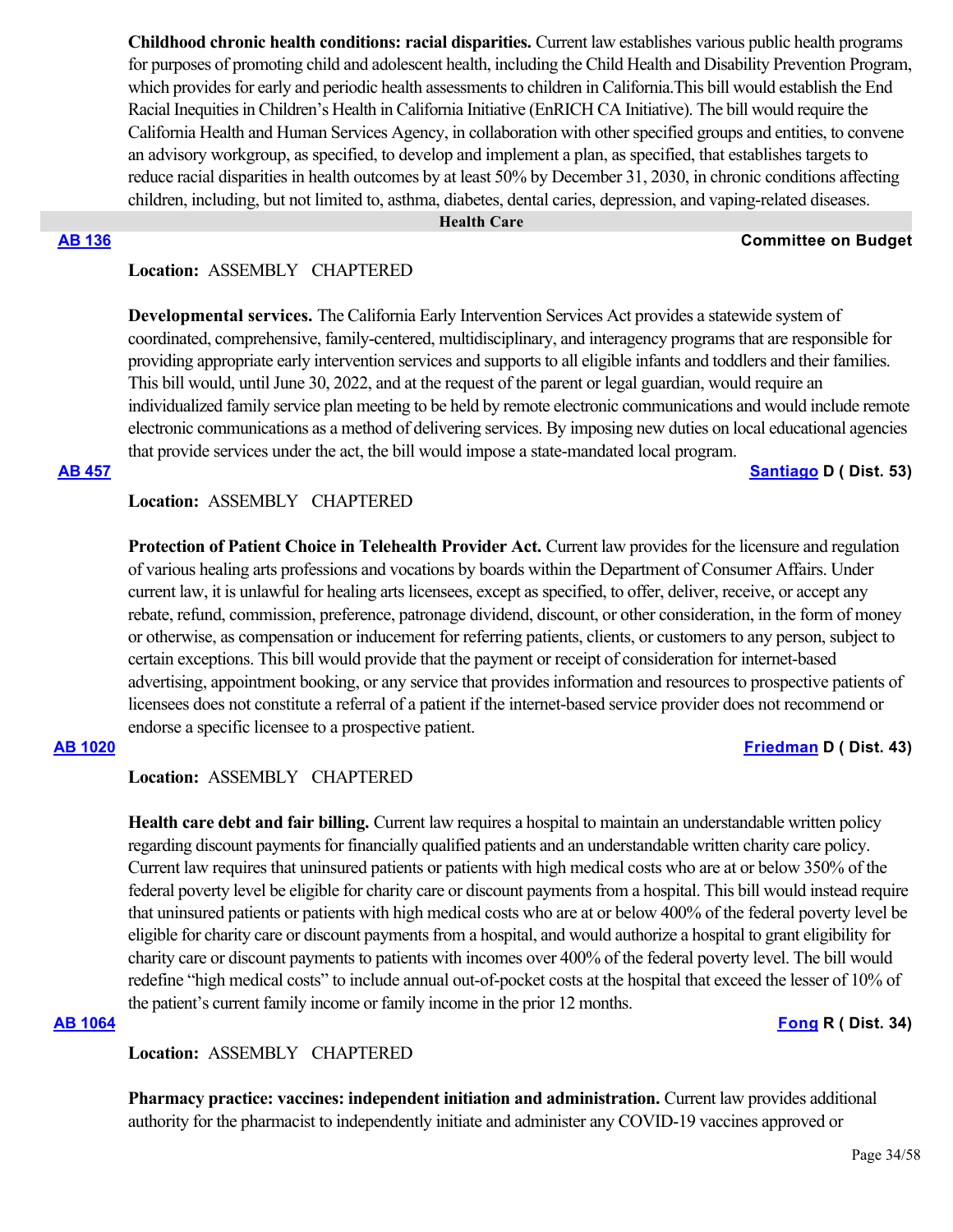**Childhood chronic health conditions: racial disparities.** Current law establishes various public health programs for purposes of promoting child and adolescent health, including the Child Health and Disability Prevention Program, which provides for early and periodic health assessments to children in California.This bill would establish the End Racial Inequities in Children's Health in California Initiative (EnRICH CA Initiative). The bill would require the California Health and Human Services Agency, in collaboration with other specified groups and entities, to convene an advisory workgroup, as specified, to develop and implement a plan, as specified, that establishes targets to reduce racial disparities in health outcomes by at least 50% by December 31, 2030, in chronic conditions affecting children, including, but not limited to, asthma, diabetes, dental caries, depression, and vaping-related diseases.

## Health Care

**AB 136** — **Committee on Budget**

**Location:** ASSEMBLY CHAPTERED

**Developmental services.** The California Early Intervention Services Act provides a statewide system of coordinated, comprehensive, family-centered, multidisciplinary, and interagency programs that are responsible for providing appropriate early intervention services and supports to all eligible infants and toddlers and their families. This bill would, until June 30, 2022, and at the request of the parent or legal guardian, would require an individualized family service plan meeting to be held by remote electronic communications and would include remote electronic communications as a method of delivering services. By imposing new duties on local educational agencies that provide services under the act, the bill would impose a state-mandated local program.

**AB 457** — **Santiago D ( Dist. 53)**

**Location:** ASSEMBLY CHAPTERED

**Protection of Patient Choice in Telehealth Provider Act.** Current law provides for the licensure and regulation of various healing arts professions and vocations by boards within the Department of Consumer Affairs. Under current law, it is unlawful for healing arts licensees, except as specified, to offer, deliver, receive, or accept any rebate, refund, commission, preference, patronage dividend, discount, or other consideration, in the form of money or otherwise, as compensation or inducement for referring patients, clients, or customers to any person, subject to certain exceptions. This bill would provide that the payment or receipt of consideration for internet-based advertising, appointment booking, or any service that provides information and resources to prospective patients of licensees does not constitute a referral of a patient if the internet-based service provider does not recommend or endorse a specific licensee to a prospective patient.

**AB 1020** — **Friedman D ( Dist. 43)**

**Location:** ASSEMBLY CHAPTERED

**Health care debt and fair billing.** Current law requires a hospital to maintain an understandable written policy regarding discount payments for financially qualified patients and an understandable written charity care policy. Current law requires that uninsured patients or patients with high medical costs who are at or below 350% of the federal poverty level be eligible for charity care or discount payments from a hospital. This bill would instead require that uninsured patients or patients with high medical costs who are at or below 400% of the federal poverty level be eligible for charity care or discount payments from a hospital, and would authorize a hospital to grant eligibility for charity care or discount payments to patients with incomes over 400% of the federal poverty level. The bill would redefine "high medical costs" to include annual out-of-pocket costs at the hospital that exceed the lesser of 10% of the patient's current family income or family income in the prior 12 months.

**AB 1064** — **Fong R ( Dist. 34)**

**Location:** ASSEMBLY CHAPTERED

**Pharmacy practice: vaccines: independent initiation and administration.** Current law provides additional authority for the pharmacist to independently initiate and administer any COVID-19 vaccines approved or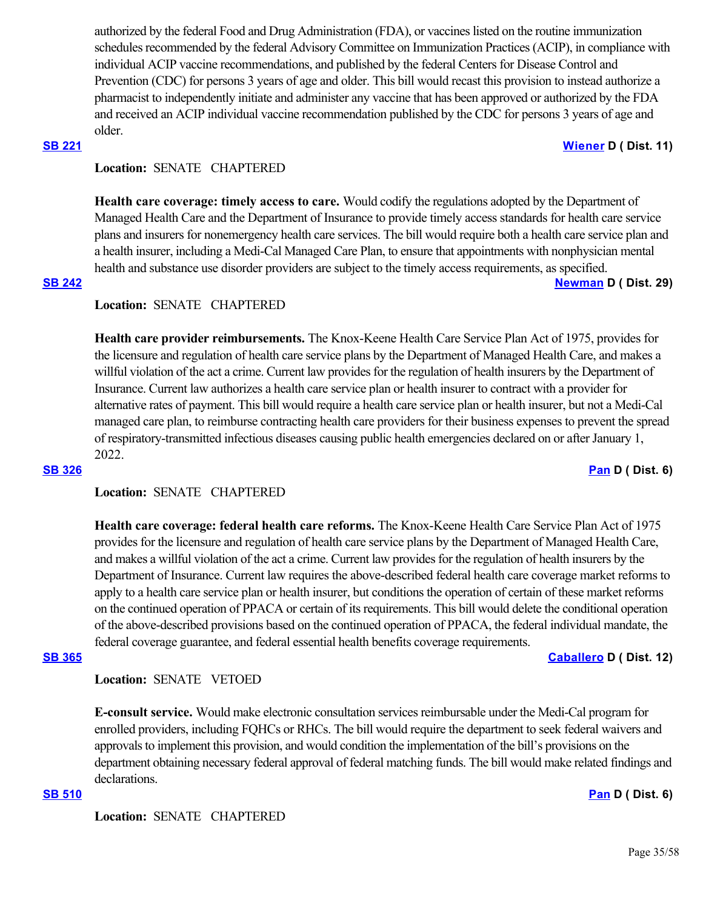authorized by the federal Food and Drug Administration (FDA), or vaccines listed on the routine immunization schedules recommended by the federal Advisory Committee on Immunization Practices (ACIP), in compliance with individual ACIP vaccine recommendations, and published by the federal Centers for Disease Control and Prevention (CDC) for persons 3 years of age and older. This bill would recast this provision to instead authorize a pharmacist to independently initiate and administer any vaccine that has been approved or authorized by the FDA and received an ACIP individual vaccine recommendation published by the CDC for persons 3 years of age and older.

**SB 221** **Wiener D ( Dist. 11)**

**Location:** SENATE CHAPTERED

**Health care coverage: timely access to care.** Would codify the regulations adopted by the Department of Managed Health Care and the Department of Insurance to provide timely access standards for health care service plans and insurers for nonemergency health care services. The bill would require both a health care service plan and a health insurer, including a Medi-Cal Managed Care Plan, to ensure that appointments with nonphysician mental health and substance use disorder providers are subject to the timely access requirements, as specified.

**SB 242** **Newman D ( Dist. 29)**

**Location:** SENATE CHAPTERED

**Health care provider reimbursements.** The Knox-Keene Health Care Service Plan Act of 1975, provides for the licensure and regulation of health care service plans by the Department of Managed Health Care, and makes a willful violation of the act a crime. Current law provides for the regulation of health insurers by the Department of Insurance. Current law authorizes a health care service plan or health insurer to contract with a provider for alternative rates of payment. This bill would require a health care service plan or health insurer, but not a Medi-Cal managed care plan, to reimburse contracting health care providers for their business expenses to prevent the spread of respiratory-transmitted infectious diseases causing public health emergencies declared on or after January 1, 2022.

**SB 326** **Pan D ( Dist. 6)**

**Location:** SENATE CHAPTERED

**Health care coverage: federal health care reforms.** The Knox-Keene Health Care Service Plan Act of 1975 provides for the licensure and regulation of health care service plans by the Department of Managed Health Care, and makes a willful violation of the act a crime. Current law provides for the regulation of health insurers by the Department of Insurance. Current law requires the above-described federal health care coverage market reforms to apply to a health care service plan or health insurer, but conditions the operation of certain of these market reforms on the continued operation of PPACA or certain of its requirements. This bill would delete the conditional operation of the above-described provisions based on the continued operation of PPACA, the federal individual mandate, the federal coverage guarantee, and federal essential health benefits coverage requirements.

**SB 365** **Caballero D ( Dist. 12)**

**Location:** SENATE VETOED

**E-consult service.** Would make electronic consultation services reimbursable under the Medi-Cal program for enrolled providers, including FQHCs or RHCs. The bill would require the department to seek federal waivers and approvals to implement this provision, and would condition the implementation of the bill's provisions on the department obtaining necessary federal approval of federal matching funds. The bill would make related findings and declarations.

**SB 510** **Pan D ( Dist. 6)**

**Location:** SENATE CHAPTERED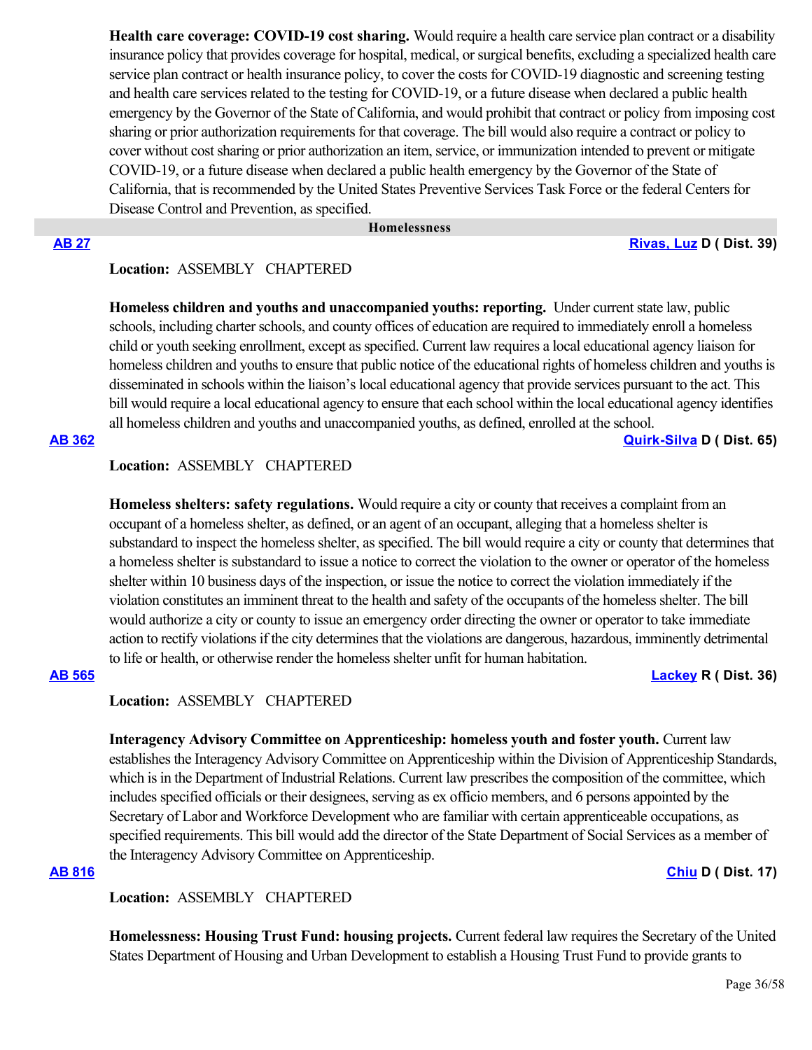**Health care coverage: COVID-19 cost sharing.** Would require a health care service plan contract or a disability insurance policy that provides coverage for hospital, medical, or surgical benefits, excluding a specialized health care service plan contract or health insurance policy, to cover the costs for COVID-19 diagnostic and screening testing and health care services related to the testing for COVID-19, or a future disease when declared a public health emergency by the Governor of the State of California, and would prohibit that contract or policy from imposing cost sharing or prior authorization requirements for that coverage. The bill would also require a contract or policy to cover without cost sharing or prior authorization an item, service, or immunization intended to prevent or mitigate COVID-19, or a future disease when declared a public health emergency by the Governor of the State of California, that is recommended by the United States Preventive Services Task Force or the federal Centers for Disease Control and Prevention, as specified.

## Homelessness

**AB 27** — **Rivas, Luz D ( Dist. 39)**

**Location:** ASSEMBLY CHAPTERED

**Homeless children and youths and unaccompanied youths: reporting.** Under current state law, public schools, including charter schools, and county offices of education are required to immediately enroll a homeless child or youth seeking enrollment, except as specified. Current law requires a local educational agency liaison for homeless children and youths to ensure that public notice of the educational rights of homeless children and youths is disseminated in schools within the liaison's local educational agency that provide services pursuant to the act. This bill would require a local educational agency to ensure that each school within the local educational agency identifies all homeless children and youths and unaccompanied youths, as defined, enrolled at the school.

**AB 362** — **Quirk-Silva D ( Dist. 65)**

**Location:** ASSEMBLY CHAPTERED

**Homeless shelters: safety regulations.** Would require a city or county that receives a complaint from an occupant of a homeless shelter, as defined, or an agent of an occupant, alleging that a homeless shelter is substandard to inspect the homeless shelter, as specified. The bill would require a city or county that determines that a homeless shelter is substandard to issue a notice to correct the violation to the owner or operator of the homeless shelter within 10 business days of the inspection, or issue the notice to correct the violation immediately if the violation constitutes an imminent threat to the health and safety of the occupants of the homeless shelter. The bill would authorize a city or county to issue an emergency order directing the owner or operator to take immediate action to rectify violations if the city determines that the violations are dangerous, hazardous, imminently detrimental to life or health, or otherwise render the homeless shelter unfit for human habitation.

**AB 565** — **Lackey R ( Dist. 36)**

**Location:** ASSEMBLY CHAPTERED

**Interagency Advisory Committee on Apprenticeship: homeless youth and foster youth.** Current law establishes the Interagency Advisory Committee on Apprenticeship within the Division of Apprenticeship Standards, which is in the Department of Industrial Relations. Current law prescribes the composition of the committee, which includes specified officials or their designees, serving as ex officio members, and 6 persons appointed by the Secretary of Labor and Workforce Development who are familiar with certain apprenticeable occupations, as specified requirements. This bill would add the director of the State Department of Social Services as a member of the Interagency Advisory Committee on Apprenticeship.

**AB 816** — **Chiu D ( Dist. 17)**

**Location:** ASSEMBLY CHAPTERED

**Homelessness: Housing Trust Fund: housing projects.** Current federal law requires the Secretary of the United States Department of Housing and Urban Development to establish a Housing Trust Fund to provide grants to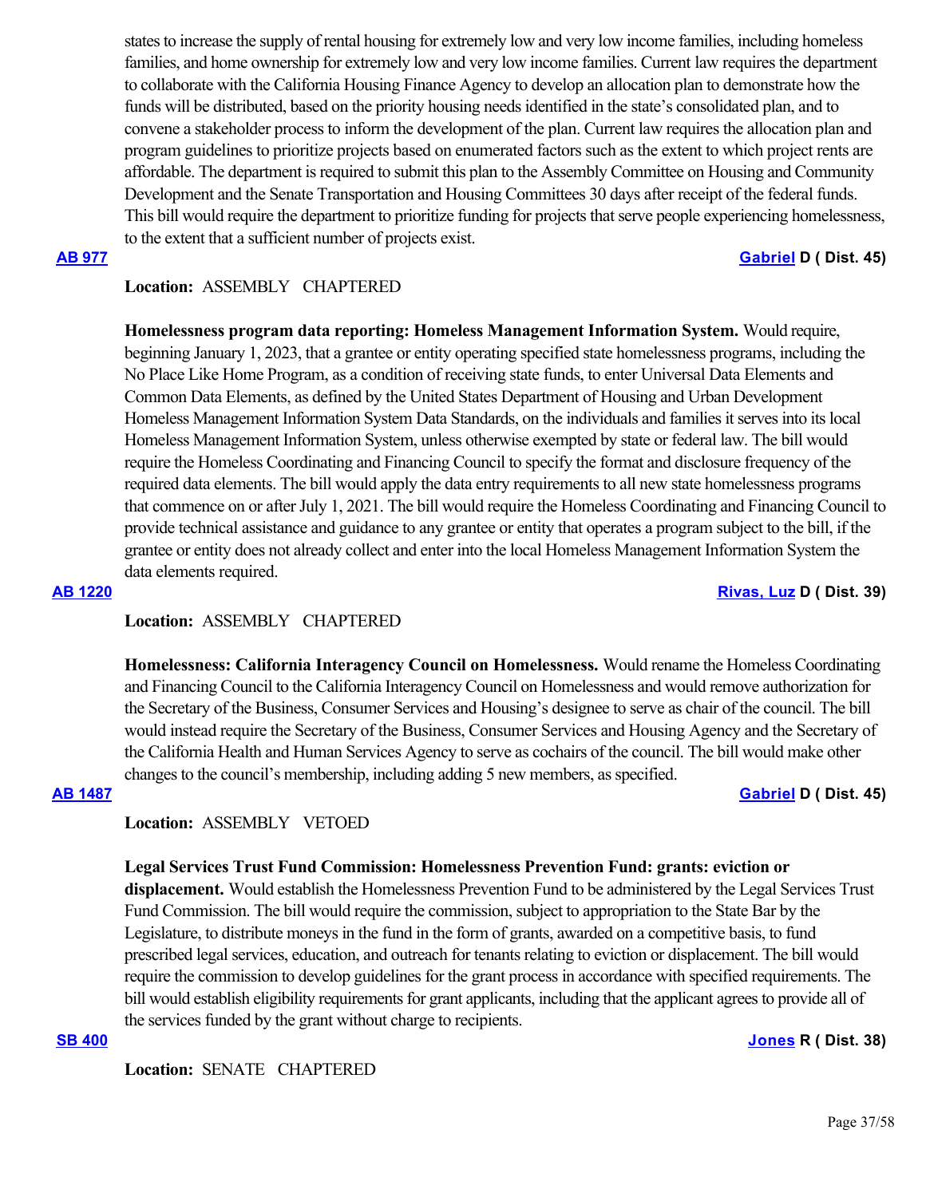states to increase the supply of rental housing for extremely low and very low income families, including homeless families, and home ownership for extremely low and very low income families. Current law requires the department to collaborate with the California Housing Finance Agency to develop an allocation plan to demonstrate how the funds will be distributed, based on the priority housing needs identified in the state's consolidated plan, and to convene a stakeholder process to inform the development of the plan. Current law requires the allocation plan and program guidelines to prioritize projects based on enumerated factors such as the extent to which project rents are affordable. The department is required to submit this plan to the Assembly Committee on Housing and Community Development and the Senate Transportation and Housing Committees 30 days after receipt of the federal funds. This bill would require the department to prioritize funding for projects that serve people experiencing homelessness, to the extent that a sufficient number of projects exist.

**AB 977** **Gabriel D ( Dist. 45)**

**Location:** ASSEMBLY CHAPTERED

**Homelessness program data reporting: Homeless Management Information System.** Would require, beginning January 1, 2023, that a grantee or entity operating specified state homelessness programs, including the No Place Like Home Program, as a condition of receiving state funds, to enter Universal Data Elements and Common Data Elements, as defined by the United States Department of Housing and Urban Development Homeless Management Information System Data Standards, on the individuals and families it serves into its local Homeless Management Information System, unless otherwise exempted by state or federal law. The bill would require the Homeless Coordinating and Financing Council to specify the format and disclosure frequency of the required data elements. The bill would apply the data entry requirements to all new state homelessness programs that commence on or after July 1, 2021. The bill would require the Homeless Coordinating and Financing Council to provide technical assistance and guidance to any grantee or entity that operates a program subject to the bill, if the grantee or entity does not already collect and enter into the local Homeless Management Information System the data elements required.

**AB 1220** **Rivas, Luz D ( Dist. 39)**

**Location:** ASSEMBLY CHAPTERED

**Homelessness: California Interagency Council on Homelessness.** Would rename the Homeless Coordinating and Financing Council to the California Interagency Council on Homelessness and would remove authorization for the Secretary of the Business, Consumer Services and Housing's designee to serve as chair of the council. The bill would instead require the Secretary of the Business, Consumer Services and Housing Agency and the Secretary of the California Health and Human Services Agency to serve as cochairs of the council. The bill would make other changes to the council's membership, including adding 5 new members, as specified.

**AB 1487** **Gabriel D ( Dist. 45)**

**Location:** ASSEMBLY VETOED

**Legal Services Trust Fund Commission: Homelessness Prevention Fund: grants: eviction or displacement.** Would establish the Homelessness Prevention Fund to be administered by the Legal Services Trust Fund Commission. The bill would require the commission, subject to appropriation to the State Bar by the Legislature, to distribute moneys in the fund in the form of grants, awarded on a competitive basis, to fund prescribed legal services, education, and outreach for tenants relating to eviction or displacement. The bill would require the commission to develop guidelines for the grant process in accordance with specified requirements. The bill would establish eligibility requirements for grant applicants, including that the applicant agrees to provide all of the services funded by the grant without charge to recipients.

**SB 400** **Jones R ( Dist. 38)**

**Location:** SENATE CHAPTERED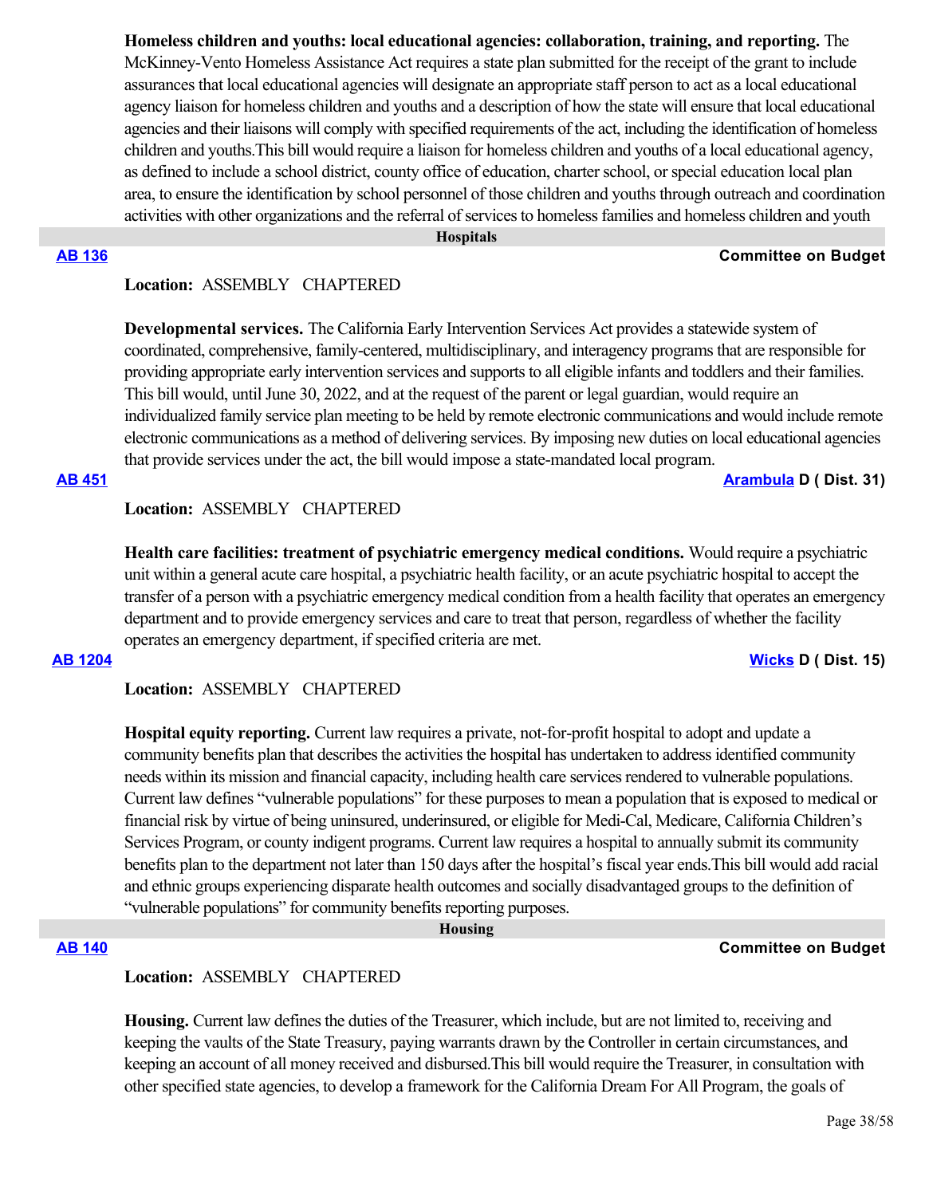**Homeless children and youths: local educational agencies: collaboration, training, and reporting.** The McKinney-Vento Homeless Assistance Act requires a state plan submitted for the receipt of the grant to include assurances that local educational agencies will designate an appropriate staff person to act as a local educational agency liaison for homeless children and youths and a description of how the state will ensure that local educational agencies and their liaisons will comply with specified requirements of the act, including the identification of homeless children and youths.This bill would require a liaison for homeless children and youths of a local educational agency, as defined to include a school district, county office of education, charter school, or special education local plan area, to ensure the identification by school personnel of those children and youths through outreach and coordination activities with other organizations and the referral of services to homeless families and homeless children and youth

## Hospitals

**AB 136** — **Committee on Budget**

**Location:** ASSEMBLY CHAPTERED

**Developmental services.** The California Early Intervention Services Act provides a statewide system of coordinated, comprehensive, family-centered, multidisciplinary, and interagency programs that are responsible for providing appropriate early intervention services and supports to all eligible infants and toddlers and their families. This bill would, until June 30, 2022, and at the request of the parent or legal guardian, would require an individualized family service plan meeting to be held by remote electronic communications and would include remote electronic communications as a method of delivering services. By imposing new duties on local educational agencies that provide services under the act, the bill would impose a state-mandated local program.

**AB 451** — **Arambula D ( Dist. 31)**

**Location:** ASSEMBLY CHAPTERED

**Health care facilities: treatment of psychiatric emergency medical conditions.** Would require a psychiatric unit within a general acute care hospital, a psychiatric health facility, or an acute psychiatric hospital to accept the transfer of a person with a psychiatric emergency medical condition from a health facility that operates an emergency department and to provide emergency services and care to treat that person, regardless of whether the facility operates an emergency department, if specified criteria are met.

**AB 1204** — **Wicks D ( Dist. 15)**

**Location:** ASSEMBLY CHAPTERED

**Hospital equity reporting.** Current law requires a private, not-for-profit hospital to adopt and update a community benefits plan that describes the activities the hospital has undertaken to address identified community needs within its mission and financial capacity, including health care services rendered to vulnerable populations. Current law defines "vulnerable populations" for these purposes to mean a population that is exposed to medical or financial risk by virtue of being uninsured, underinsured, or eligible for Medi-Cal, Medicare, California Children's Services Program, or county indigent programs. Current law requires a hospital to annually submit its community benefits plan to the department not later than 150 days after the hospital's fiscal year ends.This bill would add racial and ethnic groups experiencing disparate health outcomes and socially disadvantaged groups to the definition of "vulnerable populations" for community benefits reporting purposes.

## Housing

**AB 140** — **Committee on Budget**

**Location:** ASSEMBLY CHAPTERED

**Housing.** Current law defines the duties of the Treasurer, which include, but are not limited to, receiving and keeping the vaults of the State Treasury, paying warrants drawn by the Controller in certain circumstances, and keeping an account of all money received and disbursed.This bill would require the Treasurer, in consultation with other specified state agencies, to develop a framework for the California Dream For All Program, the goals of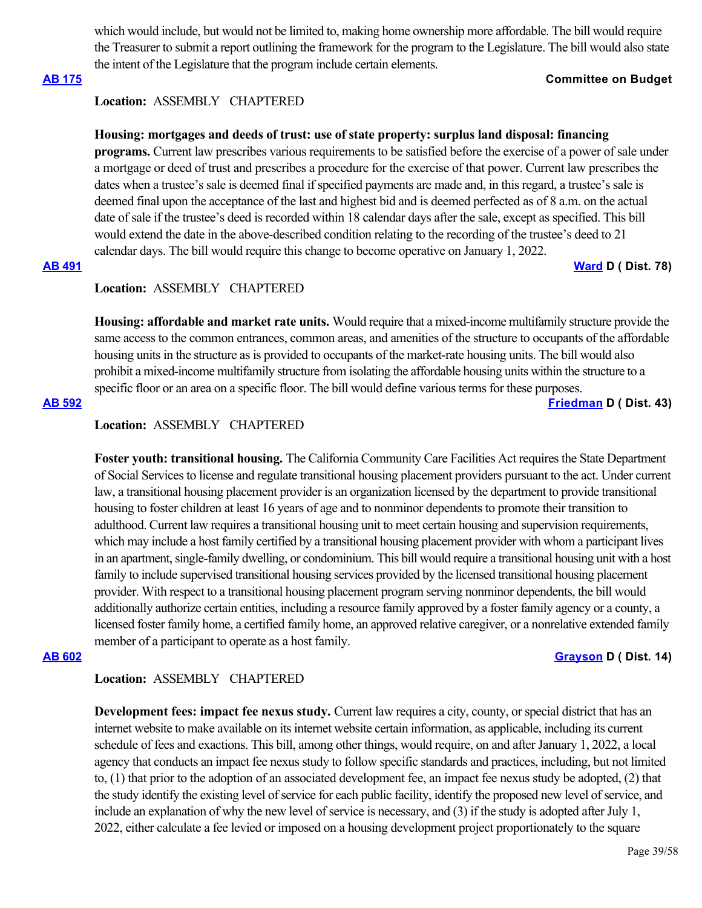which would include, but would not be limited to, making home ownership more affordable. The bill would require the Treasurer to submit a report outlining the framework for the program to the Legislature. The bill would also state the intent of the Legislature that the program include certain elements.

**[AB 175](#)** **Committee on Budget**

**Location:** ASSEMBLY CHAPTERED

**Housing: mortgages and deeds of trust: use of state property: surplus land disposal: financing programs.** Current law prescribes various requirements to be satisfied before the exercise of a power of sale under a mortgage or deed of trust and prescribes a procedure for the exercise of that power. Current law prescribes the dates when a trustee's sale is deemed final if specified payments are made and, in this regard, a trustee's sale is deemed final upon the acceptance of the last and highest bid and is deemed perfected as of 8 a.m. on the actual date of sale if the trustee's deed is recorded within 18 calendar days after the sale, except as specified. This bill would extend the date in the above-described condition relating to the recording of the trustee's deed to 21 calendar days. The bill would require this change to become operative on January 1, 2022.

**[AB 491](#)** **[Ward](#) D ( Dist. 78)**

**Location:** ASSEMBLY CHAPTERED

**Housing: affordable and market rate units.** Would require that a mixed-income multifamily structure provide the same access to the common entrances, common areas, and amenities of the structure to occupants of the affordable housing units in the structure as is provided to occupants of the market-rate housing units. The bill would also prohibit a mixed-income multifamily structure from isolating the affordable housing units within the structure to a specific floor or an area on a specific floor. The bill would define various terms for these purposes.

**[AB 592](#)** **[Friedman](#) D ( Dist. 43)**

**Location:** ASSEMBLY CHAPTERED

**Foster youth: transitional housing.** The California Community Care Facilities Act requires the State Department of Social Services to license and regulate transitional housing placement providers pursuant to the act. Under current law, a transitional housing placement provider is an organization licensed by the department to provide transitional housing to foster children at least 16 years of age and to nonminor dependents to promote their transition to adulthood. Current law requires a transitional housing unit to meet certain housing and supervision requirements, which may include a host family certified by a transitional housing placement provider with whom a participant lives in an apartment, single-family dwelling, or condominium. This bill would require a transitional housing unit with a host family to include supervised transitional housing services provided by the licensed transitional housing placement provider. With respect to a transitional housing placement program serving nonminor dependents, the bill would additionally authorize certain entities, including a resource family approved by a foster family agency or a county, a licensed foster family home, a certified family home, an approved relative caregiver, or a nonrelative extended family member of a participant to operate as a host family.

**[AB 602](#)** **[Grayson](#) D ( Dist. 14)**

**Location:** ASSEMBLY CHAPTERED

**Development fees: impact fee nexus study.** Current law requires a city, county, or special district that has an internet website to make available on its internet website certain information, as applicable, including its current schedule of fees and exactions. This bill, among other things, would require, on and after January 1, 2022, a local agency that conducts an impact fee nexus study to follow specific standards and practices, including, but not limited to, (1) that prior to the adoption of an associated development fee, an impact fee nexus study be adopted, (2) that the study identify the existing level of service for each public facility, identify the proposed new level of service, and include an explanation of why the new level of service is necessary, and (3) if the study is adopted after July 1, 2022, either calculate a fee levied or imposed on a housing development project proportionately to the square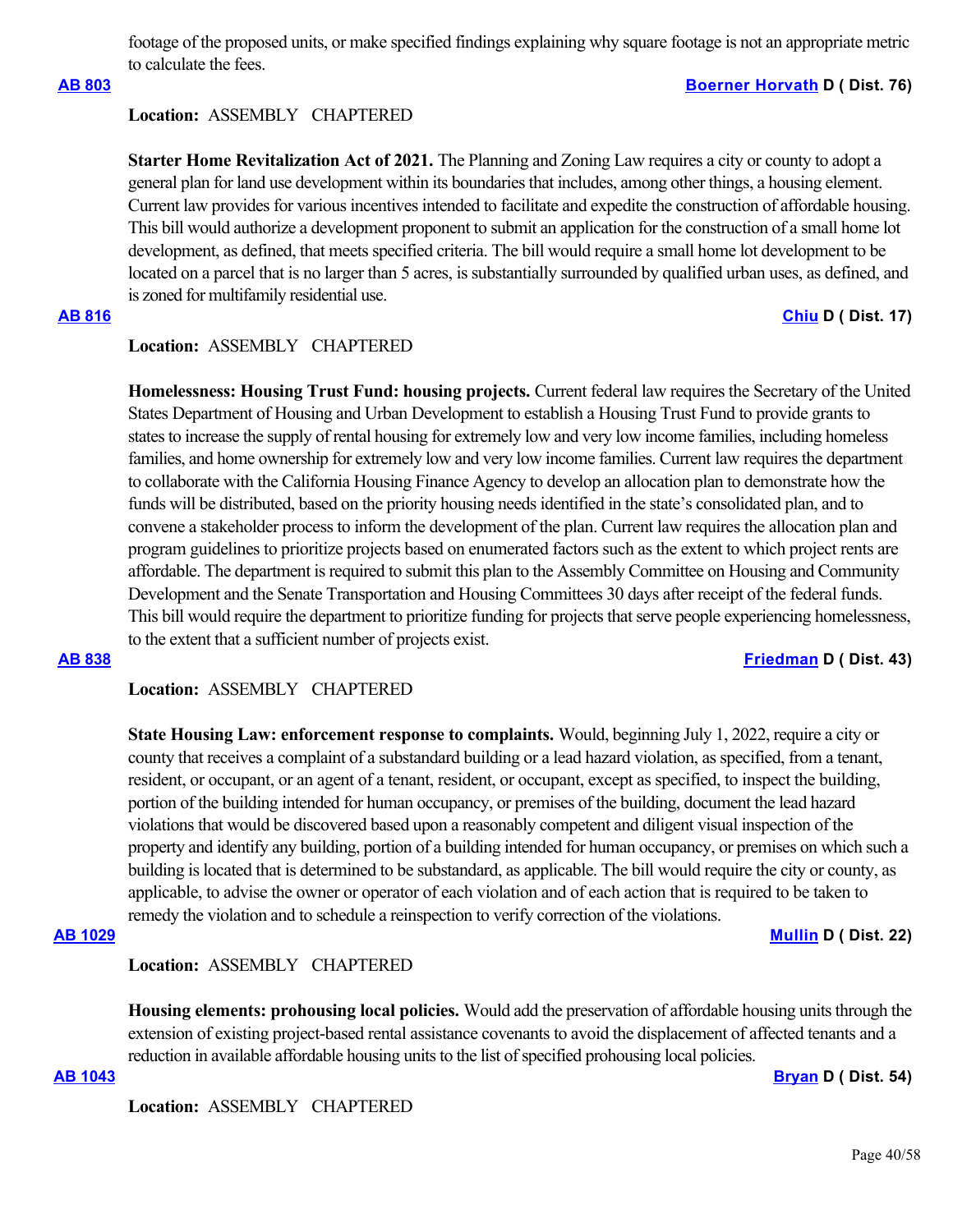footage of the proposed units, or make specified findings explaining why square footage is not an appropriate metric to calculate the fees.

**AB 803** **Boerner Horvath D ( Dist. 76)**

**Location:** ASSEMBLY CHAPTERED

**Starter Home Revitalization Act of 2021.** The Planning and Zoning Law requires a city or county to adopt a general plan for land use development within its boundaries that includes, among other things, a housing element. Current law provides for various incentives intended to facilitate and expedite the construction of affordable housing. This bill would authorize a development proponent to submit an application for the construction of a small home lot development, as defined, that meets specified criteria. The bill would require a small home lot development to be located on a parcel that is no larger than 5 acres, is substantially surrounded by qualified urban uses, as defined, and is zoned for multifamily residential use.

**AB 816** **Chiu D ( Dist. 17)**

**Location:** ASSEMBLY CHAPTERED

**Homelessness: Housing Trust Fund: housing projects.** Current federal law requires the Secretary of the United States Department of Housing and Urban Development to establish a Housing Trust Fund to provide grants to states to increase the supply of rental housing for extremely low and very low income families, including homeless families, and home ownership for extremely low and very low income families. Current law requires the department to collaborate with the California Housing Finance Agency to develop an allocation plan to demonstrate how the funds will be distributed, based on the priority housing needs identified in the state's consolidated plan, and to convene a stakeholder process to inform the development of the plan. Current law requires the allocation plan and program guidelines to prioritize projects based on enumerated factors such as the extent to which project rents are affordable. The department is required to submit this plan to the Assembly Committee on Housing and Community Development and the Senate Transportation and Housing Committees 30 days after receipt of the federal funds. This bill would require the department to prioritize funding for projects that serve people experiencing homelessness, to the extent that a sufficient number of projects exist.

**AB 838** **Friedman D ( Dist. 43)**

**Location:** ASSEMBLY CHAPTERED

**State Housing Law: enforcement response to complaints.** Would, beginning July 1, 2022, require a city or county that receives a complaint of a substandard building or a lead hazard violation, as specified, from a tenant, resident, or occupant, or an agent of a tenant, resident, or occupant, except as specified, to inspect the building, portion of the building intended for human occupancy, or premises of the building, document the lead hazard violations that would be discovered based upon a reasonably competent and diligent visual inspection of the property and identify any building, portion of a building intended for human occupancy, or premises on which such a building is located that is determined to be substandard, as applicable. The bill would require the city or county, as applicable, to advise the owner or operator of each violation and of each action that is required to be taken to remedy the violation and to schedule a reinspection to verify correction of the violations.

**AB 1029** **Mullin D ( Dist. 22)**

**Location:** ASSEMBLY CHAPTERED

**Housing elements: prohousing local policies.** Would add the preservation of affordable housing units through the extension of existing project-based rental assistance covenants to avoid the displacement of affected tenants and a reduction in available affordable housing units to the list of specified prohousing local policies.

**AB 1043** **Bryan D ( Dist. 54)**

**Location:** ASSEMBLY CHAPTERED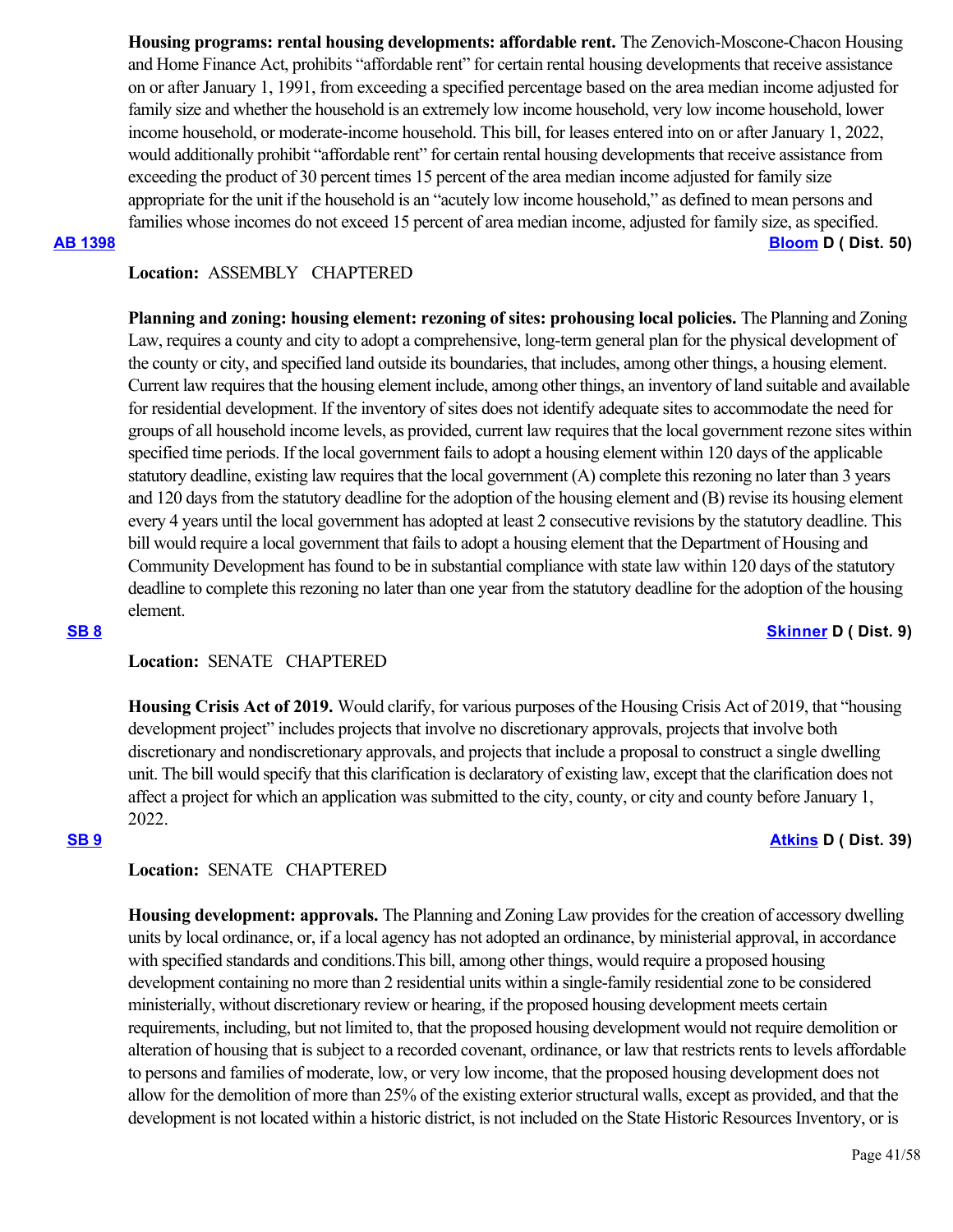**Housing programs: rental housing developments: affordable rent.** The Zenovich-Moscone-Chacon Housing and Home Finance Act, prohibits "affordable rent" for certain rental housing developments that receive assistance on or after January 1, 1991, from exceeding a specified percentage based on the area median income adjusted for family size and whether the household is an extremely low income household, very low income household, lower income household, or moderate-income household. This bill, for leases entered into on or after January 1, 2022, would additionally prohibit "affordable rent" for certain rental housing developments that receive assistance from exceeding the product of 30 percent times 15 percent of the area median income adjusted for family size appropriate for the unit if the household is an "acutely low income household," as defined to mean persons and families whose incomes do not exceed 15 percent of area median income, adjusted for family size, as specified.

**AB 1398** **Bloom D ( Dist. 50)**

**Location:** ASSEMBLY CHAPTERED

**Planning and zoning: housing element: rezoning of sites: prohousing local policies.** The Planning and Zoning Law, requires a county and city to adopt a comprehensive, long-term general plan for the physical development of the county or city, and specified land outside its boundaries, that includes, among other things, a housing element. Current law requires that the housing element include, among other things, an inventory of land suitable and available for residential development. If the inventory of sites does not identify adequate sites to accommodate the need for groups of all household income levels, as provided, current law requires that the local government rezone sites within specified time periods. If the local government fails to adopt a housing element within 120 days of the applicable statutory deadline, existing law requires that the local government (A) complete this rezoning no later than 3 years and 120 days from the statutory deadline for the adoption of the housing element and (B) revise its housing element every 4 years until the local government has adopted at least 2 consecutive revisions by the statutory deadline. This bill would require a local government that fails to adopt a housing element that the Department of Housing and Community Development has found to be in substantial compliance with state law within 120 days of the statutory deadline to complete this rezoning no later than one year from the statutory deadline for the adoption of the housing element.

**SB 8** **Skinner D ( Dist. 9)**

**Location:** SENATE CHAPTERED

**Housing Crisis Act of 2019.** Would clarify, for various purposes of the Housing Crisis Act of 2019, that "housing development project" includes projects that involve no discretionary approvals, projects that involve both discretionary and nondiscretionary approvals, and projects that include a proposal to construct a single dwelling unit. The bill would specify that this clarification is declaratory of existing law, except that the clarification does not affect a project for which an application was submitted to the city, county, or city and county before January 1, 2022.

**SB 9** **Atkins D ( Dist. 39)**

**Location:** SENATE CHAPTERED

**Housing development: approvals.** The Planning and Zoning Law provides for the creation of accessory dwelling units by local ordinance, or, if a local agency has not adopted an ordinance, by ministerial approval, in accordance with specified standards and conditions.This bill, among other things, would require a proposed housing development containing no more than 2 residential units within a single-family residential zone to be considered ministerially, without discretionary review or hearing, if the proposed housing development meets certain requirements, including, but not limited to, that the proposed housing development would not require demolition or alteration of housing that is subject to a recorded covenant, ordinance, or law that restricts rents to levels affordable to persons and families of moderate, low, or very low income, that the proposed housing development does not allow for the demolition of more than 25% of the existing exterior structural walls, except as provided, and that the development is not located within a historic district, is not included on the State Historic Resources Inventory, or is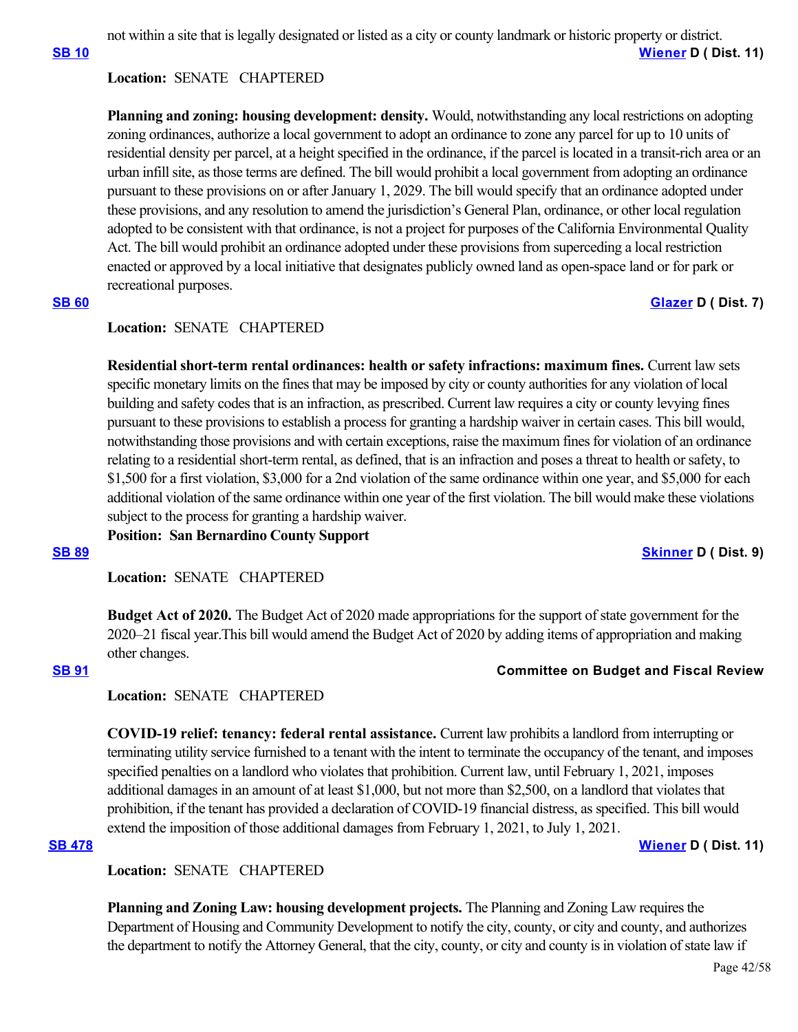not within a site that is legally designated or listed as a city or county landmark or historic property or district.

**SB 10** **Wiener D ( Dist. 11)**

**Location:** SENATE CHAPTERED

**Planning and zoning: housing development: density.** Would, notwithstanding any local restrictions on adopting zoning ordinances, authorize a local government to adopt an ordinance to zone any parcel for up to 10 units of residential density per parcel, at a height specified in the ordinance, if the parcel is located in a transit-rich area or an urban infill site, as those terms are defined. The bill would prohibit a local government from adopting an ordinance pursuant to these provisions on or after January 1, 2029. The bill would specify that an ordinance adopted under these provisions, and any resolution to amend the jurisdiction's General Plan, ordinance, or other local regulation adopted to be consistent with that ordinance, is not a project for purposes of the California Environmental Quality Act. The bill would prohibit an ordinance adopted under these provisions from superceding a local restriction enacted or approved by a local initiative that designates publicly owned land as open-space land or for park or recreational purposes.

**SB 60** **Glazer D ( Dist. 7)**

**Location:** SENATE CHAPTERED

**Residential short-term rental ordinances: health or safety infractions: maximum fines.** Current law sets specific monetary limits on the fines that may be imposed by city or county authorities for any violation of local building and safety codes that is an infraction, as prescribed. Current law requires a city or county levying fines pursuant to these provisions to establish a process for granting a hardship waiver in certain cases. This bill would, notwithstanding those provisions and with certain exceptions, raise the maximum fines for violation of an ordinance relating to a residential short-term rental, as defined, that is an infraction and poses a threat to health or safety, to $1,500 for a first violation, $3,000 for a 2nd violation of the same ordinance within one year, and $5,000 for each additional violation of the same ordinance within one year of the first violation. The bill would make these violations subject to the process for granting a hardship waiver.

**Position: San Bernardino County Support**

**SB 89** **Skinner D ( Dist. 9)**

**Location:** SENATE CHAPTERED

**Budget Act of 2020.** The Budget Act of 2020 made appropriations for the support of state government for the 2020–21 fiscal year.This bill would amend the Budget Act of 2020 by adding items of appropriation and making other changes.

**SB 91** **Committee on Budget and Fiscal Review**

**Location:** SENATE CHAPTERED

**COVID-19 relief: tenancy: federal rental assistance.** Current law prohibits a landlord from interrupting or terminating utility service furnished to a tenant with the intent to terminate the occupancy of the tenant, and imposes specified penalties on a landlord who violates that prohibition. Current law, until February 1, 2021, imposes additional damages in an amount of at least $1,000, but not more than $2,500, on a landlord that violates that prohibition, if the tenant has provided a declaration of COVID-19 financial distress, as specified. This bill would extend the imposition of those additional damages from February 1, 2021, to July 1, 2021.

**SB 478** **Wiener D ( Dist. 11)**

**Location:** SENATE CHAPTERED

**Planning and Zoning Law: housing development projects.** The Planning and Zoning Law requires the Department of Housing and Community Development to notify the city, county, or city and county, and authorizes the department to notify the Attorney General, that the city, county, or city and county is in violation of state law if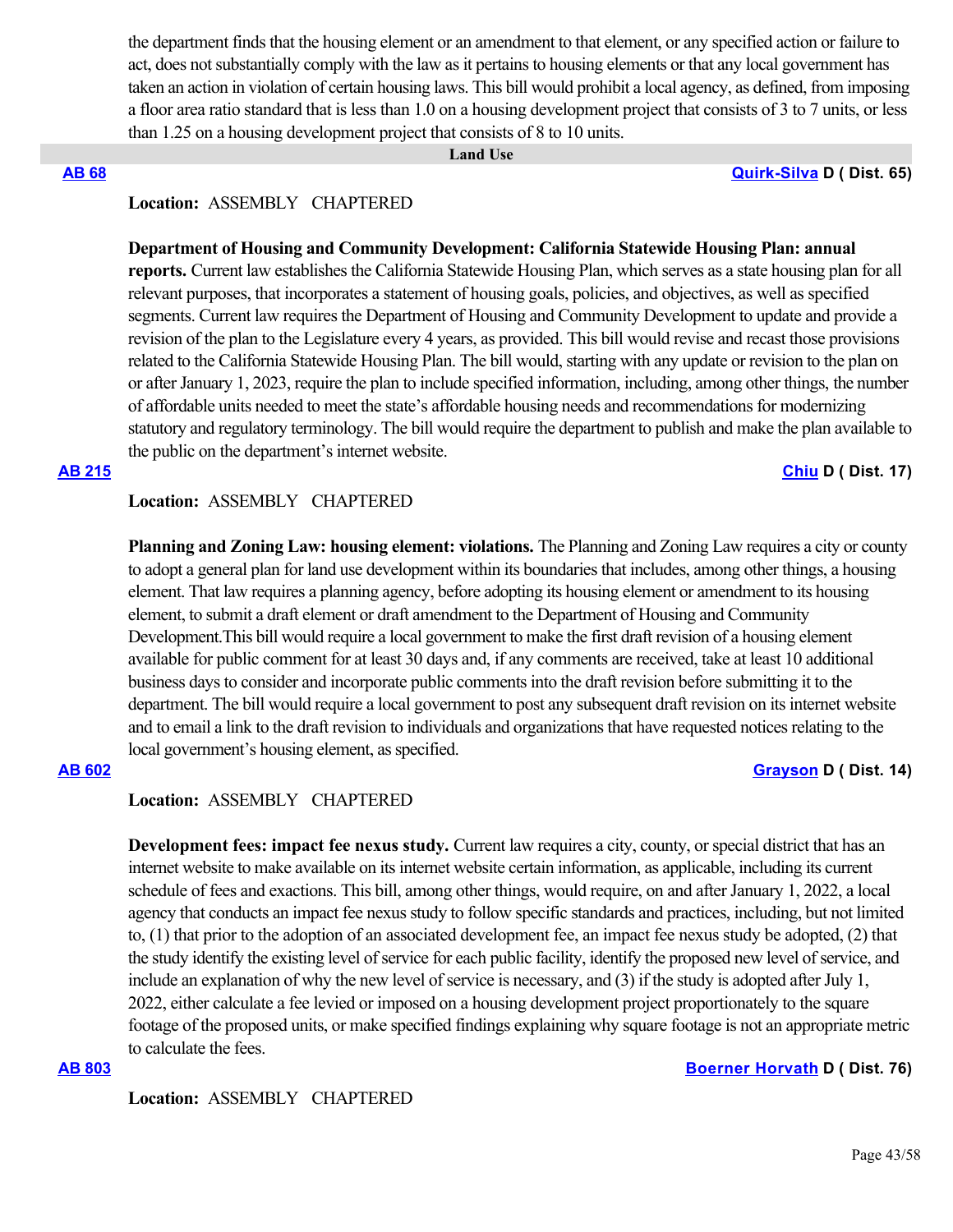the department finds that the housing element or an amendment to that element, or any specified action or failure to act, does not substantially comply with the law as it pertains to housing elements or that any local government has taken an action in violation of certain housing laws. This bill would prohibit a local agency, as defined, from imposing a floor area ratio standard that is less than 1.0 on a housing development project that consists of 3 to 7 units, or less than 1.25 on a housing development project that consists of 8 to 10 units.

## Land Use

**AB 68** — **Quirk-Silva D ( Dist. 65)**

**Location:** ASSEMBLY CHAPTERED

**Department of Housing and Community Development: California Statewide Housing Plan: annual reports.** Current law establishes the California Statewide Housing Plan, which serves as a state housing plan for all relevant purposes, that incorporates a statement of housing goals, policies, and objectives, as well as specified segments. Current law requires the Department of Housing and Community Development to update and provide a revision of the plan to the Legislature every 4 years, as provided. This bill would revise and recast those provisions related to the California Statewide Housing Plan. The bill would, starting with any update or revision to the plan on or after January 1, 2023, require the plan to include specified information, including, among other things, the number of affordable units needed to meet the state's affordable housing needs and recommendations for modernizing statutory and regulatory terminology. The bill would require the department to publish and make the plan available to the public on the department's internet website.

**AB 215** — **Chiu D ( Dist. 17)**

**Location:** ASSEMBLY CHAPTERED

**Planning and Zoning Law: housing element: violations.** The Planning and Zoning Law requires a city or county to adopt a general plan for land use development within its boundaries that includes, among other things, a housing element. That law requires a planning agency, before adopting its housing element or amendment to its housing element, to submit a draft element or draft amendment to the Department of Housing and Community Development.This bill would require a local government to make the first draft revision of a housing element available for public comment for at least 30 days and, if any comments are received, take at least 10 additional business days to consider and incorporate public comments into the draft revision before submitting it to the department. The bill would require a local government to post any subsequent draft revision on its internet website and to email a link to the draft revision to individuals and organizations that have requested notices relating to the local government's housing element, as specified.

**AB 602** — **Grayson D ( Dist. 14)**

**Location:** ASSEMBLY CHAPTERED

**Development fees: impact fee nexus study.** Current law requires a city, county, or special district that has an internet website to make available on its internet website certain information, as applicable, including its current schedule of fees and exactions. This bill, among other things, would require, on and after January 1, 2022, a local agency that conducts an impact fee nexus study to follow specific standards and practices, including, but not limited to, (1) that prior to the adoption of an associated development fee, an impact fee nexus study be adopted, (2) that the study identify the existing level of service for each public facility, identify the proposed new level of service, and include an explanation of why the new level of service is necessary, and (3) if the study is adopted after July 1, 2022, either calculate a fee levied or imposed on a housing development project proportionately to the square footage of the proposed units, or make specified findings explaining why square footage is not an appropriate metric to calculate the fees.

**AB 803** — **Boerner Horvath D ( Dist. 76)**

**Location:** ASSEMBLY CHAPTERED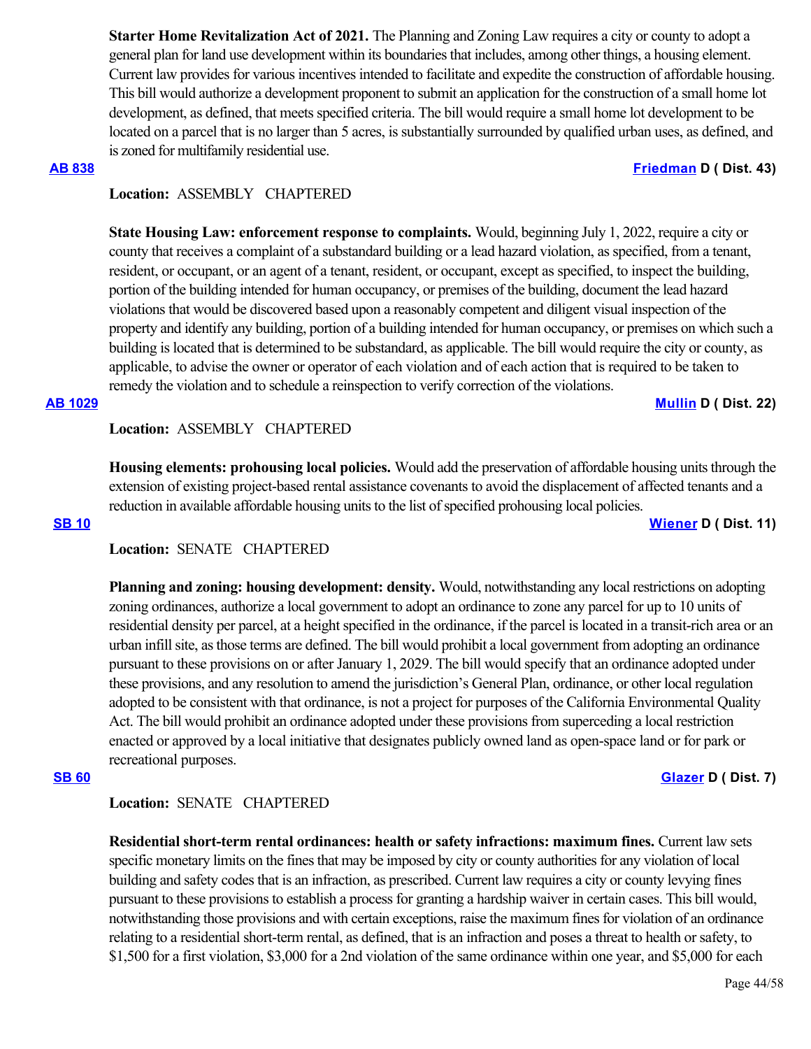**Starter Home Revitalization Act of 2021.** The Planning and Zoning Law requires a city or county to adopt a general plan for land use development within its boundaries that includes, among other things, a housing element. Current law provides for various incentives intended to facilitate and expedite the construction of affordable housing. This bill would authorize a development proponent to submit an application for the construction of a small home lot development, as defined, that meets specified criteria. The bill would require a small home lot development to be located on a parcel that is no larger than 5 acres, is substantially surrounded by qualified urban uses, as defined, and is zoned for multifamily residential use.

**AB 838** **Friedman D ( Dist. 43)**

**Location:** ASSEMBLY CHAPTERED

**State Housing Law: enforcement response to complaints.** Would, beginning July 1, 2022, require a city or county that receives a complaint of a substandard building or a lead hazard violation, as specified, from a tenant, resident, or occupant, or an agent of a tenant, resident, or occupant, except as specified, to inspect the building, portion of the building intended for human occupancy, or premises of the building, document the lead hazard violations that would be discovered based upon a reasonably competent and diligent visual inspection of the property and identify any building, portion of a building intended for human occupancy, or premises on which such a building is located that is determined to be substandard, as applicable. The bill would require the city or county, as applicable, to advise the owner or operator of each violation and of each action that is required to be taken to remedy the violation and to schedule a reinspection to verify correction of the violations.

**AB 1029** **Mullin D ( Dist. 22)**

**Location:** ASSEMBLY CHAPTERED

**Housing elements: prohousing local policies.** Would add the preservation of affordable housing units through the extension of existing project-based rental assistance covenants to avoid the displacement of affected tenants and a reduction in available affordable housing units to the list of specified prohousing local policies.

**SB 10** **Wiener D ( Dist. 11)**

**Location:** SENATE CHAPTERED

**Planning and zoning: housing development: density.** Would, notwithstanding any local restrictions on adopting zoning ordinances, authorize a local government to adopt an ordinance to zone any parcel for up to 10 units of residential density per parcel, at a height specified in the ordinance, if the parcel is located in a transit-rich area or an urban infill site, as those terms are defined. The bill would prohibit a local government from adopting an ordinance pursuant to these provisions on or after January 1, 2029. The bill would specify that an ordinance adopted under these provisions, and any resolution to amend the jurisdiction's General Plan, ordinance, or other local regulation adopted to be consistent with that ordinance, is not a project for purposes of the California Environmental Quality Act. The bill would prohibit an ordinance adopted under these provisions from superceding a local restriction enacted or approved by a local initiative that designates publicly owned land as open-space land or for park or recreational purposes.

**SB 60** **Glazer D ( Dist. 7)**

**Location:** SENATE CHAPTERED

**Residential short-term rental ordinances: health or safety infractions: maximum fines.** Current law sets specific monetary limits on the fines that may be imposed by city or county authorities for any violation of local building and safety codes that is an infraction, as prescribed. Current law requires a city or county levying fines pursuant to these provisions to establish a process for granting a hardship waiver in certain cases. This bill would, notwithstanding those provisions and with certain exceptions, raise the maximum fines for violation of an ordinance relating to a residential short-term rental, as defined, that is an infraction and poses a threat to health or safety, to $1,500 for a first violation, $3,000 for a 2nd violation of the same ordinance within one year, and $5,000 for each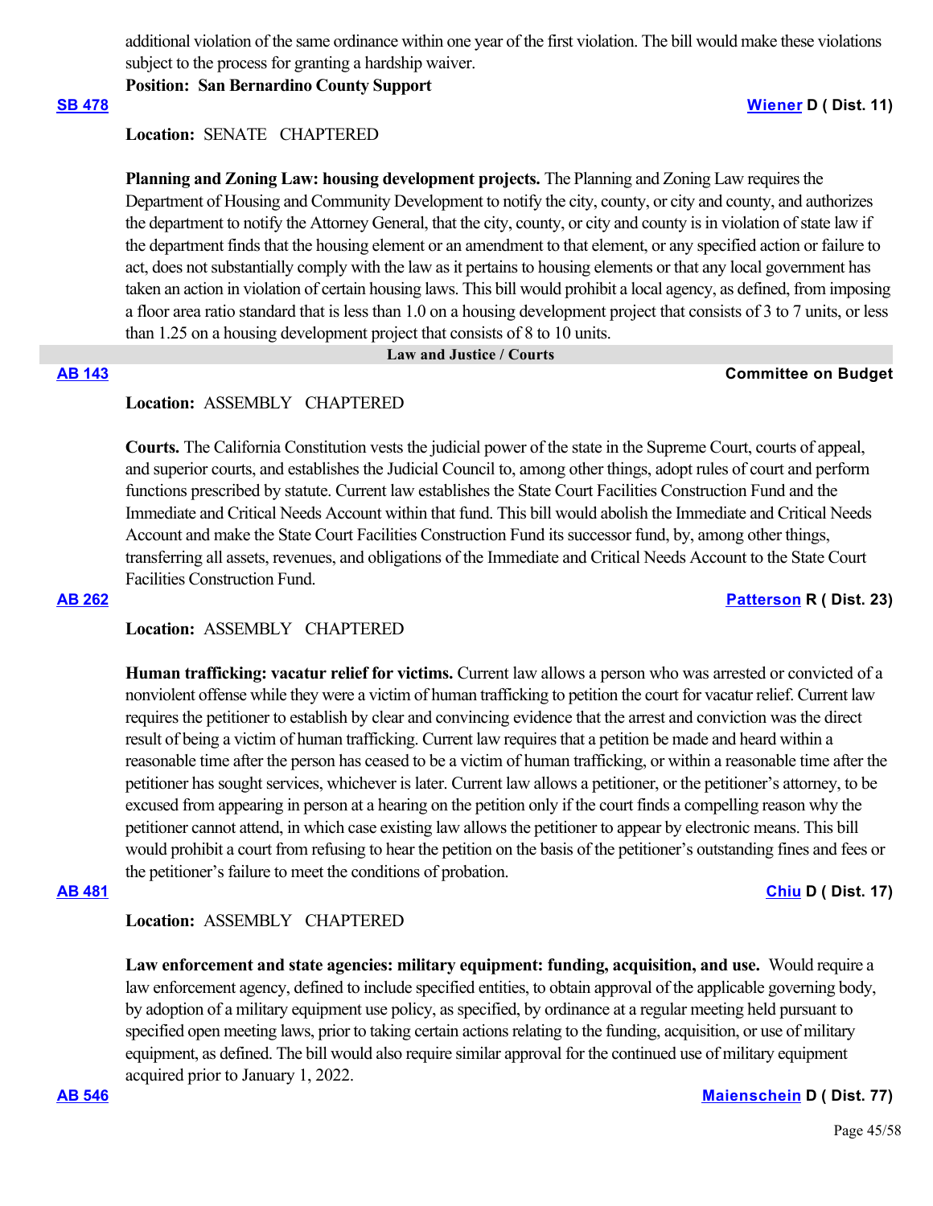additional violation of the same ordinance within one year of the first violation. The bill would make these violations subject to the process for granting a hardship waiver.

**Position: San Bernardino County Support**

**SB 478** **Wiener D ( Dist. 11)**

**Location:** SENATE CHAPTERED

**Planning and Zoning Law: housing development projects.** The Planning and Zoning Law requires the Department of Housing and Community Development to notify the city, county, or city and county, and authorizes the department to notify the Attorney General, that the city, county, or city and county is in violation of state law if the department finds that the housing element or an amendment to that element, or any specified action or failure to act, does not substantially comply with the law as it pertains to housing elements or that any local government has taken an action in violation of certain housing laws. This bill would prohibit a local agency, as defined, from imposing a floor area ratio standard that is less than 1.0 on a housing development project that consists of 3 to 7 units, or less than 1.25 on a housing development project that consists of 8 to 10 units.

## Law and Justice / Courts

**AB 143** **Committee on Budget**

**Location:** ASSEMBLY CHAPTERED

**Courts.** The California Constitution vests the judicial power of the state in the Supreme Court, courts of appeal, and superior courts, and establishes the Judicial Council to, among other things, adopt rules of court and perform functions prescribed by statute. Current law establishes the State Court Facilities Construction Fund and the Immediate and Critical Needs Account within that fund. This bill would abolish the Immediate and Critical Needs Account and make the State Court Facilities Construction Fund its successor fund, by, among other things, transferring all assets, revenues, and obligations of the Immediate and Critical Needs Account to the State Court Facilities Construction Fund.

**AB 262** **Patterson R ( Dist. 23)**

**Location:** ASSEMBLY CHAPTERED

**Human trafficking: vacatur relief for victims.** Current law allows a person who was arrested or convicted of a nonviolent offense while they were a victim of human trafficking to petition the court for vacatur relief. Current law requires the petitioner to establish by clear and convincing evidence that the arrest and conviction was the direct result of being a victim of human trafficking. Current law requires that a petition be made and heard within a reasonable time after the person has ceased to be a victim of human trafficking, or within a reasonable time after the petitioner has sought services, whichever is later. Current law allows a petitioner, or the petitioner's attorney, to be excused from appearing in person at a hearing on the petition only if the court finds a compelling reason why the petitioner cannot attend, in which case existing law allows the petitioner to appear by electronic means. This bill would prohibit a court from refusing to hear the petition on the basis of the petitioner's outstanding fines and fees or the petitioner's failure to meet the conditions of probation.

**AB 481** **Chiu D ( Dist. 17)**

**Location:** ASSEMBLY CHAPTERED

**Law enforcement and state agencies: military equipment: funding, acquisition, and use.** Would require a law enforcement agency, defined to include specified entities, to obtain approval of the applicable governing body, by adoption of a military equipment use policy, as specified, by ordinance at a regular meeting held pursuant to specified open meeting laws, prior to taking certain actions relating to the funding, acquisition, or use of military equipment, as defined. The bill would also require similar approval for the continued use of military equipment acquired prior to January 1, 2022.

**AB 546** **Maienschein D ( Dist. 77)**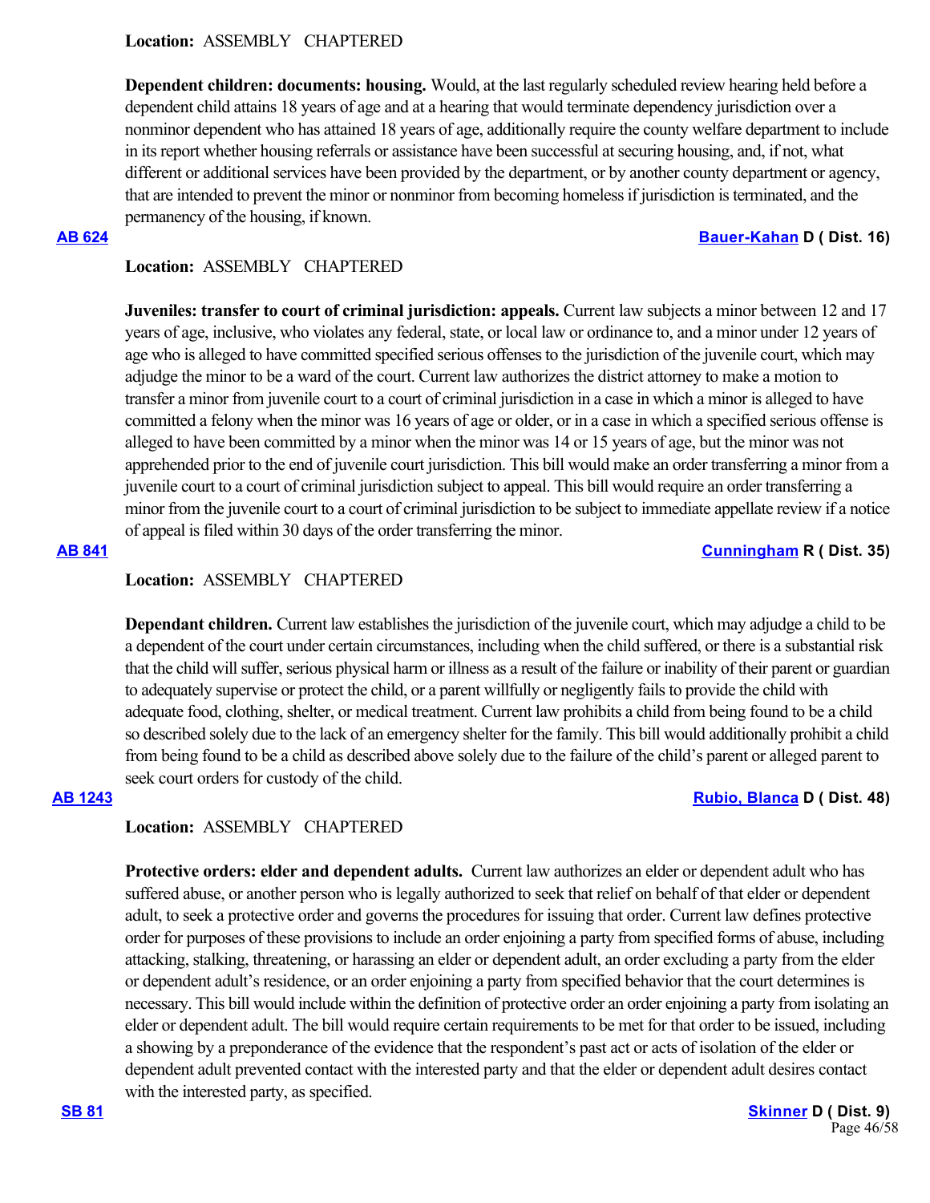**Location:** ASSEMBLY CHAPTERED

**Dependent children: documents: housing.** Would, at the last regularly scheduled review hearing held before a dependent child attains 18 years of age and at a hearing that would terminate dependency jurisdiction over a nonminor dependent who has attained 18 years of age, additionally require the county welfare department to include in its report whether housing referrals or assistance have been successful at securing housing, and, if not, what different or additional services have been provided by the department, or by another county department or agency, that are intended to prevent the minor or nonminor from becoming homeless if jurisdiction is terminated, and the permanency of the housing, if known.

**AB 624** **Bauer-Kahan D ( Dist. 16)**

**Location:** ASSEMBLY CHAPTERED

**Juveniles: transfer to court of criminal jurisdiction: appeals.** Current law subjects a minor between 12 and 17 years of age, inclusive, who violates any federal, state, or local law or ordinance to, and a minor under 12 years of age who is alleged to have committed specified serious offenses to the jurisdiction of the juvenile court, which may adjudge the minor to be a ward of the court. Current law authorizes the district attorney to make a motion to transfer a minor from juvenile court to a court of criminal jurisdiction in a case in which a minor is alleged to have committed a felony when the minor was 16 years of age or older, or in a case in which a specified serious offense is alleged to have been committed by a minor when the minor was 14 or 15 years of age, but the minor was not apprehended prior to the end of juvenile court jurisdiction. This bill would make an order transferring a minor from a juvenile court to a court of criminal jurisdiction subject to appeal. This bill would require an order transferring a minor from the juvenile court to a court of criminal jurisdiction to be subject to immediate appellate review if a notice of appeal is filed within 30 days of the order transferring the minor.

**AB 841** **Cunningham R ( Dist. 35)**

**Location:** ASSEMBLY CHAPTERED

**Dependant children.** Current law establishes the jurisdiction of the juvenile court, which may adjudge a child to be a dependent of the court under certain circumstances, including when the child suffered, or there is a substantial risk that the child will suffer, serious physical harm or illness as a result of the failure or inability of their parent or guardian to adequately supervise or protect the child, or a parent willfully or negligently fails to provide the child with adequate food, clothing, shelter, or medical treatment. Current law prohibits a child from being found to be a child so described solely due to the lack of an emergency shelter for the family. This bill would additionally prohibit a child from being found to be a child as described above solely due to the failure of the child's parent or alleged parent to seek court orders for custody of the child.

**AB 1243** **Rubio, Blanca D ( Dist. 48)**

**Location:** ASSEMBLY CHAPTERED

**Protective orders: elder and dependent adults.** Current law authorizes an elder or dependent adult who has suffered abuse, or another person who is legally authorized to seek that relief on behalf of that elder or dependent adult, to seek a protective order and governs the procedures for issuing that order. Current law defines protective order for purposes of these provisions to include an order enjoining a party from specified forms of abuse, including attacking, stalking, threatening, or harassing an elder or dependent adult, an order excluding a party from the elder or dependent adult's residence, or an order enjoining a party from specified behavior that the court determines is necessary. This bill would include within the definition of protective order an order enjoining a party from isolating an elder or dependent adult. The bill would require certain requirements to be met for that order to be issued, including a showing by a preponderance of the evidence that the respondent's past act or acts of isolation of the elder or dependent adult prevented contact with the interested party and that the elder or dependent adult desires contact with the interested party, as specified.

**SB 81** **Skinner D ( Dist. 9)**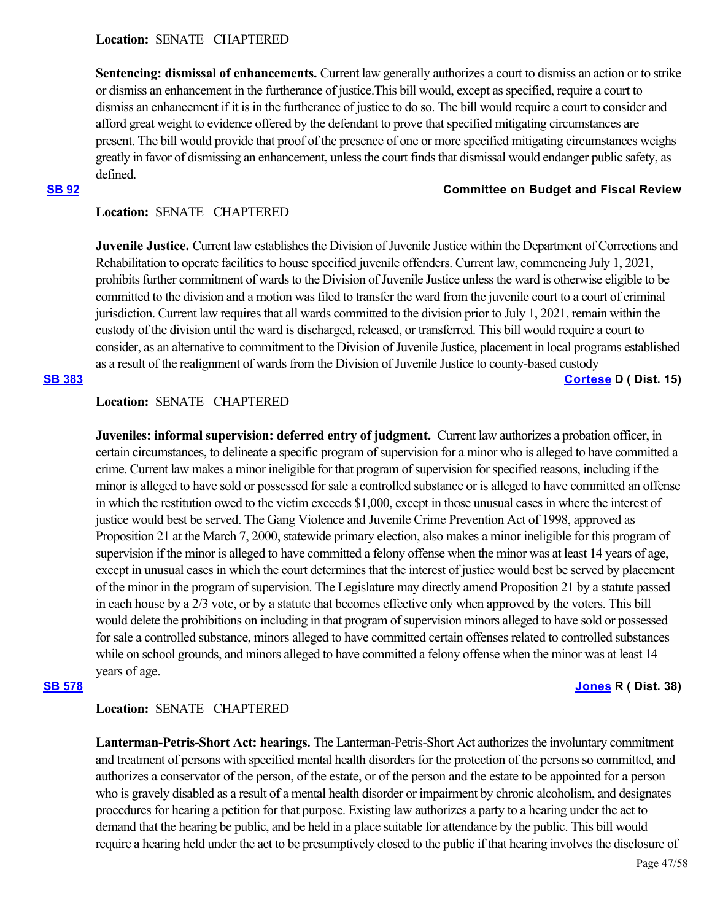**Location:** SENATE CHAPTERED

**Sentencing: dismissal of enhancements.** Current law generally authorizes a court to dismiss an action or to strike or dismiss an enhancement in the furtherance of justice.This bill would, except as specified, require a court to dismiss an enhancement if it is in the furtherance of justice to do so. The bill would require a court to consider and afford great weight to evidence offered by the defendant to prove that specified mitigating circumstances are present. The bill would provide that proof of the presence of one or more specified mitigating circumstances weighs greatly in favor of dismissing an enhancement, unless the court finds that dismissal would endanger public safety, as defined.

**[SB 92](#)** **Committee on Budget and Fiscal Review**

**Location:** SENATE CHAPTERED

**Juvenile Justice.** Current law establishes the Division of Juvenile Justice within the Department of Corrections and Rehabilitation to operate facilities to house specified juvenile offenders. Current law, commencing July 1, 2021, prohibits further commitment of wards to the Division of Juvenile Justice unless the ward is otherwise eligible to be committed to the division and a motion was filed to transfer the ward from the juvenile court to a court of criminal jurisdiction. Current law requires that all wards committed to the division prior to July 1, 2021, remain within the custody of the division until the ward is discharged, released, or transferred. This bill would require a court to consider, as an alternative to commitment to the Division of Juvenile Justice, placement in local programs established as a result of the realignment of wards from the Division of Juvenile Justice to county-based custody

**[SB 383](#)** **[Cortese](#) D ( Dist. 15)**

**Location:** SENATE CHAPTERED

**Juveniles: informal supervision: deferred entry of judgment.** Current law authorizes a probation officer, in certain circumstances, to delineate a specific program of supervision for a minor who is alleged to have committed a crime. Current law makes a minor ineligible for that program of supervision for specified reasons, including if the minor is alleged to have sold or possessed for sale a controlled substance or is alleged to have committed an offense in which the restitution owed to the victim exceeds $1,000, except in those unusual cases in where the interest of justice would best be served. The Gang Violence and Juvenile Crime Prevention Act of 1998, approved as Proposition 21 at the March 7, 2000, statewide primary election, also makes a minor ineligible for this program of supervision if the minor is alleged to have committed a felony offense when the minor was at least 14 years of age, except in unusual cases in which the court determines that the interest of justice would best be served by placement of the minor in the program of supervision. The Legislature may directly amend Proposition 21 by a statute passed in each house by a 2/3 vote, or by a statute that becomes effective only when approved by the voters. This bill would delete the prohibitions on including in that program of supervision minors alleged to have sold or possessed for sale a controlled substance, minors alleged to have committed certain offenses related to controlled substances while on school grounds, and minors alleged to have committed a felony offense when the minor was at least 14 years of age.

**[SB 578](#)** **[Jones](#) R ( Dist. 38)**

**Location:** SENATE CHAPTERED

**Lanterman-Petris-Short Act: hearings.** The Lanterman-Petris-Short Act authorizes the involuntary commitment and treatment of persons with specified mental health disorders for the protection of the persons so committed, and authorizes a conservator of the person, of the estate, or of the person and the estate to be appointed for a person who is gravely disabled as a result of a mental health disorder or impairment by chronic alcoholism, and designates procedures for hearing a petition for that purpose. Existing law authorizes a party to a hearing under the act to demand that the hearing be public, and be held in a place suitable for attendance by the public. This bill would require a hearing held under the act to be presumptively closed to the public if that hearing involves the disclosure of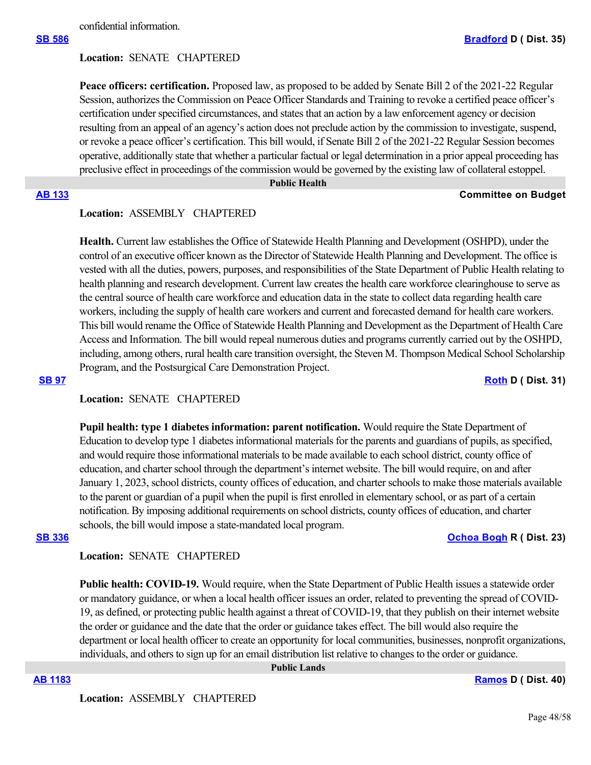confidential information.

**SB 586** **Bradford D ( Dist. 35)**

**Location:** SENATE CHAPTERED

**Peace officers: certification.** Proposed law, as proposed to be added by Senate Bill 2 of the 2021-22 Regular Session, authorizes the Commission on Peace Officer Standards and Training to revoke a certified peace officer's certification under specified circumstances, and states that an action by a law enforcement agency or decision resulting from an appeal of an agency's action does not preclude action by the commission to investigate, suspend, or revoke a peace officer's certification. This bill would, if Senate Bill 2 of the 2021-22 Regular Session becomes operative, additionally state that whether a particular factual or legal determination in a prior appeal proceeding has preclusive effect in proceedings of the commission would be governed by the existing law of collateral estoppel.

## Public Health

**AB 133** **Committee on Budget**

**Location:** ASSEMBLY CHAPTERED

**Health.** Current law establishes the Office of Statewide Health Planning and Development (OSHPD), under the control of an executive officer known as the Director of Statewide Health Planning and Development. The office is vested with all the duties, powers, purposes, and responsibilities of the State Department of Public Health relating to health planning and research development. Current law creates the health care workforce clearinghouse to serve as the central source of health care workforce and education data in the state to collect data regarding health care workers, including the supply of health care workers and current and forecasted demand for health care workers. This bill would rename the Office of Statewide Health Planning and Development as the Department of Health Care Access and Information. The bill would repeal numerous duties and programs currently carried out by the OSHPD, including, among others, rural health care transition oversight, the Steven M. Thompson Medical School Scholarship Program, and the Postsurgical Care Demonstration Project.

**SB 97** **Roth D ( Dist. 31)**

**Location:** SENATE CHAPTERED

**Pupil health: type 1 diabetes information: parent notification.** Would require the State Department of Education to develop type 1 diabetes informational materials for the parents and guardians of pupils, as specified, and would require those informational materials to be made available to each school district, county office of education, and charter school through the department's internet website. The bill would require, on and after January 1, 2023, school districts, county offices of education, and charter schools to make those materials available to the parent or guardian of a pupil when the pupil is first enrolled in elementary school, or as part of a certain notification. By imposing additional requirements on school districts, county offices of education, and charter schools, the bill would impose a state-mandated local program.

**SB 336** **Ochoa Bogh R ( Dist. 23)**

**Location:** SENATE CHAPTERED

**Public health: COVID-19.** Would require, when the State Department of Public Health issues a statewide order or mandatory guidance, or when a local health officer issues an order, related to preventing the spread of COVID-19, as defined, or protecting public health against a threat of COVID-19, that they publish on their internet website the order or guidance and the date that the order or guidance takes effect. The bill would also require the department or local health officer to create an opportunity for local communities, businesses, nonprofit organizations, individuals, and others to sign up for an email distribution list relative to changes to the order or guidance.

## Public Lands

**AB 1183** **Ramos D ( Dist. 40)**

**Location:** ASSEMBLY CHAPTERED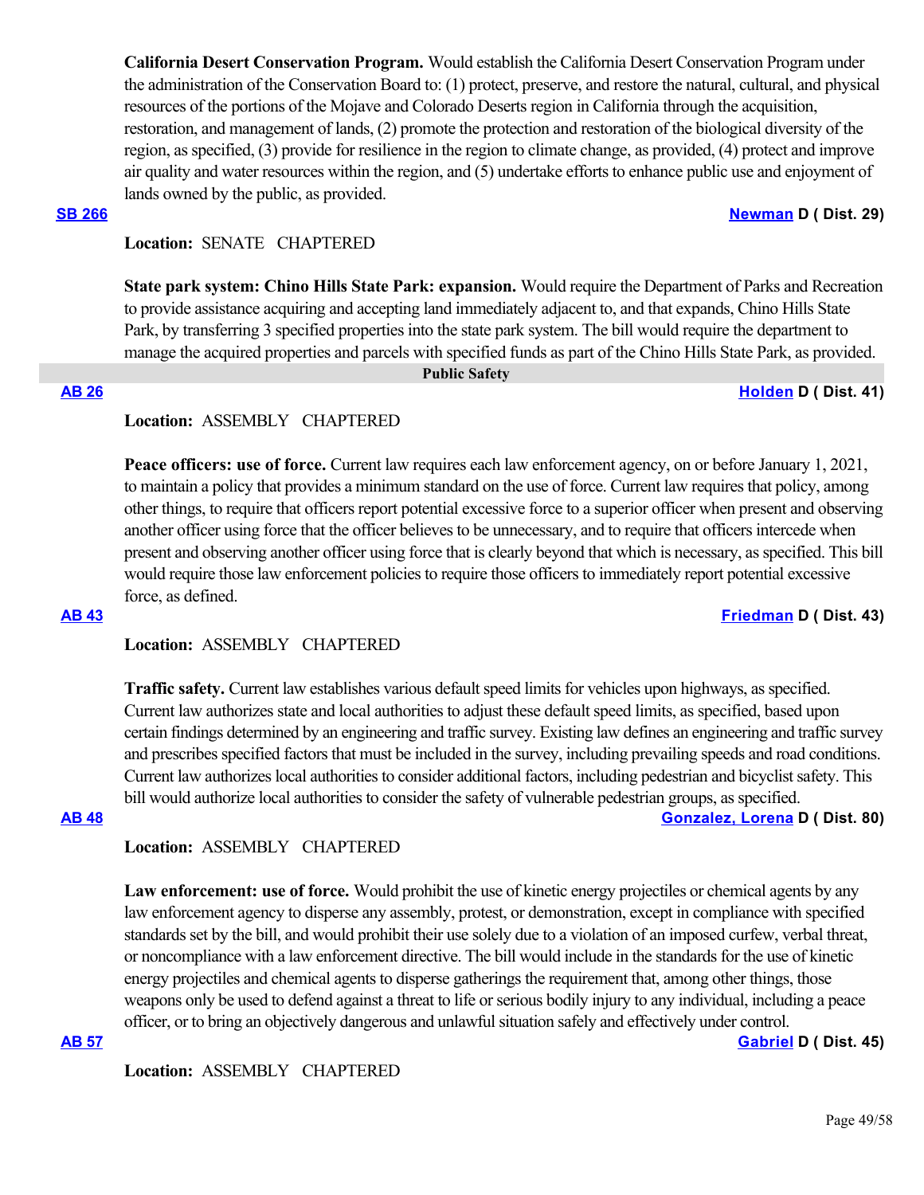**California Desert Conservation Program.** Would establish the California Desert Conservation Program under the administration of the Conservation Board to: (1) protect, preserve, and restore the natural, cultural, and physical resources of the portions of the Mojave and Colorado Deserts region in California through the acquisition, restoration, and management of lands, (2) promote the protection and restoration of the biological diversity of the region, as specified, (3) provide for resilience in the region to climate change, as provided, (4) protect and improve air quality and water resources within the region, and (5) undertake efforts to enhance public use and enjoyment of lands owned by the public, as provided.

**SB 266** — **Newman D ( Dist. 29)**

**Location:** SENATE CHAPTERED

**State park system: Chino Hills State Park: expansion.** Would require the Department of Parks and Recreation to provide assistance acquiring and accepting land immediately adjacent to, and that expands, Chino Hills State Park, by transferring 3 specified properties into the state park system. The bill would require the department to manage the acquired properties and parcels with specified funds as part of the Chino Hills State Park, as provided.

## Public Safety

**AB 26** — **Holden D ( Dist. 41)**

**Location:** ASSEMBLY CHAPTERED

**Peace officers: use of force.** Current law requires each law enforcement agency, on or before January 1, 2021, to maintain a policy that provides a minimum standard on the use of force. Current law requires that policy, among other things, to require that officers report potential excessive force to a superior officer when present and observing another officer using force that the officer believes to be unnecessary, and to require that officers intercede when present and observing another officer using force that is clearly beyond that which is necessary, as specified. This bill would require those law enforcement policies to require those officers to immediately report potential excessive force, as defined.

**AB 43** — **Friedman D ( Dist. 43)**

**Location:** ASSEMBLY CHAPTERED

**Traffic safety.** Current law establishes various default speed limits for vehicles upon highways, as specified. Current law authorizes state and local authorities to adjust these default speed limits, as specified, based upon certain findings determined by an engineering and traffic survey. Existing law defines an engineering and traffic survey and prescribes specified factors that must be included in the survey, including prevailing speeds and road conditions. Current law authorizes local authorities to consider additional factors, including pedestrian and bicyclist safety. This bill would authorize local authorities to consider the safety of vulnerable pedestrian groups, as specified.

**AB 48** — **Gonzalez, Lorena D ( Dist. 80)**

**Location:** ASSEMBLY CHAPTERED

**Law enforcement: use of force.** Would prohibit the use of kinetic energy projectiles or chemical agents by any law enforcement agency to disperse any assembly, protest, or demonstration, except in compliance with specified standards set by the bill, and would prohibit their use solely due to a violation of an imposed curfew, verbal threat, or noncompliance with a law enforcement directive. The bill would include in the standards for the use of kinetic energy projectiles and chemical agents to disperse gatherings the requirement that, among other things, those weapons only be used to defend against a threat to life or serious bodily injury to any individual, including a peace officer, or to bring an objectively dangerous and unlawful situation safely and effectively under control.

**AB 57** — **Gabriel D ( Dist. 45)**

**Location:** ASSEMBLY CHAPTERED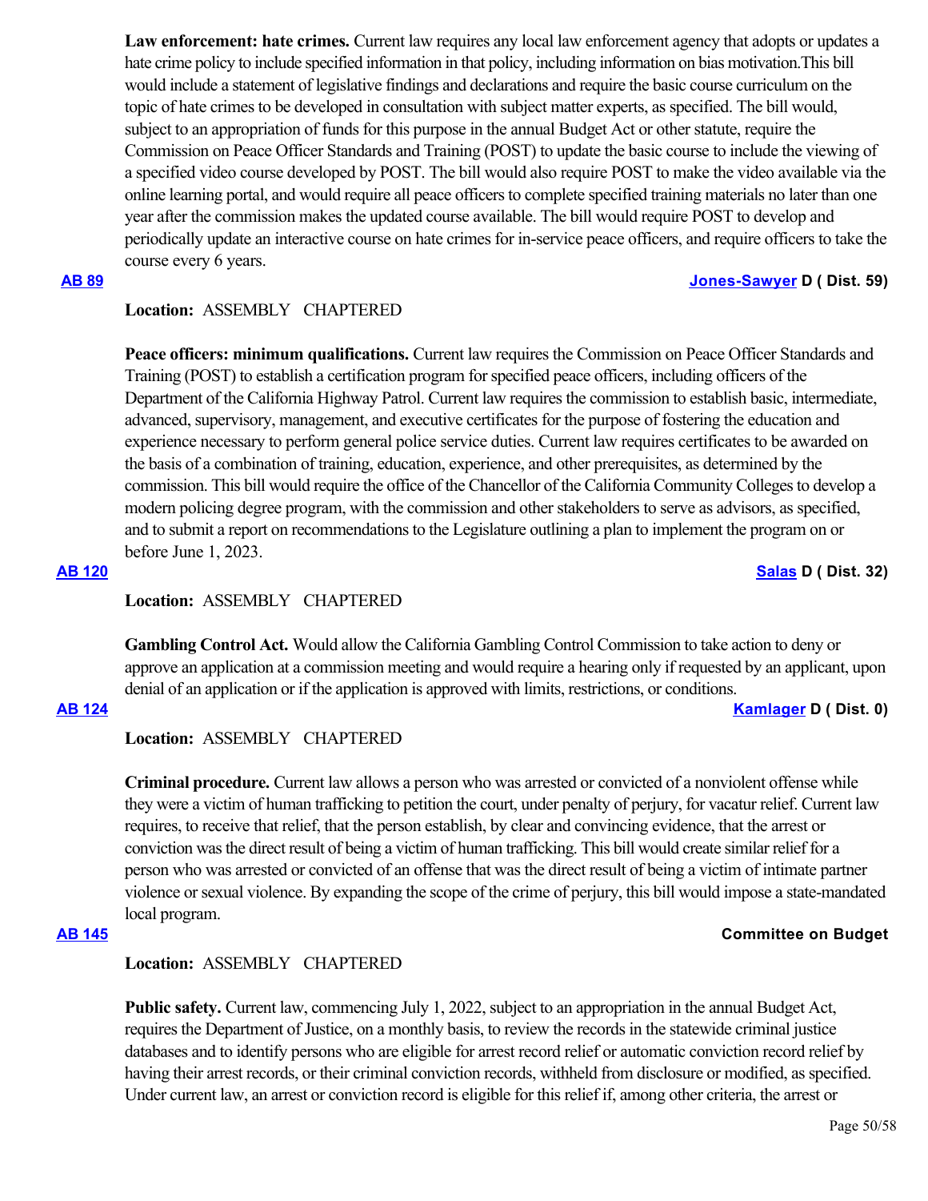**Law enforcement: hate crimes.** Current law requires any local law enforcement agency that adopts or updates a hate crime policy to include specified information in that policy, including information on bias motivation.This bill would include a statement of legislative findings and declarations and require the basic course curriculum on the topic of hate crimes to be developed in consultation with subject matter experts, as specified. The bill would, subject to an appropriation of funds for this purpose in the annual Budget Act or other statute, require the Commission on Peace Officer Standards and Training (POST) to update the basic course to include the viewing of a specified video course developed by POST. The bill would also require POST to make the video available via the online learning portal, and would require all peace officers to complete specified training materials no later than one year after the commission makes the updated course available. The bill would require POST to develop and periodically update an interactive course on hate crimes for in-service peace officers, and require officers to take the course every 6 years.

**AB 89** **Jones-Sawyer D ( Dist. 59)**

**Location:** ASSEMBLY CHAPTERED

**Peace officers: minimum qualifications.** Current law requires the Commission on Peace Officer Standards and Training (POST) to establish a certification program for specified peace officers, including officers of the Department of the California Highway Patrol. Current law requires the commission to establish basic, intermediate, advanced, supervisory, management, and executive certificates for the purpose of fostering the education and experience necessary to perform general police service duties. Current law requires certificates to be awarded on the basis of a combination of training, education, experience, and other prerequisites, as determined by the commission. This bill would require the office of the Chancellor of the California Community Colleges to develop a modern policing degree program, with the commission and other stakeholders to serve as advisors, as specified, and to submit a report on recommendations to the Legislature outlining a plan to implement the program on or before June 1, 2023.

**AB 120** **Salas D ( Dist. 32)**

**Location:** ASSEMBLY CHAPTERED

**Gambling Control Act.** Would allow the California Gambling Control Commission to take action to deny or approve an application at a commission meeting and would require a hearing only if requested by an applicant, upon denial of an application or if the application is approved with limits, restrictions, or conditions.

**AB 124** **Kamlager D ( Dist. 0)**

**Location:** ASSEMBLY CHAPTERED

**Criminal procedure.** Current law allows a person who was arrested or convicted of a nonviolent offense while they were a victim of human trafficking to petition the court, under penalty of perjury, for vacatur relief. Current law requires, to receive that relief, that the person establish, by clear and convincing evidence, that the arrest or conviction was the direct result of being a victim of human trafficking. This bill would create similar relief for a person who was arrested or convicted of an offense that was the direct result of being a victim of intimate partner violence or sexual violence. By expanding the scope of the crime of perjury, this bill would impose a state-mandated local program.

**AB 145** **Committee on Budget**

**Location:** ASSEMBLY CHAPTERED

**Public safety.** Current law, commencing July 1, 2022, subject to an appropriation in the annual Budget Act, requires the Department of Justice, on a monthly basis, to review the records in the statewide criminal justice databases and to identify persons who are eligible for arrest record relief or automatic conviction record relief by having their arrest records, or their criminal conviction records, withheld from disclosure or modified, as specified. Under current law, an arrest or conviction record is eligible for this relief if, among other criteria, the arrest or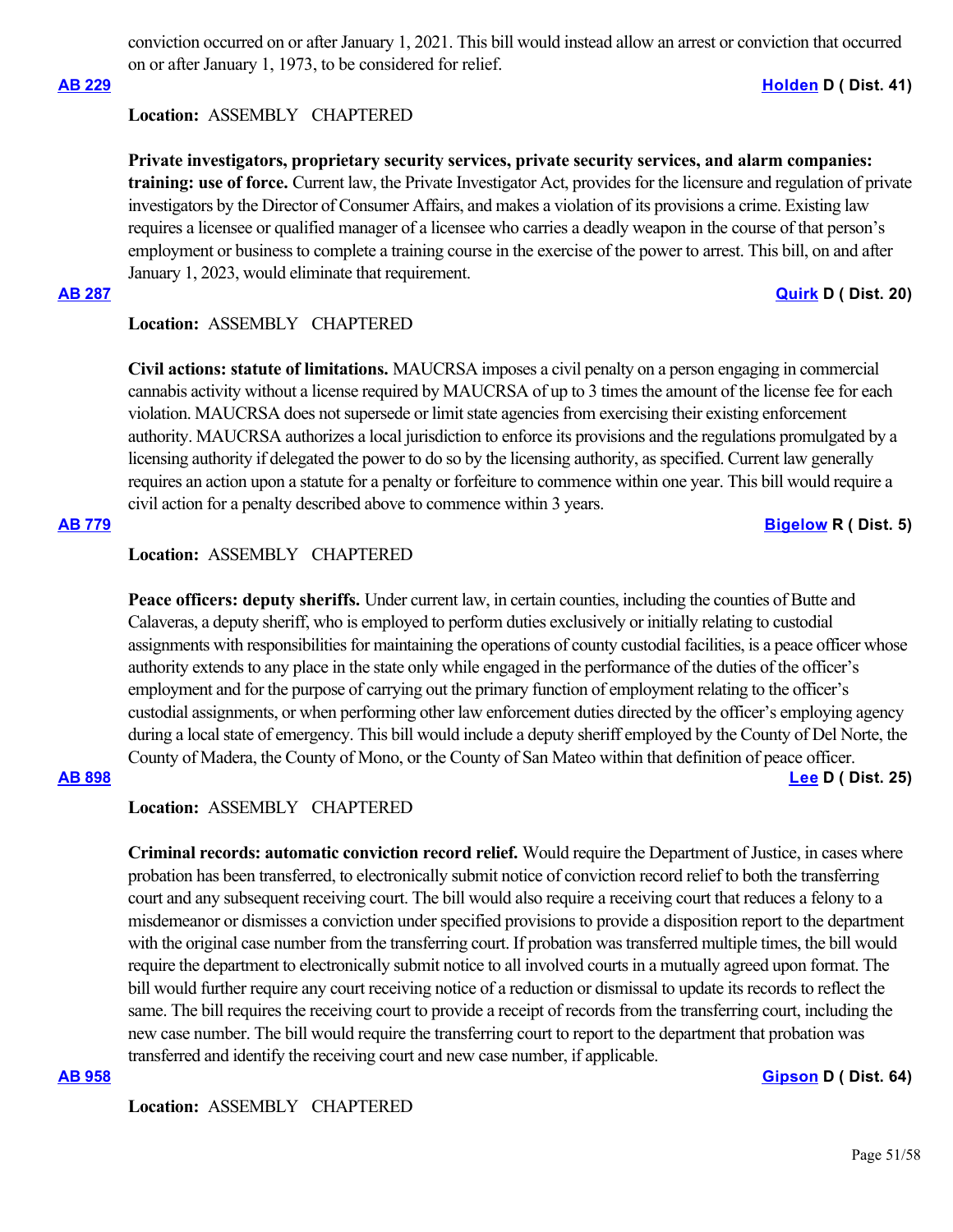conviction occurred on or after January 1, 2021. This bill would instead allow an arrest or conviction that occurred on or after January 1, 1973, to be considered for relief.

**AB 229** **Holden D ( Dist. 41)**

**Location:** ASSEMBLY CHAPTERED

**Private investigators, proprietary security services, private security services, and alarm companies: training: use of force.** Current law, the Private Investigator Act, provides for the licensure and regulation of private investigators by the Director of Consumer Affairs, and makes a violation of its provisions a crime. Existing law requires a licensee or qualified manager of a licensee who carries a deadly weapon in the course of that person's employment or business to complete a training course in the exercise of the power to arrest. This bill, on and after January 1, 2023, would eliminate that requirement.

**AB 287** **Quirk D ( Dist. 20)**

**Location:** ASSEMBLY CHAPTERED

**Civil actions: statute of limitations.** MAUCRSA imposes a civil penalty on a person engaging in commercial cannabis activity without a license required by MAUCRSA of up to 3 times the amount of the license fee for each violation. MAUCRSA does not supersede or limit state agencies from exercising their existing enforcement authority. MAUCRSA authorizes a local jurisdiction to enforce its provisions and the regulations promulgated by a licensing authority if delegated the power to do so by the licensing authority, as specified. Current law generally requires an action upon a statute for a penalty or forfeiture to commence within one year. This bill would require a civil action for a penalty described above to commence within 3 years.

**AB 779** **Bigelow R ( Dist. 5)**

**Location:** ASSEMBLY CHAPTERED

**Peace officers: deputy sheriffs.** Under current law, in certain counties, including the counties of Butte and Calaveras, a deputy sheriff, who is employed to perform duties exclusively or initially relating to custodial assignments with responsibilities for maintaining the operations of county custodial facilities, is a peace officer whose authority extends to any place in the state only while engaged in the performance of the duties of the officer's employment and for the purpose of carrying out the primary function of employment relating to the officer's custodial assignments, or when performing other law enforcement duties directed by the officer's employing agency during a local state of emergency. This bill would include a deputy sheriff employed by the County of Del Norte, the County of Madera, the County of Mono, or the County of San Mateo within that definition of peace officer.

**AB 898** **Lee D ( Dist. 25)**

**Location:** ASSEMBLY CHAPTERED

**Criminal records: automatic conviction record relief.** Would require the Department of Justice, in cases where probation has been transferred, to electronically submit notice of conviction record relief to both the transferring court and any subsequent receiving court. The bill would also require a receiving court that reduces a felony to a misdemeanor or dismisses a conviction under specified provisions to provide a disposition report to the department with the original case number from the transferring court. If probation was transferred multiple times, the bill would require the department to electronically submit notice to all involved courts in a mutually agreed upon format. The bill would further require any court receiving notice of a reduction or dismissal to update its records to reflect the same. The bill requires the receiving court to provide a receipt of records from the transferring court, including the new case number. The bill would require the transferring court to report to the department that probation was transferred and identify the receiving court and new case number, if applicable.

**AB 958** **Gipson D ( Dist. 64)**

**Location:** ASSEMBLY CHAPTERED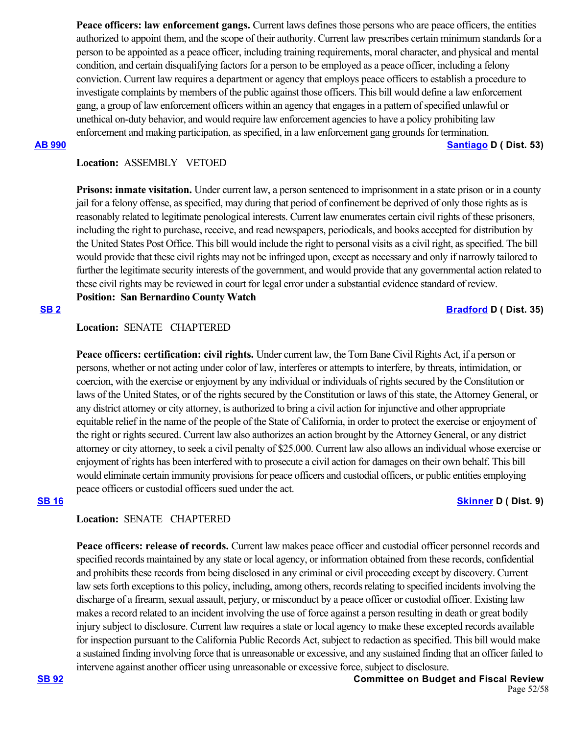**Peace officers: law enforcement gangs.** Current laws defines those persons who are peace officers, the entities authorized to appoint them, and the scope of their authority. Current law prescribes certain minimum standards for a person to be appointed as a peace officer, including training requirements, moral character, and physical and mental condition, and certain disqualifying factors for a person to be employed as a peace officer, including a felony conviction. Current law requires a department or agency that employs peace officers to establish a procedure to investigate complaints by members of the public against those officers. This bill would define a law enforcement gang, a group of law enforcement officers within an agency that engages in a pattern of specified unlawful or unethical on-duty behavior, and would require law enforcement agencies to have a policy prohibiting law enforcement and making participation, as specified, in a law enforcement gang grounds for termination.

**AB 990** — **Santiago D ( Dist. 53)**

**Location:** ASSEMBLY VETOED

**Prisons: inmate visitation.** Under current law, a person sentenced to imprisonment in a state prison or in a county jail for a felony offense, as specified, may during that period of confinement be deprived of only those rights as is reasonably related to legitimate penological interests. Current law enumerates certain civil rights of these prisoners, including the right to purchase, receive, and read newspapers, periodicals, and books accepted for distribution by the United States Post Office. This bill would include the right to personal visits as a civil right, as specified. The bill would provide that these civil rights may not be infringed upon, except as necessary and only if narrowly tailored to further the legitimate security interests of the government, and would provide that any governmental action related to these civil rights may be reviewed in court for legal error under a substantial evidence standard of review.

**Position: San Bernardino County Watch**

**SB 2** — **Bradford D ( Dist. 35)**

**Location:** SENATE CHAPTERED

**Peace officers: certification: civil rights.** Under current law, the Tom Bane Civil Rights Act, if a person or persons, whether or not acting under color of law, interferes or attempts to interfere, by threats, intimidation, or coercion, with the exercise or enjoyment by any individual or individuals of rights secured by the Constitution or laws of the United States, or of the rights secured by the Constitution or laws of this state, the Attorney General, or any district attorney or city attorney, is authorized to bring a civil action for injunctive and other appropriate equitable relief in the name of the people of the State of California, in order to protect the exercise or enjoyment of the right or rights secured. Current law also authorizes an action brought by the Attorney General, or any district attorney or city attorney, to seek a civil penalty of $25,000. Current law also allows an individual whose exercise or enjoyment of rights has been interfered with to prosecute a civil action for damages on their own behalf. This bill would eliminate certain immunity provisions for peace officers and custodial officers, or public entities employing peace officers or custodial officers sued under the act.

**SB 16** — **Skinner D ( Dist. 9)**

**Location:** SENATE CHAPTERED

**Peace officers: release of records.** Current law makes peace officer and custodial officer personnel records and specified records maintained by any state or local agency, or information obtained from these records, confidential and prohibits these records from being disclosed in any criminal or civil proceeding except by discovery. Current law sets forth exceptions to this policy, including, among others, records relating to specified incidents involving the discharge of a firearm, sexual assault, perjury, or misconduct by a peace officer or custodial officer. Existing law makes a record related to an incident involving the use of force against a person resulting in death or great bodily injury subject to disclosure. Current law requires a state or local agency to make these excepted records available for inspection pursuant to the California Public Records Act, subject to redaction as specified. This bill would make a sustained finding involving force that is unreasonable or excessive, and any sustained finding that an officer failed to intervene against another officer using unreasonable or excessive force, subject to disclosure.

**SB 92** — **Committee on Budget and Fiscal Review**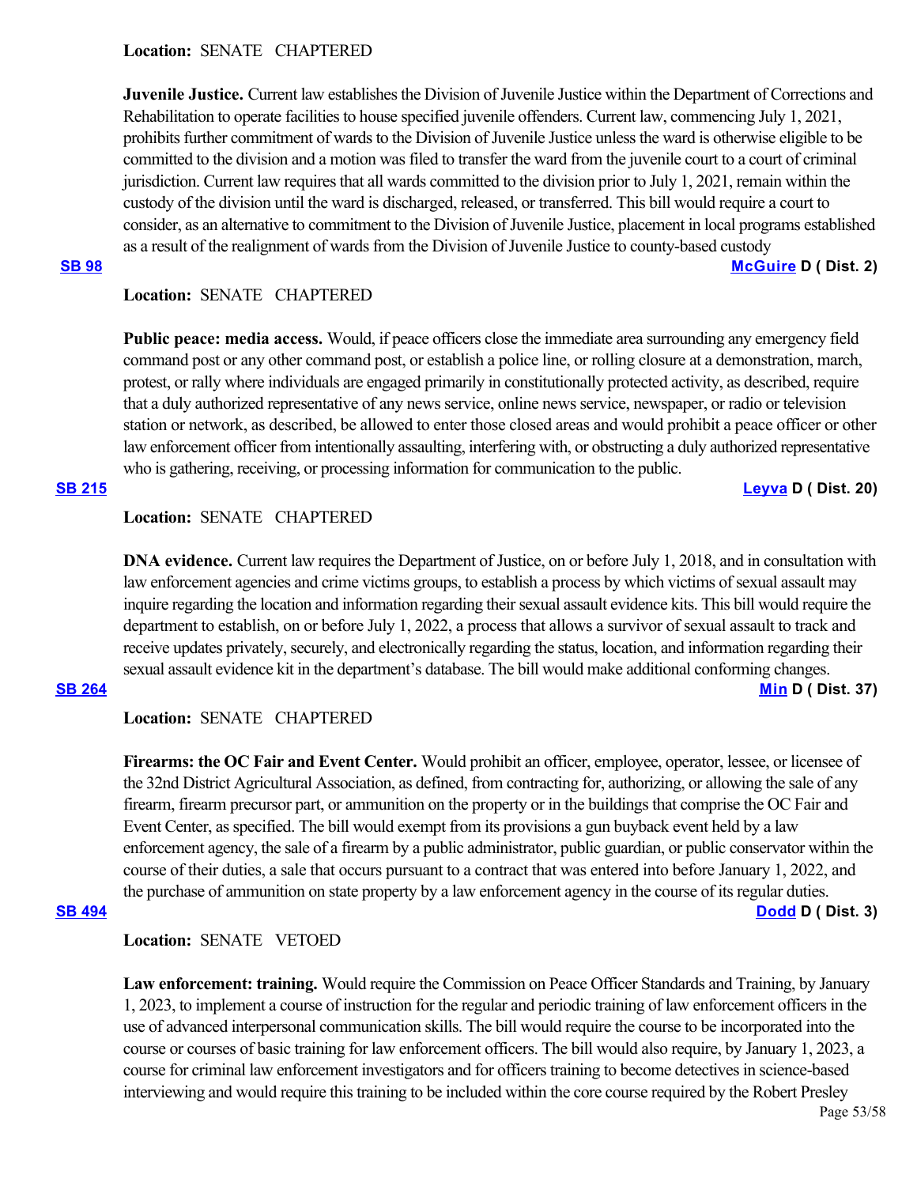**Location:** SENATE CHAPTERED

**Juvenile Justice.** Current law establishes the Division of Juvenile Justice within the Department of Corrections and Rehabilitation to operate facilities to house specified juvenile offenders. Current law, commencing July 1, 2021, prohibits further commitment of wards to the Division of Juvenile Justice unless the ward is otherwise eligible to be committed to the division and a motion was filed to transfer the ward from the juvenile court to a court of criminal jurisdiction. Current law requires that all wards committed to the division prior to July 1, 2021, remain within the custody of the division until the ward is discharged, released, or transferred. This bill would require a court to consider, as an alternative to commitment to the Division of Juvenile Justice, placement in local programs established as a result of the realignment of wards from the Division of Juvenile Justice to county-based custody

**SB 98** **McGuire D ( Dist. 2)**

**Location:** SENATE CHAPTERED

**Public peace: media access.** Would, if peace officers close the immediate area surrounding any emergency field command post or any other command post, or establish a police line, or rolling closure at a demonstration, march, protest, or rally where individuals are engaged primarily in constitutionally protected activity, as described, require that a duly authorized representative of any news service, online news service, newspaper, or radio or television station or network, as described, be allowed to enter those closed areas and would prohibit a peace officer or other law enforcement officer from intentionally assaulting, interfering with, or obstructing a duly authorized representative who is gathering, receiving, or processing information for communication to the public.

**SB 215** **Leyva D ( Dist. 20)**

**Location:** SENATE CHAPTERED

**DNA evidence.** Current law requires the Department of Justice, on or before July 1, 2018, and in consultation with law enforcement agencies and crime victims groups, to establish a process by which victims of sexual assault may inquire regarding the location and information regarding their sexual assault evidence kits. This bill would require the department to establish, on or before July 1, 2022, a process that allows a survivor of sexual assault to track and receive updates privately, securely, and electronically regarding the status, location, and information regarding their sexual assault evidence kit in the department's database. The bill would make additional conforming changes.

**SB 264** **Min D ( Dist. 37)**

**Location:** SENATE CHAPTERED

**Firearms: the OC Fair and Event Center.** Would prohibit an officer, employee, operator, lessee, or licensee of the 32nd District Agricultural Association, as defined, from contracting for, authorizing, or allowing the sale of any firearm, firearm precursor part, or ammunition on the property or in the buildings that comprise the OC Fair and Event Center, as specified. The bill would exempt from its provisions a gun buyback event held by a law enforcement agency, the sale of a firearm by a public administrator, public guardian, or public conservator within the course of their duties, a sale that occurs pursuant to a contract that was entered into before January 1, 2022, and the purchase of ammunition on state property by a law enforcement agency in the course of its regular duties.

**SB 494** **Dodd D ( Dist. 3)**

**Location:** SENATE VETOED

**Law enforcement: training.** Would require the Commission on Peace Officer Standards and Training, by January 1, 2023, to implement a course of instruction for the regular and periodic training of law enforcement officers in the use of advanced interpersonal communication skills. The bill would require the course to be incorporated into the course or courses of basic training for law enforcement officers. The bill would also require, by January 1, 2023, a course for criminal law enforcement investigators and for officers training to become detectives in science-based interviewing and would require this training to be included within the core course required by the Robert Presley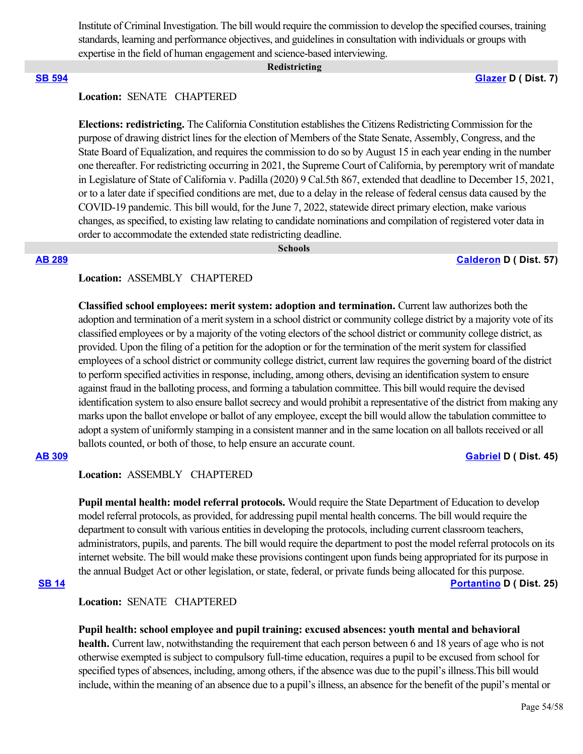Institute of Criminal Investigation. The bill would require the commission to develop the specified courses, training standards, learning and performance objectives, and guidelines in consultation with individuals or groups with expertise in the field of human engagement and science-based interviewing.

## Redistricting

**SB 594** — **Glazer D ( Dist. 7)**

**Location:** SENATE CHAPTERED

**Elections: redistricting.** The California Constitution establishes the Citizens Redistricting Commission for the purpose of drawing district lines for the election of Members of the State Senate, Assembly, Congress, and the State Board of Equalization, and requires the commission to do so by August 15 in each year ending in the number one thereafter. For redistricting occurring in 2021, the Supreme Court of California, by peremptory writ of mandate in Legislature of State of California v. Padilla (2020) 9 Cal.5th 867, extended that deadline to December 15, 2021, or to a later date if specified conditions are met, due to a delay in the release of federal census data caused by the COVID-19 pandemic. This bill would, for the June 7, 2022, statewide direct primary election, make various changes, as specified, to existing law relating to candidate nominations and compilation of registered voter data in order to accommodate the extended state redistricting deadline.

## Schools

**AB 289** — **Calderon D ( Dist. 57)**

**Location:** ASSEMBLY CHAPTERED

**Classified school employees: merit system: adoption and termination.** Current law authorizes both the adoption and termination of a merit system in a school district or community college district by a majority vote of its classified employees or by a majority of the voting electors of the school district or community college district, as provided. Upon the filing of a petition for the adoption or for the termination of the merit system for classified employees of a school district or community college district, current law requires the governing board of the district to perform specified activities in response, including, among others, devising an identification system to ensure against fraud in the balloting process, and forming a tabulation committee. This bill would require the devised identification system to also ensure ballot secrecy and would prohibit a representative of the district from making any marks upon the ballot envelope or ballot of any employee, except the bill would allow the tabulation committee to adopt a system of uniformly stamping in a consistent manner and in the same location on all ballots received or all ballots counted, or both of those, to help ensure an accurate count.

**AB 309** — **Gabriel D ( Dist. 45)**

**Location:** ASSEMBLY CHAPTERED

**Pupil mental health: model referral protocols.** Would require the State Department of Education to develop model referral protocols, as provided, for addressing pupil mental health concerns. The bill would require the department to consult with various entities in developing the protocols, including current classroom teachers, administrators, pupils, and parents. The bill would require the department to post the model referral protocols on its internet website. The bill would make these provisions contingent upon funds being appropriated for its purpose in the annual Budget Act or other legislation, or state, federal, or private funds being allocated for this purpose.

**SB 14** — **Portantino D ( Dist. 25)**

**Location:** SENATE CHAPTERED

**Pupil health: school employee and pupil training: excused absences: youth mental and behavioral health.** Current law, notwithstanding the requirement that each person between 6 and 18 years of age who is not otherwise exempted is subject to compulsory full-time education, requires a pupil to be excused from school for specified types of absences, including, among others, if the absence was due to the pupil's illness.This bill would include, within the meaning of an absence due to a pupil's illness, an absence for the benefit of the pupil's mental or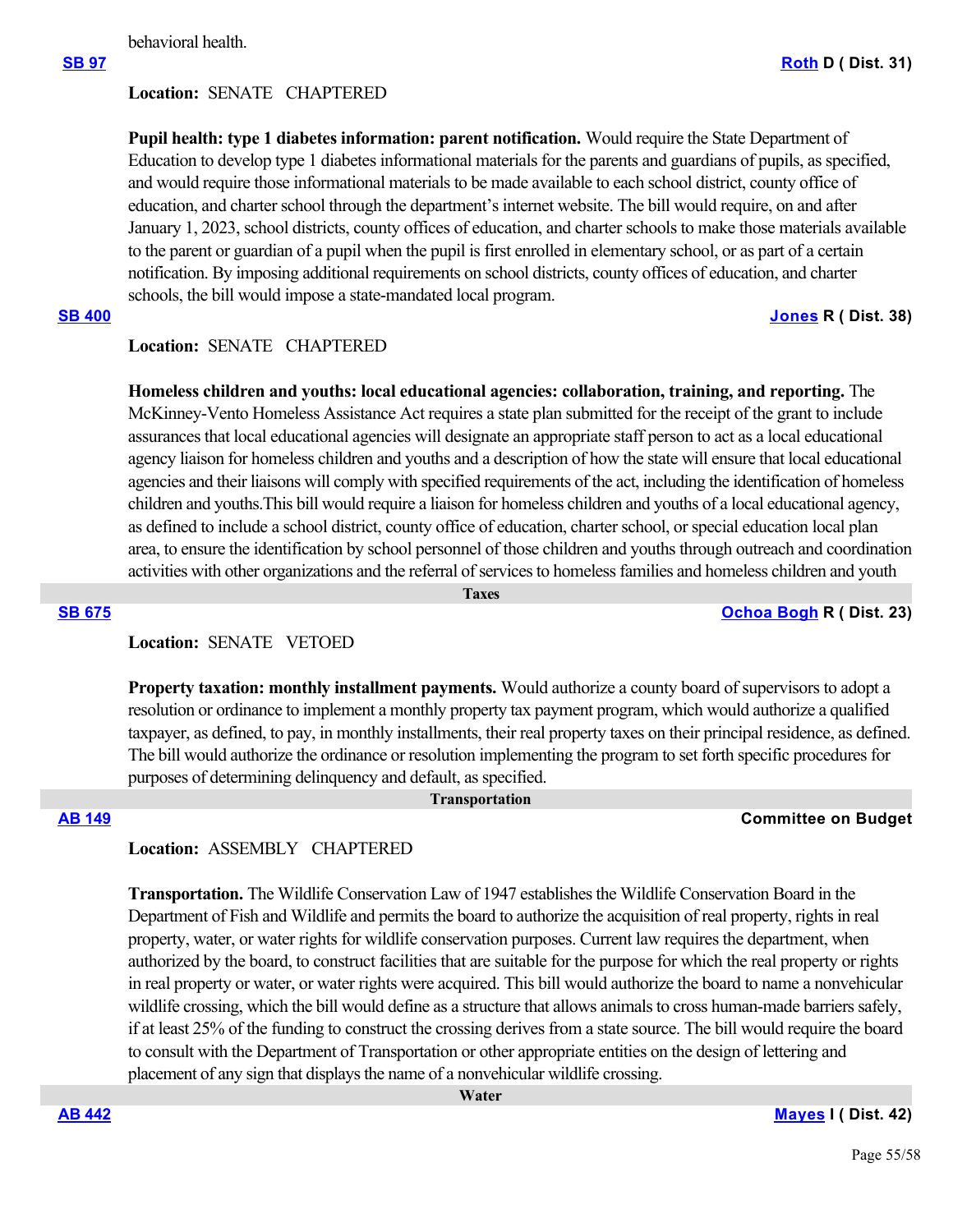behavioral health.

**SB 97** **Roth D ( Dist. 31)**

**Location:** SENATE CHAPTERED

**Pupil health: type 1 diabetes information: parent notification.** Would require the State Department of Education to develop type 1 diabetes informational materials for the parents and guardians of pupils, as specified, and would require those informational materials to be made available to each school district, county office of education, and charter school through the department's internet website. The bill would require, on and after January 1, 2023, school districts, county offices of education, and charter schools to make those materials available to the parent or guardian of a pupil when the pupil is first enrolled in elementary school, or as part of a certain notification. By imposing additional requirements on school districts, county offices of education, and charter schools, the bill would impose a state-mandated local program.

**SB 400** **Jones R ( Dist. 38)**

**Location:** SENATE CHAPTERED

**Homeless children and youths: local educational agencies: collaboration, training, and reporting.** The McKinney-Vento Homeless Assistance Act requires a state plan submitted for the receipt of the grant to include assurances that local educational agencies will designate an appropriate staff person to act as a local educational agency liaison for homeless children and youths and a description of how the state will ensure that local educational agencies and their liaisons will comply with specified requirements of the act, including the identification of homeless children and youths.This bill would require a liaison for homeless children and youths of a local educational agency, as defined to include a school district, county office of education, charter school, or special education local plan area, to ensure the identification by school personnel of those children and youths through outreach and coordination activities with other organizations and the referral of services to homeless families and homeless children and youth

## Taxes

**SB 675** **Ochoa Bogh R ( Dist. 23)**

**Location:** SENATE VETOED

**Property taxation: monthly installment payments.** Would authorize a county board of supervisors to adopt a resolution or ordinance to implement a monthly property tax payment program, which would authorize a qualified taxpayer, as defined, to pay, in monthly installments, their real property taxes on their principal residence, as defined. The bill would authorize the ordinance or resolution implementing the program to set forth specific procedures for purposes of determining delinquency and default, as specified.

## Transportation

**AB 149** **Committee on Budget**

**Location:** ASSEMBLY CHAPTERED

**Transportation.** The Wildlife Conservation Law of 1947 establishes the Wildlife Conservation Board in the Department of Fish and Wildlife and permits the board to authorize the acquisition of real property, rights in real property, water, or water rights for wildlife conservation purposes. Current law requires the department, when authorized by the board, to construct facilities that are suitable for the purpose for which the real property or rights in real property or water, or water rights were acquired. This bill would authorize the board to name a nonvehicular wildlife crossing, which the bill would define as a structure that allows animals to cross human-made barriers safely, if at least 25% of the funding to construct the crossing derives from a state source. The bill would require the board to consult with the Department of Transportation or other appropriate entities on the design of lettering and placement of any sign that displays the name of a nonvehicular wildlife crossing.

## Water

**AB 442** **Mayes I ( Dist. 42)**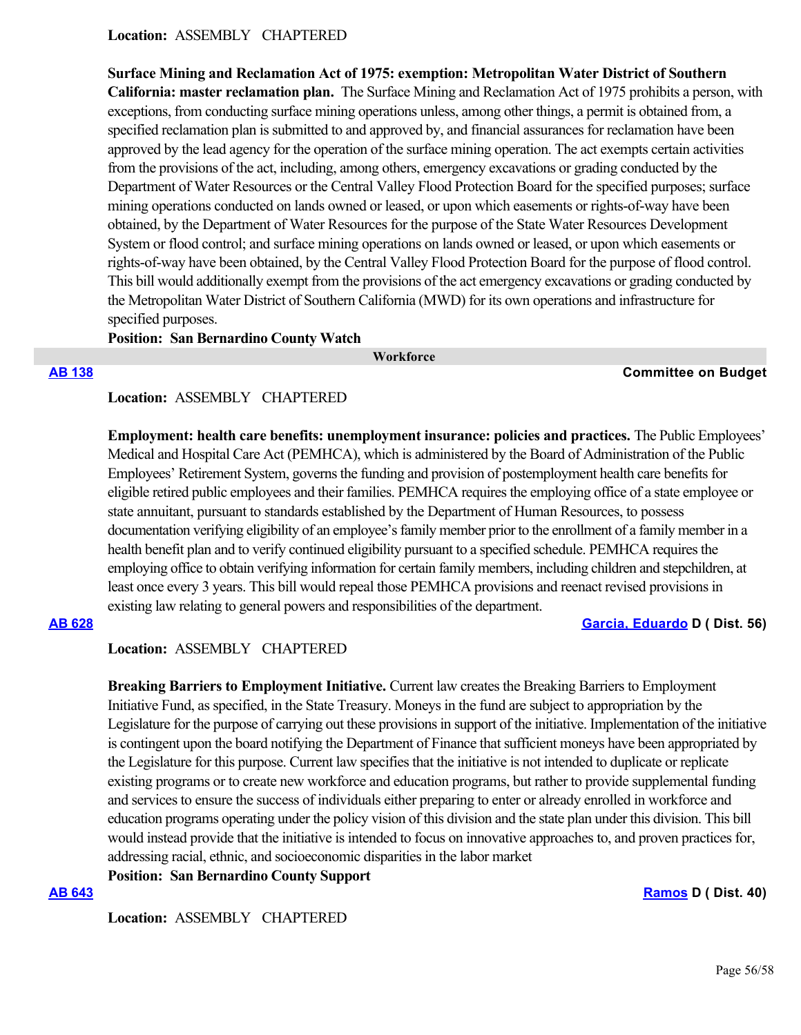**Location:** ASSEMBLY CHAPTERED

**Surface Mining and Reclamation Act of 1975: exemption: Metropolitan Water District of Southern California: master reclamation plan.** The Surface Mining and Reclamation Act of 1975 prohibits a person, with exceptions, from conducting surface mining operations unless, among other things, a permit is obtained from, a specified reclamation plan is submitted to and approved by, and financial assurances for reclamation have been approved by the lead agency for the operation of the surface mining operation. The act exempts certain activities from the provisions of the act, including, among others, emergency excavations or grading conducted by the Department of Water Resources or the Central Valley Flood Protection Board for the specified purposes; surface mining operations conducted on lands owned or leased, or upon which easements or rights-of-way have been obtained, by the Department of Water Resources for the purpose of the State Water Resources Development System or flood control; and surface mining operations on lands owned or leased, or upon which easements or rights-of-way have been obtained, by the Central Valley Flood Protection Board for the purpose of flood control. This bill would additionally exempt from the provisions of the act emergency excavations or grading conducted by the Metropolitan Water District of Southern California (MWD) for its own operations and infrastructure for specified purposes.

**Position:** **San Bernardino County Watch**

## Workforce

**AB 138** — **Committee on Budget**

**Location:** ASSEMBLY CHAPTERED

**Employment: health care benefits: unemployment insurance: policies and practices.** The Public Employees' Medical and Hospital Care Act (PEMHCA), which is administered by the Board of Administration of the Public Employees' Retirement System, governs the funding and provision of postemployment health care benefits for eligible retired public employees and their families. PEMHCA requires the employing office of a state employee or state annuitant, pursuant to standards established by the Department of Human Resources, to possess documentation verifying eligibility of an employee's family member prior to the enrollment of a family member in a health benefit plan and to verify continued eligibility pursuant to a specified schedule. PEMHCA requires the employing office to obtain verifying information for certain family members, including children and stepchildren, at least once every 3 years. This bill would repeal those PEMHCA provisions and reenact revised provisions in existing law relating to general powers and responsibilities of the department.

**AB 628** — **Garcia, Eduardo D ( Dist. 56)**

**Location:** ASSEMBLY CHAPTERED

**Breaking Barriers to Employment Initiative.** Current law creates the Breaking Barriers to Employment Initiative Fund, as specified, in the State Treasury. Moneys in the fund are subject to appropriation by the Legislature for the purpose of carrying out these provisions in support of the initiative. Implementation of the initiative is contingent upon the board notifying the Department of Finance that sufficient moneys have been appropriated by the Legislature for this purpose. Current law specifies that the initiative is not intended to duplicate or replicate existing programs or to create new workforce and education programs, but rather to provide supplemental funding and services to ensure the success of individuals either preparing to enter or already enrolled in workforce and education programs operating under the policy vision of this division and the state plan under this division. This bill would instead provide that the initiative is intended to focus on innovative approaches to, and proven practices for, addressing racial, ethnic, and socioeconomic disparities in the labor market

**Position:** **San Bernardino County Support**

**AB 643** — **Ramos D ( Dist. 40)**

**Location:** ASSEMBLY CHAPTERED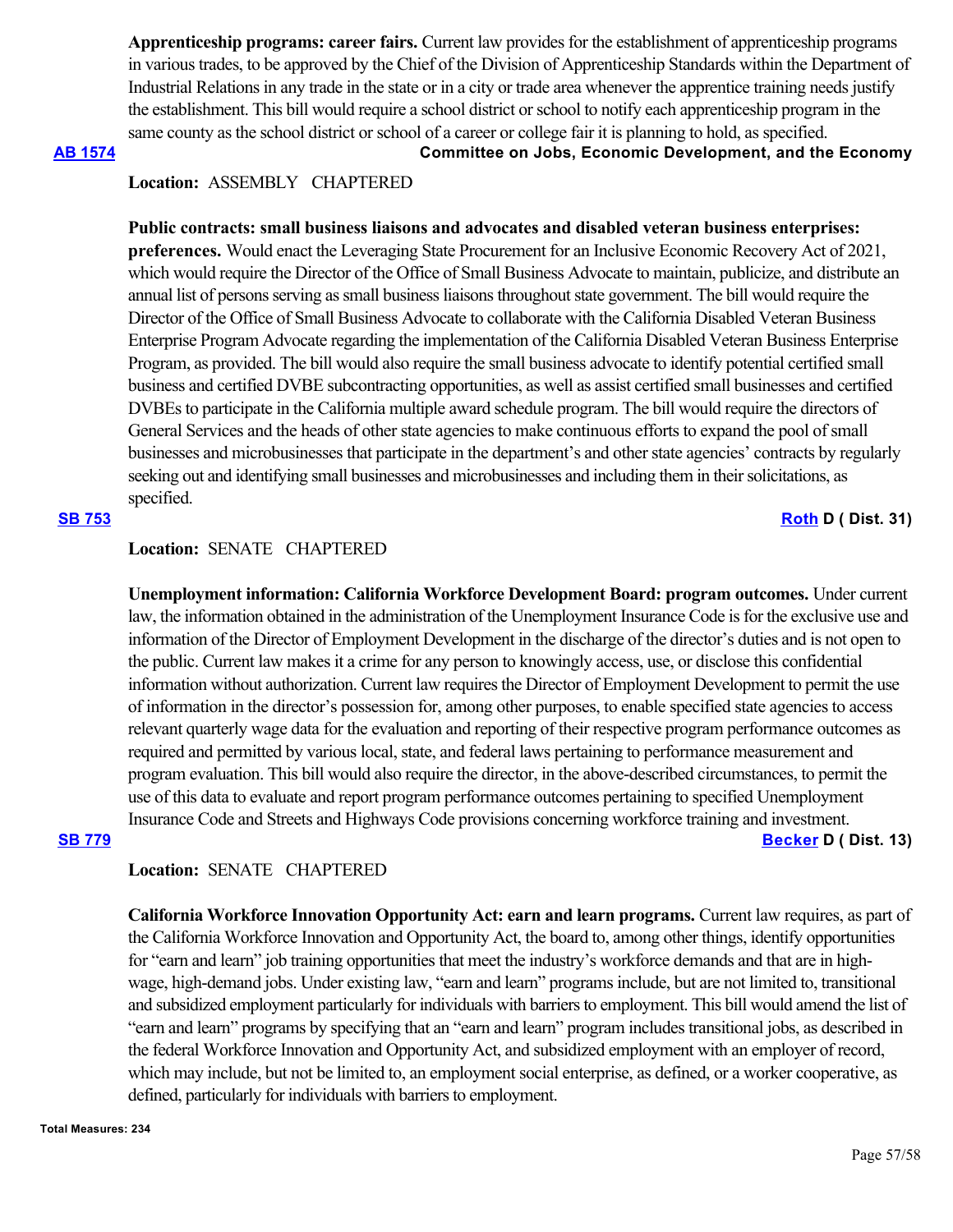**Apprenticeship programs: career fairs.** Current law provides for the establishment of apprenticeship programs in various trades, to be approved by the Chief of the Division of Apprenticeship Standards within the Department of Industrial Relations in any trade in the state or in a city or trade area whenever the apprentice training needs justify the establishment. This bill would require a school district or school to notify each apprenticeship program in the same county as the school district or school of a career or college fair it is planning to hold, as specified.

**[AB 1574](#)** **Committee on Jobs, Economic Development, and the Economy**

**Location:** ASSEMBLY CHAPTERED

**Public contracts: small business liaisons and advocates and disabled veteran business enterprises: preferences.** Would enact the Leveraging State Procurement for an Inclusive Economic Recovery Act of 2021, which would require the Director of the Office of Small Business Advocate to maintain, publicize, and distribute an annual list of persons serving as small business liaisons throughout state government. The bill would require the Director of the Office of Small Business Advocate to collaborate with the California Disabled Veteran Business Enterprise Program Advocate regarding the implementation of the California Disabled Veteran Business Enterprise Program, as provided. The bill would also require the small business advocate to identify potential certified small business and certified DVBE subcontracting opportunities, as well as assist certified small businesses and certified DVBEs to participate in the California multiple award schedule program. The bill would require the directors of General Services and the heads of other state agencies to make continuous efforts to expand the pool of small businesses and microbusinesses that participate in the department's and other state agencies' contracts by regularly seeking out and identifying small businesses and microbusinesses and including them in their solicitations, as specified.

**[SB 753](#)** **[Roth](#) D ( Dist. 31)**

**Location:** SENATE CHAPTERED

**Unemployment information: California Workforce Development Board: program outcomes.** Under current law, the information obtained in the administration of the Unemployment Insurance Code is for the exclusive use and information of the Director of Employment Development in the discharge of the director's duties and is not open to the public. Current law makes it a crime for any person to knowingly access, use, or disclose this confidential information without authorization. Current law requires the Director of Employment Development to permit the use of information in the director's possession for, among other purposes, to enable specified state agencies to access relevant quarterly wage data for the evaluation and reporting of their respective program performance outcomes as required and permitted by various local, state, and federal laws pertaining to performance measurement and program evaluation. This bill would also require the director, in the above-described circumstances, to permit the use of this data to evaluate and report program performance outcomes pertaining to specified Unemployment Insurance Code and Streets and Highways Code provisions concerning workforce training and investment.

**[SB 779](#)** **[Becker](#) D ( Dist. 13)**

**Location:** SENATE CHAPTERED

**California Workforce Innovation Opportunity Act: earn and learn programs.** Current law requires, as part of the California Workforce Innovation and Opportunity Act, the board to, among other things, identify opportunities for "earn and learn" job training opportunities that meet the industry's workforce demands and that are in high-wage, high-demand jobs. Under existing law, "earn and learn" programs include, but are not limited to, transitional and subsidized employment particularly for individuals with barriers to employment. This bill would amend the list of "earn and learn" programs by specifying that an "earn and learn" program includes transitional jobs, as described in the federal Workforce Innovation and Opportunity Act, and subsidized employment with an employer of record, which may include, but not be limited to, an employment social enterprise, as defined, or a worker cooperative, as defined, particularly for individuals with barriers to employment.

**Total Measures: 234**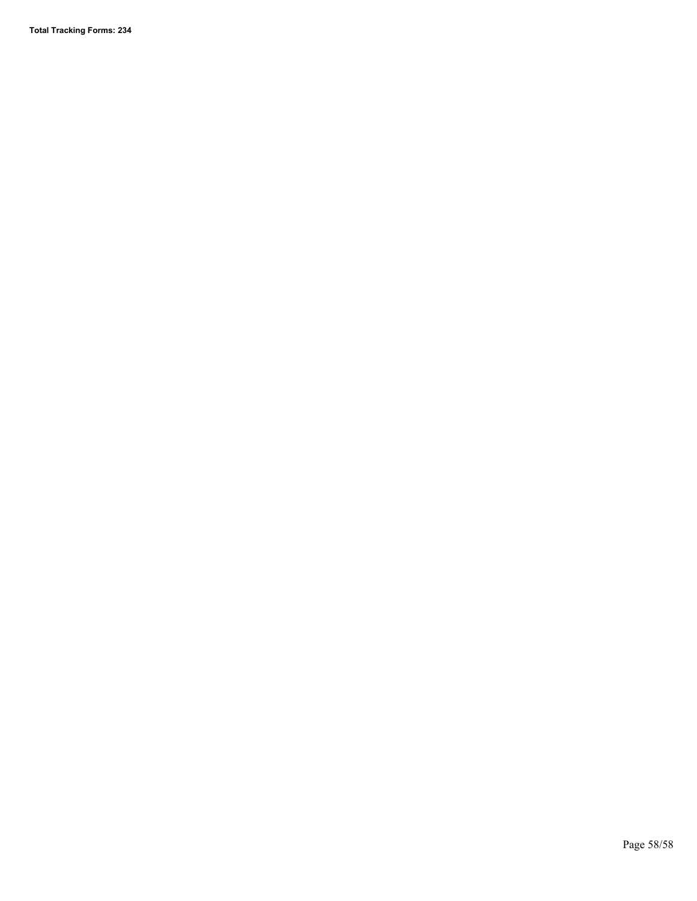**Total Tracking Forms: 234**